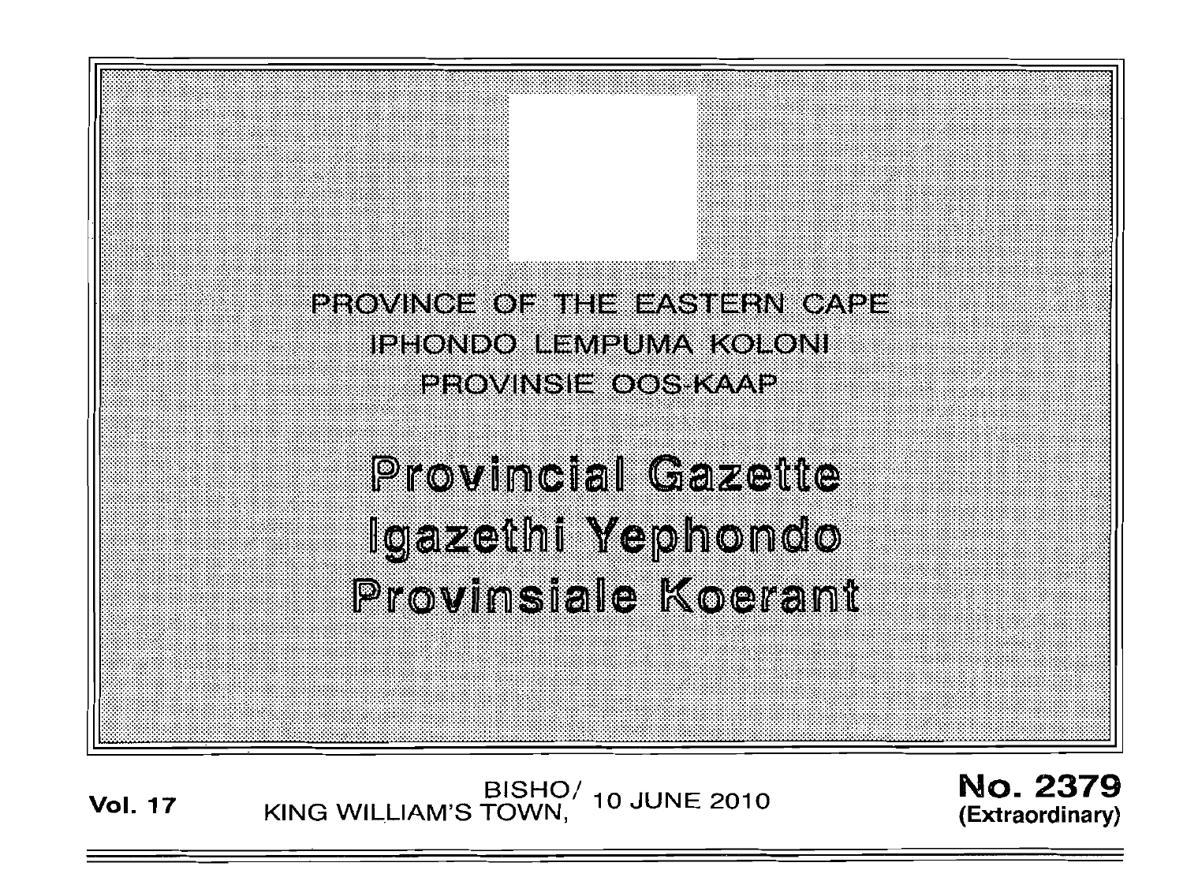PROVINCE OF THE EASTERN CAPE

IPHONDO LEMPUMA KOLONI

PROVINSIE OOS-KAAP

# Provincial Gazette
# Igazethi Yephondo
# Provinsiale Koerant

**Vol. 17** BISHO/ KING WILLIAM'S TOWN, 10 JUNE 2010 **No. 2379 (Extraordinary)**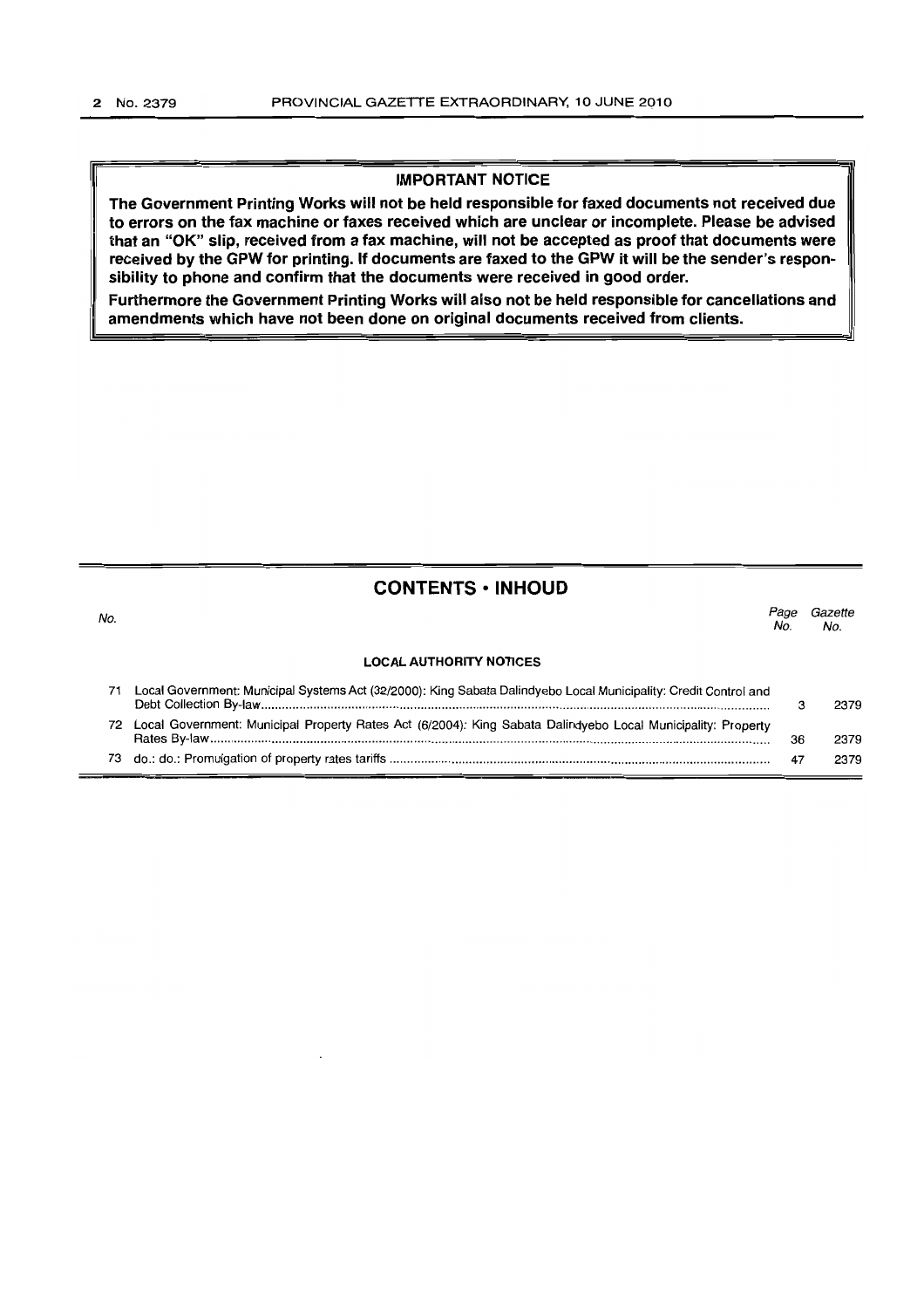**IMPORTANT NOTICE**

**The Government Printing Works will not be held responsible for faxed documents not received due to errors on the fax machine or faxes received which are unclear or incomplete. Please be advised that an "OK" slip, received from a fax machine, will not be accepted as proof that documents were received by the GPW for printing. If documents are faxed to the GPW it will be the sender's responsibility to phone and confirm that the documents were received in good order.**

**Furthermore the Government Printing Works will also not be held responsible for cancellations and amendments which have not been done on original documents received from clients.**

## CONTENTS • INHOUD

| No. | | Page No. | Gazette No. |
|---|---|---|---|
| | **LOCAL AUTHORITY NOTICES** | | |
| 71 | Local Government: Municipal Systems Act (32/2000): King Sabata Dalindyebo Local Municipality: Credit Control and Debt Collection By-law | 3 | 2379 |
| 72 | Local Government: Municipal Property Rates Act (6/2004): King Sabata Dalindyebo Local Municipality: Property Rates By-law | 36 | 2379 |
| 73 | do.: do.: Promulgation of property rates tariffs | 47 | 2379 |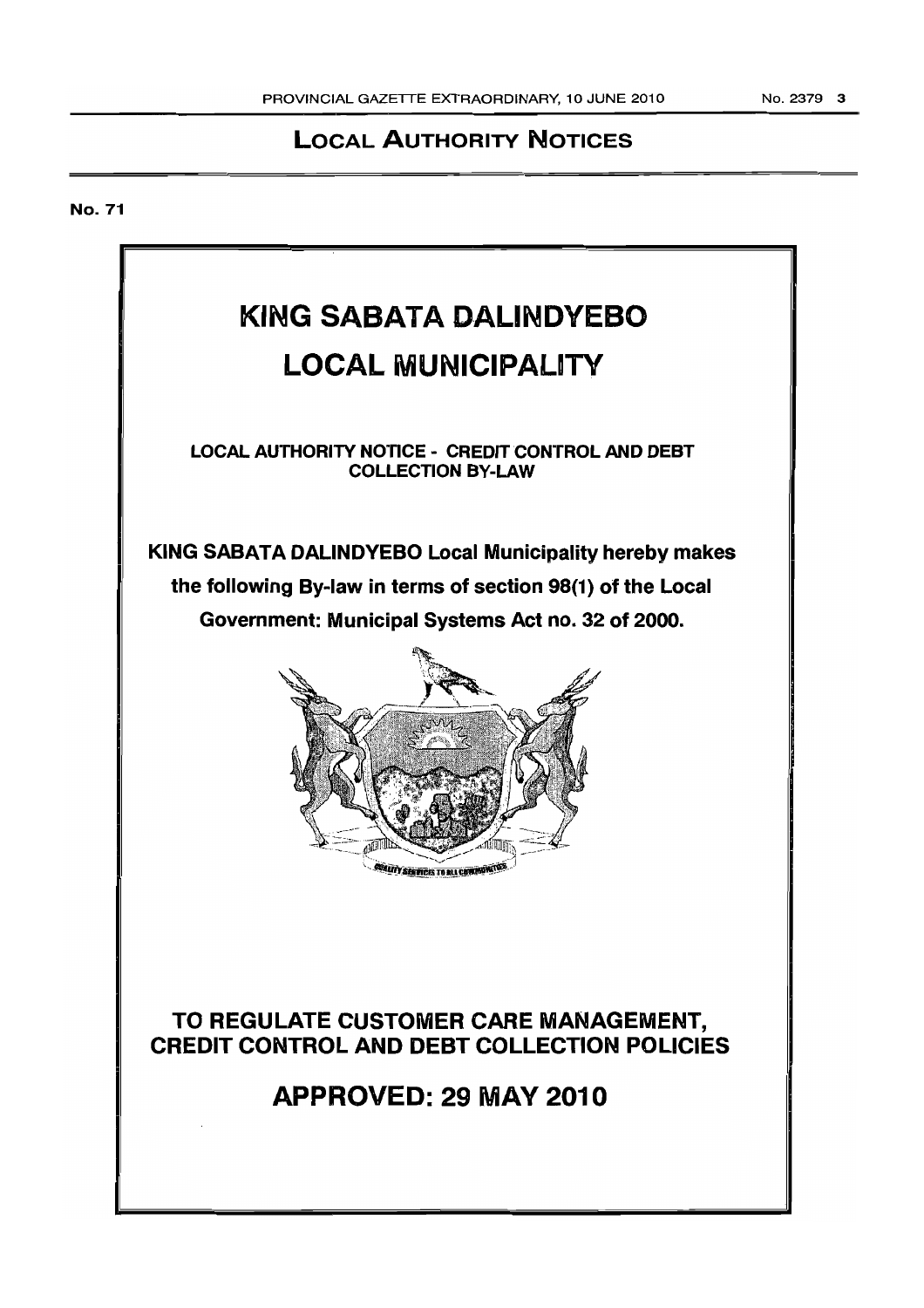## LOCAL AUTHORITY NOTICES

**No. 71**

# KING SABATA DALINDYEBO LOCAL MUNICIPALITY

**LOCAL AUTHORITY NOTICE - CREDIT CONTROL AND DEBT COLLECTION BY-LAW**

**KING SABATA DALINDYEBO Local Municipality hereby makes the following By-law in terms of section 98(1) of the Local Government: Municipal Systems Act no. 32 of 2000.**

## TO REGULATE CUSTOMER CARE MANAGEMENT, CREDIT CONTROL AND DEBT COLLECTION POLICIES

## APPROVED: 29 MAY 2010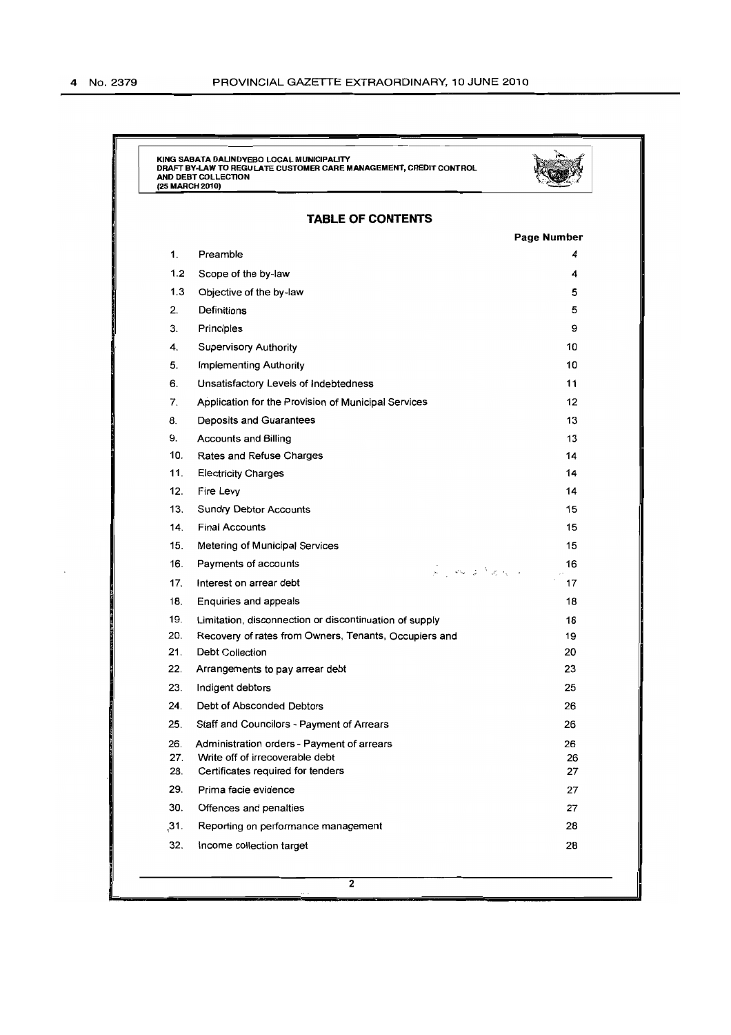**KING SABATA DALINDYEBO LOCAL MUNICIPALITY**
**DRAFT BY-LAW TO REGULATE CUSTOMER CARE MANAGEMENT, CREDIT CONTROL AND DEBT COLLECTION**
**(25 MARCH 2010)**

## TABLE OF CONTENTS

| | | Page Number |
|---|---|---|
| 1. | Preamble | 4 |
| 1.2 | Scope of the by-law | 4 |
| 1.3 | Objective of the by-law | 5 |
| 2. | Definitions | 5 |
| 3. | Principles | 9 |
| 4. | Supervisory Authority | 10 |
| 5. | Implementing Authority | 10 |
| 6. | Unsatisfactory Levels of Indebtedness | 11 |
| 7. | Application for the Provision of Municipal Services | 12 |
| 8. | Deposits and Guarantees | 13 |
| 9. | Accounts and Billing | 13 |
| 10. | Rates and Refuse Charges | 14 |
| 11. | Electricity Charges | 14 |
| 12. | Fire Levy | 14 |
| 13. | Sundry Debtor Accounts | 15 |
| 14. | Final Accounts | 15 |
| 15. | Metering of Municipal Services | 15 |
| 16. | Payments of accounts | 16 |
| 17. | Interest on arrear debt | 17 |
| 18. | Enquiries and appeals | 18 |
| 19. | Limitation, disconnection or discontinuation of supply | 18 |
| 20. | Recovery of rates from Owners, Tenants, Occupiers and | 19 |
| 21. | Debt Collection | 20 |
| 22. | Arrangements to pay arrear debt | 23 |
| 23. | Indigent debtors | 25 |
| 24. | Debt of Absconded Debtors | 26 |
| 25. | Staff and Councilors - Payment of Arrears | 26 |
| 26. | Administration orders - Payment of arrears | 26 |
| 27. | Write off of irrecoverable debt | 26 |
| 28. | Certificates required for tenders | 27 |
| 29. | Prima facie evidence | 27 |
| 30. | Offences and penalties | 27 |
| 31. | Reporting on performance management | 28 |
| 32. | Income collection target | 28 |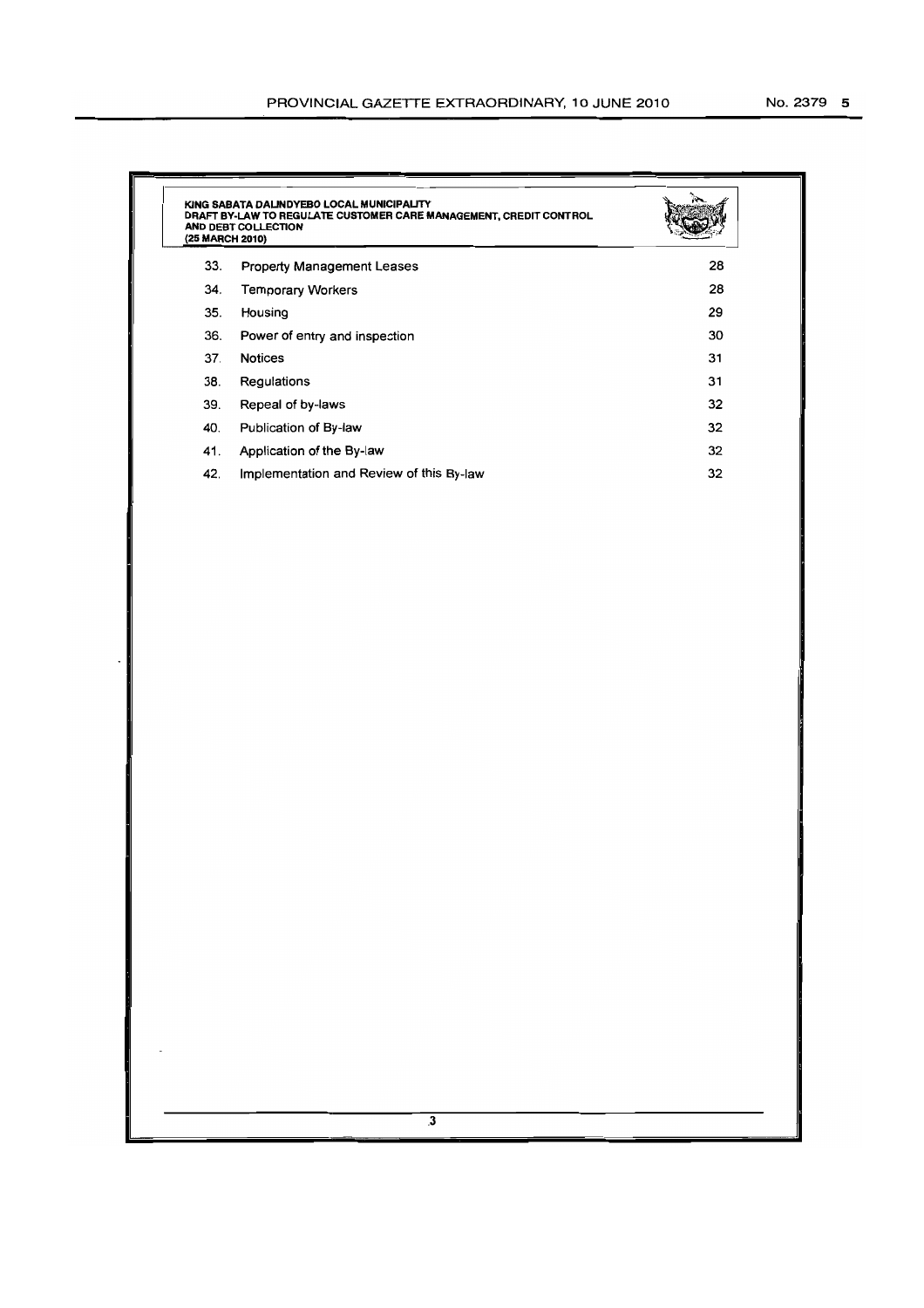**KING SABATA DALINDYEBO LOCAL MUNICIPALITY**
**DRAFT BY-LAW TO REGULATE CUSTOMER CARE MANAGEMENT, CREDIT CONTROL AND DEBT COLLECTION**
**(25 MARCH 2010)**

| | | |
|---|---|---|
| 33. | Property Management Leases | 28 |
| 34. | Temporary Workers | 28 |
| 35. | Housing | 29 |
| 36. | Power of entry and inspection | 30 |
| 37. | Notices | 31 |
| 38. | Regulations | 31 |
| 39. | Repeal of by-laws | 32 |
| 40. | Publication of By-law | 32 |
| 41. | Application of the By-law | 32 |
| 42. | Implementation and Review of this By-law | 32 |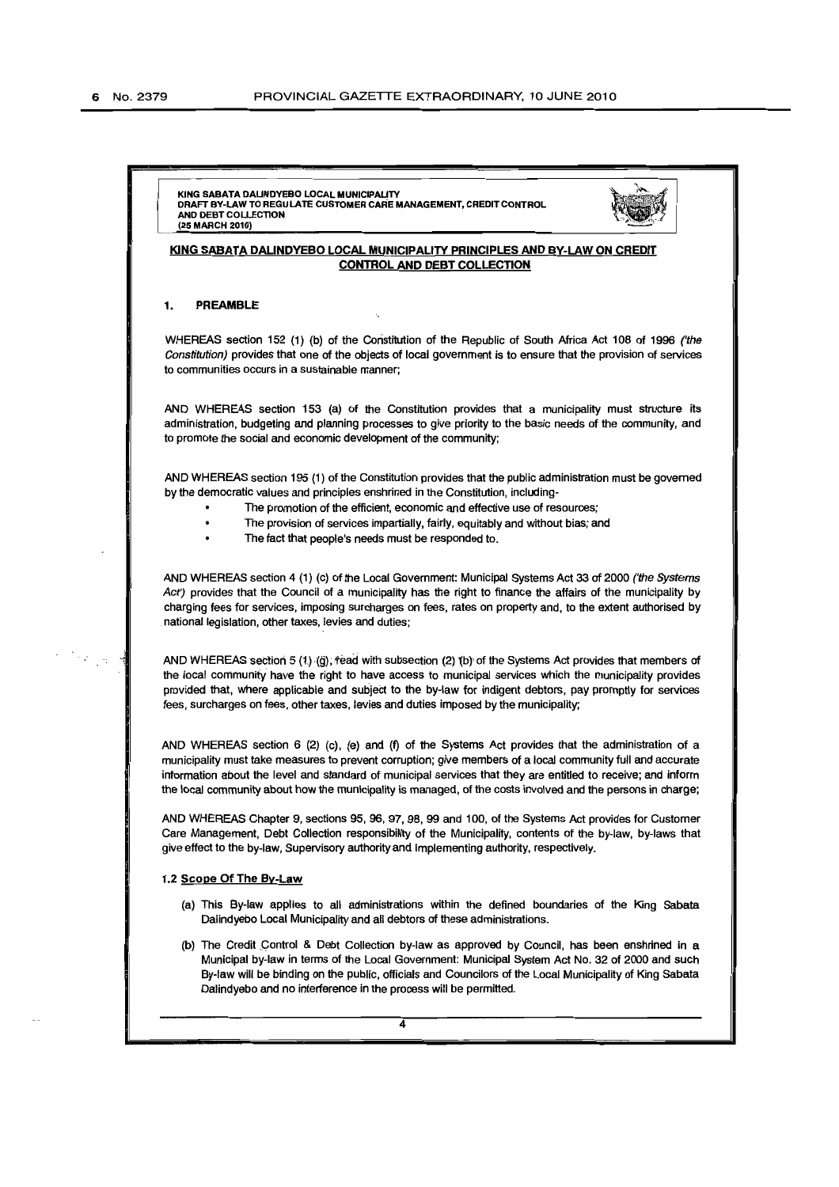KING SABATA DALINDYEBO LOCAL MUNICIPALITY
DRAFT BY-LAW TO REGULATE CUSTOMER CARE MANAGEMENT, CREDIT CONTROL AND DEBT COLLECTION
(25 MARCH 2010)

## KING SABATA DALINDYEBO LOCAL MUNICIPALITY PRINCIPLES AND BY-LAW ON CREDIT CONTROL AND DEBT COLLECTION

### 1. PREAMBLE

WHEREAS section 152 (1) (b) of the Constitution of the Republic of South Africa Act 108 of 1996 *('the Constitution)* provides that one of the objects of local government is to ensure that the provision of services to communities occurs in a sustainable manner;

AND WHEREAS section 153 (a) of the Constitution provides that a municipality must structure its administration, budgeting and planning processes to give priority to the basic needs of the community, and to promote the social and economic development of the community;

AND WHEREAS section 195 (1) of the Constitution provides that the public administration must be governed by the democratic values and principles enshrined in the Constitution, including-

- The promotion of the efficient, economic and effective use of resources;
- The provision of services impartially, fairly, equitably and without bias; and
- The fact that people's needs must be responded to.

AND WHEREAS section 4 (1) (c) of the Local Government: Municipal Systems Act 33 of 2000 *('the Systems Act')* provides that the Council of a municipality has the right to finance the affairs of the municipality by charging fees for services, imposing surcharges on fees, rates on property and, to the extent authorised by national legislation, other taxes, levies and duties;

AND WHEREAS section 5 (1) (g), read with subsection (2) (b) of the Systems Act provides that members of the local community have the right to have access to municipal services which the municipality provides provided that, where applicable and subject to the by-law for indigent debtors, pay promptly for services fees, surcharges on fees, other taxes, levies and duties imposed by the municipality;

AND WHEREAS section 6 (2) (c), (e) and (f) of the Systems Act provides that the administration of a municipality must take measures to prevent corruption; give members of a local community full and accurate information about the level and standard of municipal services that they are entitled to receive; and inform the local community about how the municipality is managed, of the costs involved and the persons in charge;

AND WHEREAS Chapter 9, sections 95, 96, 97, 98, 99 and 100, of the Systems Act provides for Customer Care Management, Debt Collection responsibility of the Municipality, contents of the by-law, by-laws that give effect to the by-law, Supervisory authority and Implementing authority, respectively.

#### 1.2 Scope Of The By-Law

(a) This By-law applies to all administrations within the defined boundaries of the King Sabata Dalindyebo Local Municipality and all debtors of these administrations.

(b) The Credit Control & Debt Collection by-law as approved by Council, has been enshrined in a Municipal by-law in terms of the Local Government: Municipal System Act No. 32 of 2000 and such By-law will be binding on the public, officials and Councilors of the Local Municipality of King Sabata Dalindyebo and no interference in the process will be permitted.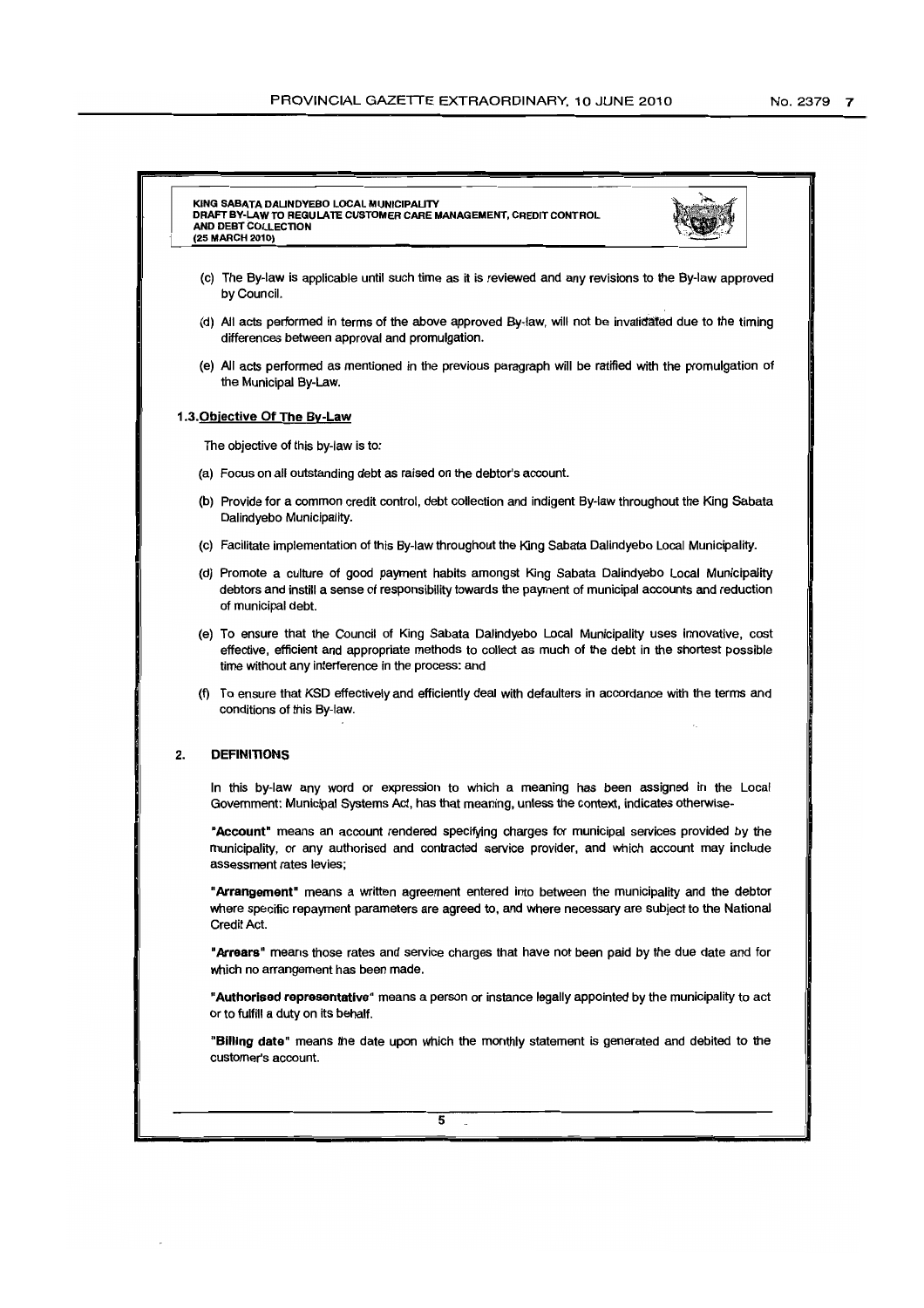(c) The By-law is applicable until such time as it is reviewed and any revisions to the By-law approved by Council.

(d) All acts performed in terms of the above approved By-law, will not be invalidated due to the timing differences between approval and promulgation.

(e) All acts performed as mentioned in the previous paragraph will be ratified with the promulgation of the Municipal By-Law.

### 1.3. Objective Of The By-Law

The objective of this by-law is to:

(a) Focus on all outstanding debt as raised on the debtor's account.

(b) Provide for a common credit control, debt collection and indigent By-law throughout the King Sabata Dalindyebo Municipality.

(c) Facilitate implementation of this By-law throughout the King Sabata Dalindyebo Local Municipality.

(d) Promote a culture of good payment habits amongst King Sabata Dalindyebo Local Municipality debtors and instill a sense of responsibility towards the payment of municipal accounts and reduction of municipal debt.

(e) To ensure that the Council of King Sabata Dalindyebo Local Municipality uses innovative, cost effective, efficient and appropriate methods to collect as much of the debt in the shortest possible time without any interference in the process: and

(f) To ensure that KSD effectively and efficiently deal with defaulters in accordance with the terms and conditions of this By-law.

## 2. DEFINITIONS

In this by-law any word or expression to which a meaning has been assigned in the Local Government: Municipal Systems Act, has that meaning, unless the context, indicates otherwise-

"**Account**" means an account rendered specifying charges for municipal services provided by the municipality, or any authorised and contracted service provider, and which account may include assessment rates levies;

"**Arrangement**" means a written agreement entered into between the municipality and the debtor where specific repayment parameters are agreed to, and where necessary are subject to the National Credit Act.

"**Arrears**" means those rates and service charges that have not been paid by the due date and for which no arrangement has been made.

"**Authorised representative**" means a person or instance legally appointed by the municipality to act or to fulfill a duty on its behalf.

"**Billing date**" means the date upon which the monthly statement is generated and debited to the customer's account.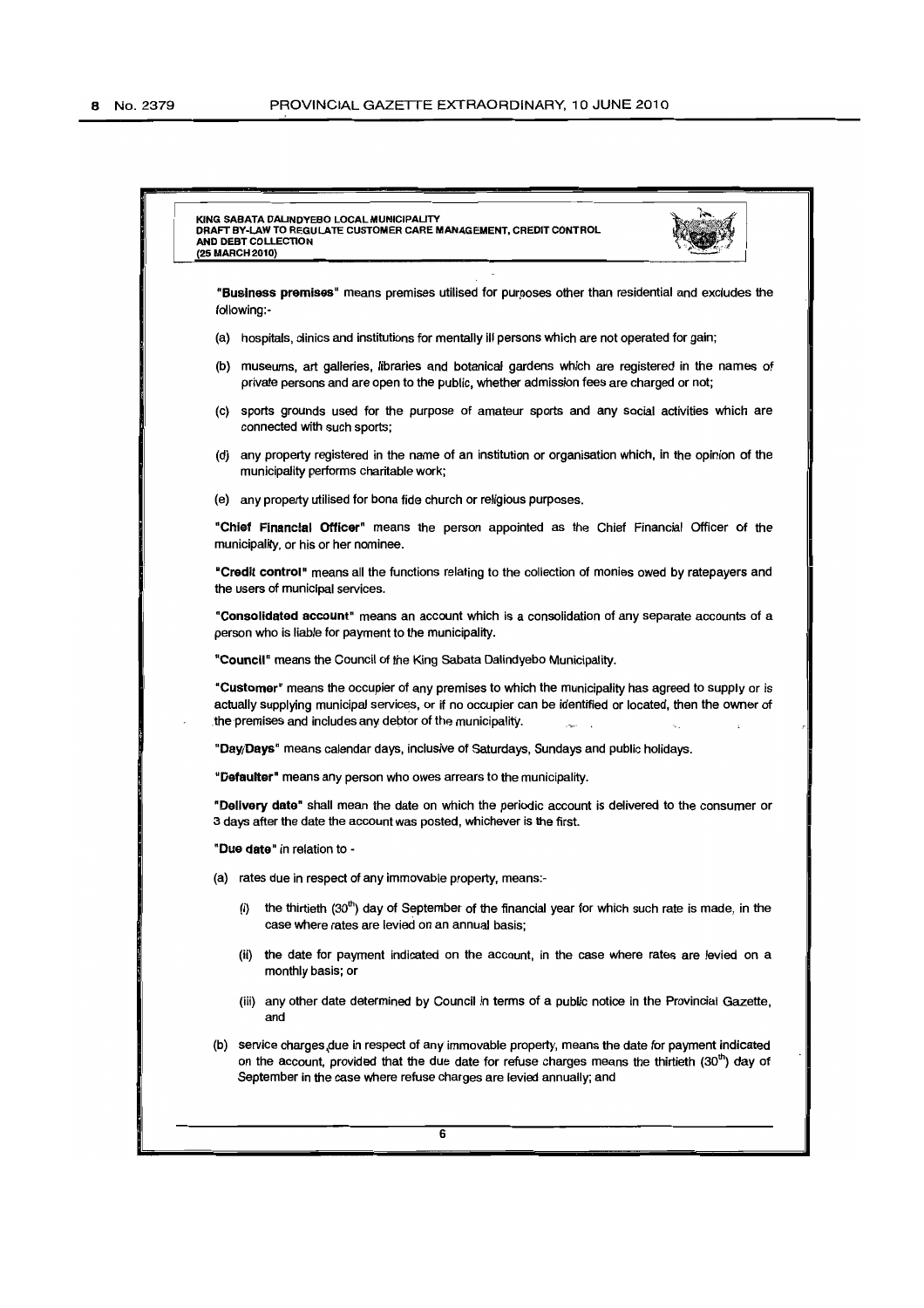"**Business premises**" means premises utilised for purposes other than residential and excludes the following:-

(a) hospitals, clinics and institutions for mentally ill persons which are not operated for gain;

(b) museums, art galleries, libraries and botanical gardens which are registered in the names of private persons and are open to the public, whether admission fees are charged or not;

(c) sports grounds used for the purpose of amateur sports and any social activities which are connected with such sports;

(d) any property registered in the name of an institution or organisation which, in the opinion of the municipality performs charitable work;

(e) any property utilised for bona fide church or religious purposes.

"**Chief Financial Officer**" means the person appointed as the Chief Financial Officer of the municipality, or his or her nominee.

"**Credit control**" means all the functions relating to the collection of monies owed by ratepayers and the users of municipal services.

"**Consolidated account**" means an account which is a consolidation of any separate accounts of a person who is liable for payment to the municipality.

"**Council**" means the Council of the King Sabata Dalindyebo Municipality.

"**Customer**" means the occupier of any premises to which the municipality has agreed to supply or is actually supplying municipal services, or if no occupier can be identified or located, then the owner of the premises and includes any debtor of the municipality.

"**Day/Days**" means calendar days, inclusive of Saturdays, Sundays and public holidays.

"**Defaulter**" means any person who owes arrears to the municipality.

"**Delivery date**" shall mean the date on which the periodic account is delivered to the consumer or 3 days after the date the account was posted, whichever is the first.

"**Due date**" in relation to -

(a) rates due in respect of any immovable property, means:-

(i) the thirtieth (30th) day of September of the financial year for which such rate is made, in the case where rates are levied on an annual basis;

(ii) the date for payment indicated on the account, in the case where rates are levied on a monthly basis; or

(iii) any other date determined by Council in terms of a public notice in the Provincial Gazette, and

(b) service charges due in respect of any immovable property, means the date for payment indicated on the account, provided that the due date for refuse charges means the thirtieth (30th) day of September in the case where refuse charges are levied annually; and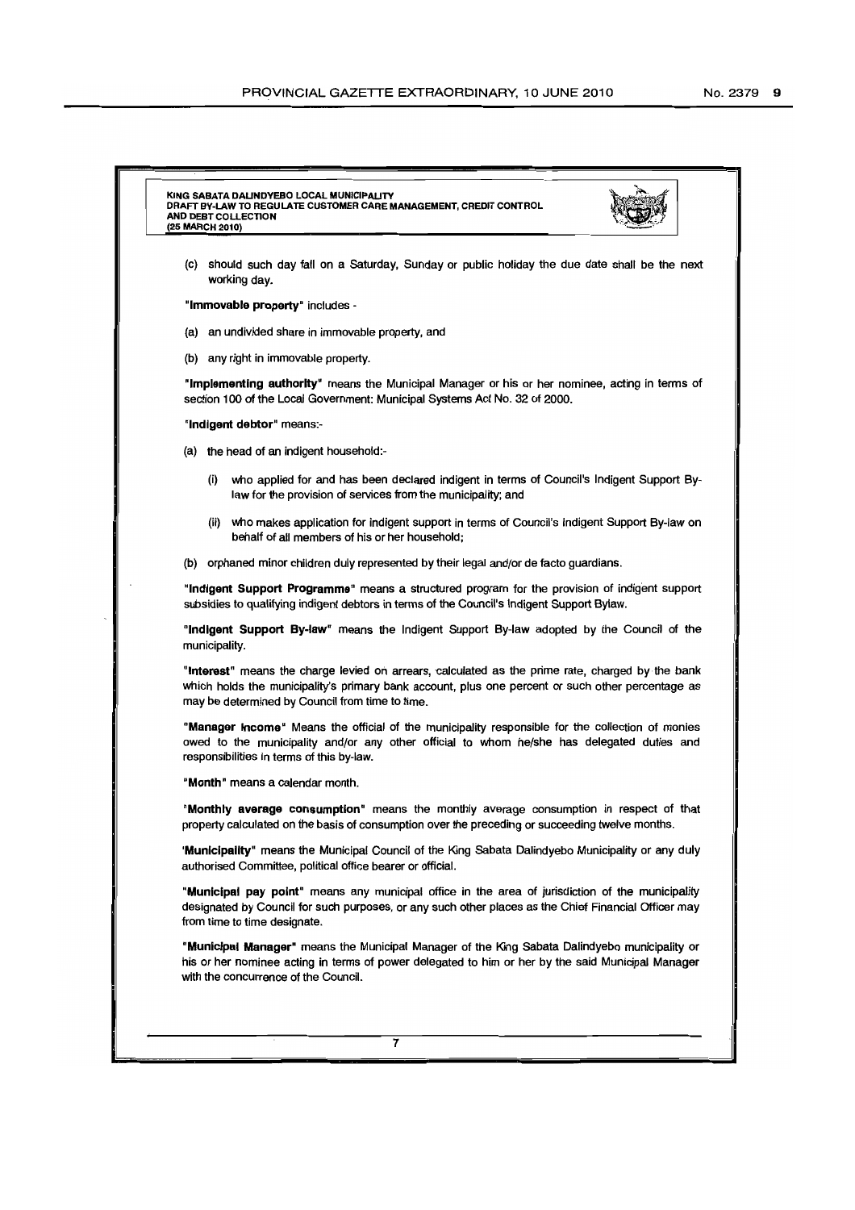(c) should such day fall on a Saturday, Sunday or public holiday the due date shall be the next working day.

**"Immovable property"** includes -

(a) an undivided share in immovable property, and

(b) any right in immovable property.

**"Implementing authority"** means the Municipal Manager or his or her nominee, acting in terms of section 100 of the Local Government: Municipal Systems Act No. 32 of 2000.

**"Indigent debtor"** means:-

(a) the head of an indigent household:-

  (i) who applied for and has been declared indigent in terms of Council's Indigent Support By-law for the provision of services from the municipality; and

  (ii) who makes application for indigent support in terms of Council's Indigent Support By-law on behalf of all members of his or her household;

(b) orphaned minor children duly represented by their legal and/or de facto guardians.

**"Indigent Support Programme"** means a structured program for the provision of indigent support subsidies to qualifying indigent debtors in terms of the Council's Indigent Support Bylaw.

**"Indigent Support By-law"** means the Indigent Support By-law adopted by the Council of the municipality.

**"Interest"** means the charge levied on arrears, calculated as the prime rate, charged by the bank which holds the municipality's primary bank account, plus one percent or such other percentage as may be determined by Council from time to time.

**"Manager Income"** Means the official of the municipality responsible for the collection of monies owed to the municipality and/or any other official to whom he/she has delegated duties and responsibilities in terms of this by-law.

**"Month"** means a calendar month.

**"Monthly average consumption"** means the monthly average consumption in respect of that property calculated on the basis of consumption over the preceding or succeeding twelve months.

**"Municipality"** means the Municipal Council of the King Sabata Dalindyebo Municipality or any duly authorised Committee, political office bearer or official.

**"Municipal pay point"** means any municipal office in the area of jurisdiction of the municipality designated by Council for such purposes, or any such other places as the Chief Financial Officer may from time to time designate.

**"Municipal Manager"** means the Municipal Manager of the King Sabata Dalindyebo municipality or his or her nominee acting in terms of power delegated to him or her by the said Municipal Manager with the concurrence of the Council.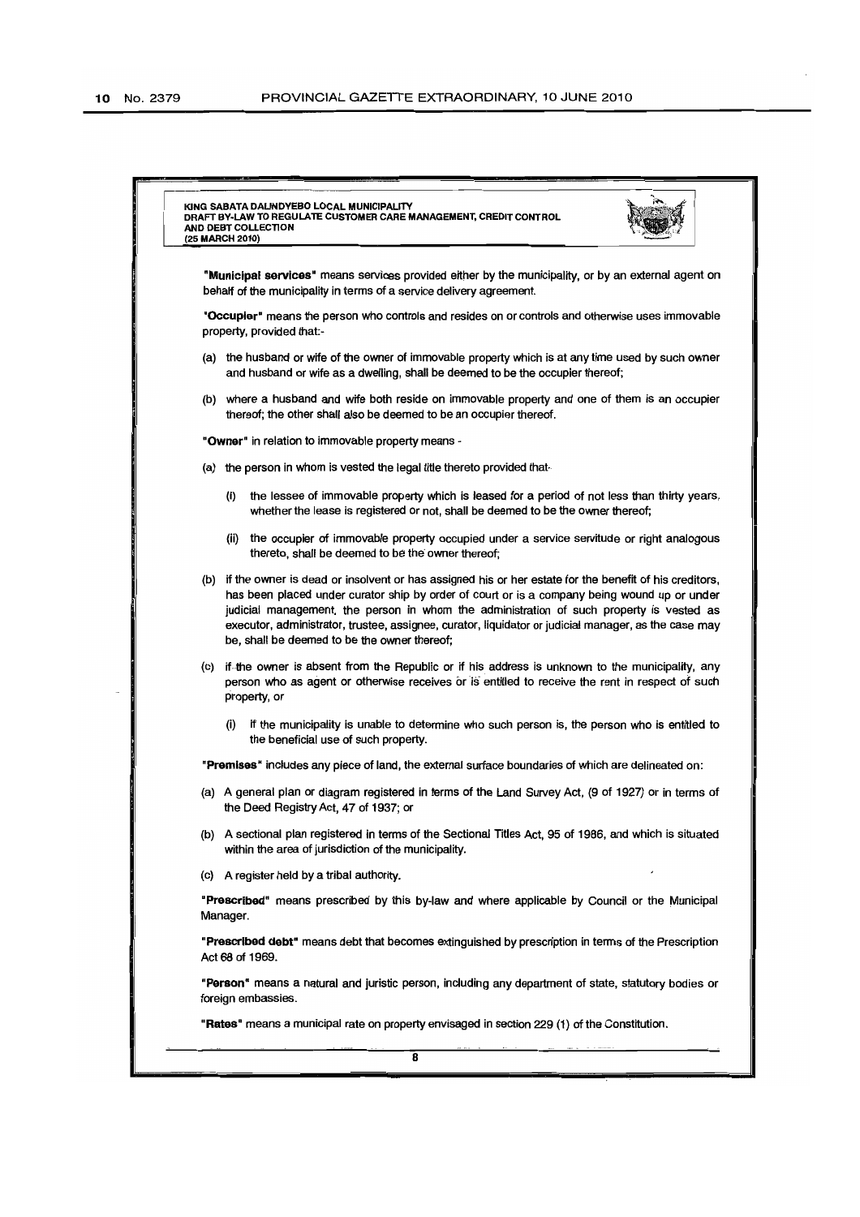**"Municipal services"** means services provided either by the municipality, or by an external agent on behalf of the municipality in terms of a service delivery agreement.

**"Occupier"** means the person who controls and resides on or controls and otherwise uses immovable property, provided that:-

(a) the husband or wife of the owner of immovable property which is at any time used by such owner and husband or wife as a dwelling, shall be deemed to be the occupier thereof;

(b) where a husband and wife both reside on immovable property and one of them is an occupier thereof; the other shall also be deemed to be an occupier thereof.

**"Owner"** in relation to immovable property means -

(a) the person in whom is vested the legal title thereto provided that-

(i) the lessee of immovable property which is leased for a period of not less than thirty years, whether the lease is registered or not, shall be deemed to be the owner thereof;

(ii) the occupier of immovable property occupied under a service servitude or right analogous thereto, shall be deemed to be the owner thereof;

(b) if the owner is dead or insolvent or has assigned his or her estate for the benefit of his creditors, has been placed under curator ship by order of court or is a company being wound up or under judicial management, the person in whom the administration of such property is vested as executor, administrator, trustee, assignee, curator, liquidator or judicial manager, as the case may be, shall be deemed to be the owner thereof;

(c) if the owner is absent from the Republic or if his address is unknown to the municipality, any person who as agent or otherwise receives or is entitled to receive the rent in respect of such property, or

(i) If the municipality is unable to determine who such person is, the person who is entitled to the beneficial use of such property.

**"Premises"** includes any piece of land, the external surface boundaries of which are delineated on:

(a) A general plan or diagram registered in terms of the Land Survey Act, (9 of 1927) or in terms of the Deed Registry Act, 47 of 1937; or

(b) A sectional plan registered in terms of the Sectional Titles Act, 95 of 1986, and which is situated within the area of jurisdiction of the municipality.

(c) A register held by a tribal authority.

**"Prescribed"** means prescribed by this by-law and where applicable by Council or the Municipal Manager.

**"Prescribed debt"** means debt that becomes extinguished by prescription in terms of the Prescription Act 68 of 1969.

**"Person"** means a natural and juristic person, including any department of state, statutory bodies or foreign embassies.

**"Rates"** means a municipal rate on property envisaged in section 229 (1) of the Constitution.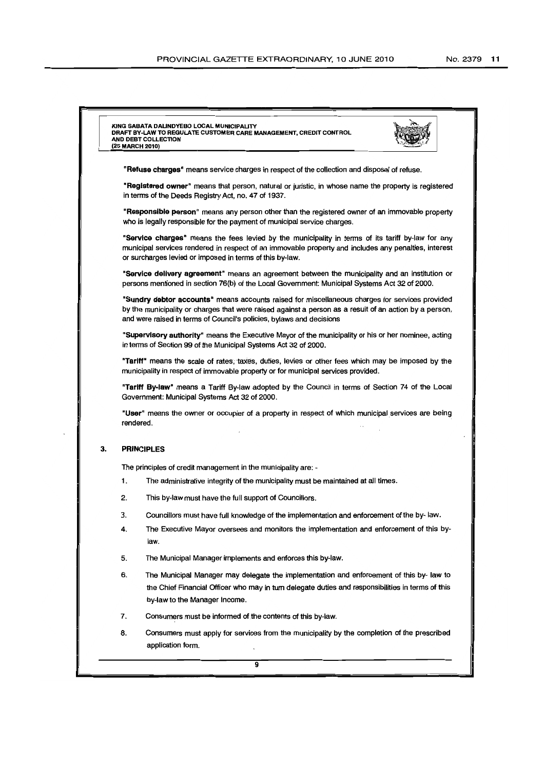"**Refuse charges**" means service charges in respect of the collection and disposal of refuse.

"**Registered owner**" means that person, natural or juristic, in whose name the property is registered in terms of the Deeds Registry Act, no. 47 of 1937.

"**Responsible person**" means any person other than the registered owner of an immovable property who is legally responsible for the payment of municipal service charges.

"**Service charges**" means the fees levied by the municipality in terms of its tariff by-law for any municipal services rendered in respect of an immovable property and includes any penalties, interest or surcharges levied or imposed in terms of this by-law.

"**Service delivery agreement**" means an agreement between the municipality and an institution or persons mentioned in section 76(b) of the Local Government: Municipal Systems Act 32 of 2000.

"**Sundry debtor accounts**" means accounts raised for miscellaneous charges for services provided by the municipality or charges that were raised against a person as a result of an action by a person, and were raised in terms of Council's policies, bylaws and decisions

"**Supervisory authority**" means the Executive Mayor of the municipality or his or her nominee, acting in terms of Section 99 of the Municipal Systems Act 32 of 2000.

"**Tariff**" means the scale of rates, taxes, duties, levies or other fees which may be imposed by the municipality in respect of immovable property or for municipal services provided.

"**Tariff By-law**" means a Tariff By-law adopted by the Council in terms of Section 74 of the Local Government: Municipal Systems Act 32 of 2000.

"**User**" means the owner or occupier of a property in respect of which municipal services are being rendered.

## 3. PRINCIPLES

The principles of credit management in the municipality are: -

1. The administrative integrity of the municipality must be maintained at all times.
2. This by-law must have the full support of Councillors.
3. Councillors must have full knowledge of the implementation and enforcement of the by- law.
4. The Executive Mayor oversees and monitors the implementation and enforcement of this by-law.
5. The Municipal Manager implements and enforces this by-law.
6. The Municipal Manager may delegate the implementation and enforcement of this by- law to the Chief Financial Officer who may in turn delegate duties and responsibilities in terms of this by-law to the Manager Income.
7. Consumers must be informed of the contents of this by-law.
8. Consumers must apply for services from the municipality by the completion of the prescribed application form.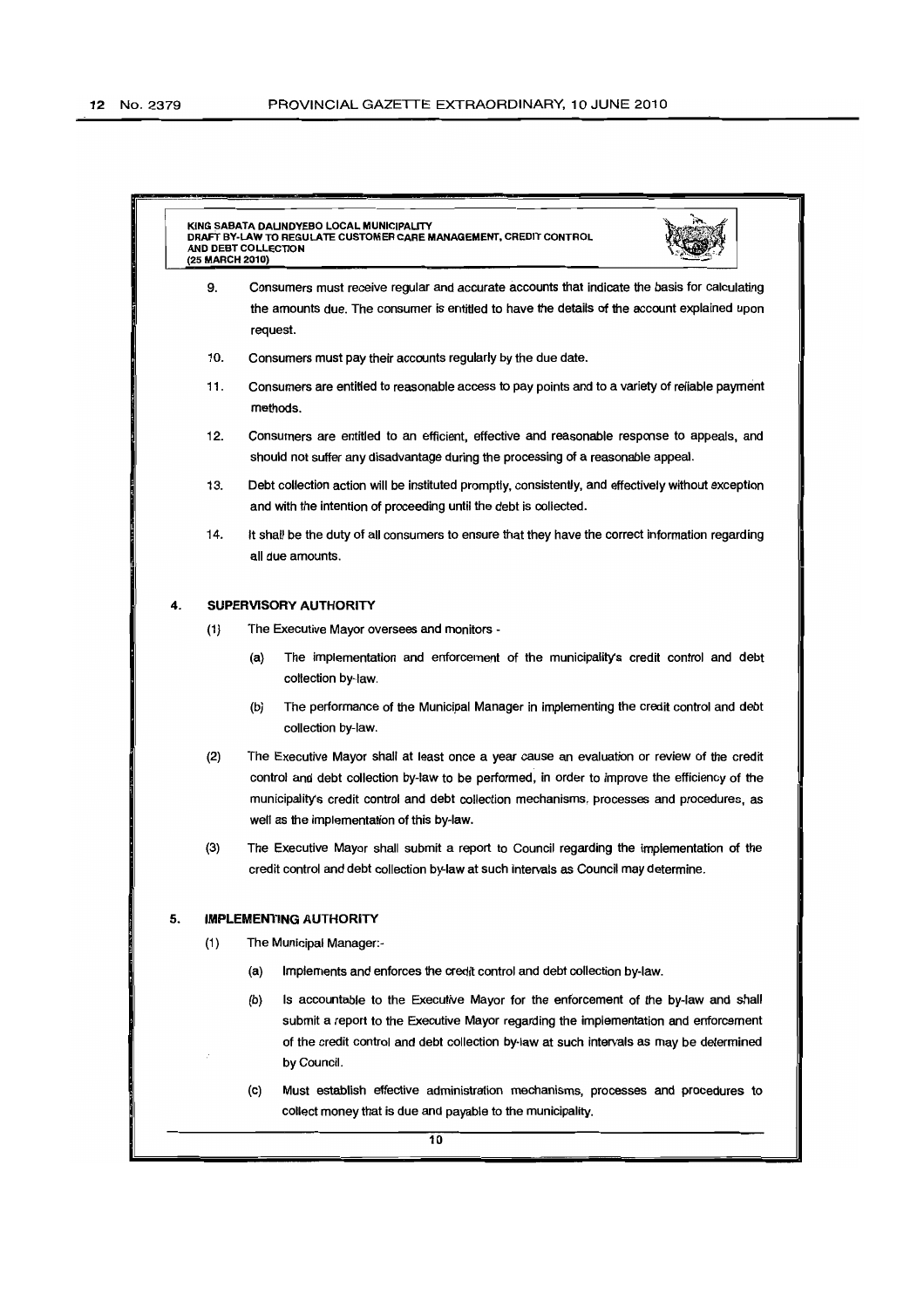9. Consumers must receive regular and accurate accounts that indicate the basis for calculating the amounts due. The consumer is entitled to have the details of the account explained upon request.

10. Consumers must pay their accounts regularly by the due date.

11. Consumers are entitled to reasonable access to pay points and to a variety of reliable payment methods.

12. Consumers are entitled to an efficient, effective and reasonable response to appeals, and should not suffer any disadvantage during the processing of a reasonable appeal.

13. Debt collection action will be instituted promptly, consistently, and effectively without exception and with the intention of proceeding until the debt is collected.

14. It shall be the duty of all consumers to ensure that they have the correct information regarding all due amounts.

## 4. SUPERVISORY AUTHORITY

(1) The Executive Mayor oversees and monitors -

(a) The implementation and enforcement of the municipality's credit control and debt collection by-law.

(b) The performance of the Municipal Manager in implementing the credit control and debt collection by-law.

(2) The Executive Mayor shall at least once a year cause an evaluation or review of the credit control and debt collection by-law to be performed, in order to improve the efficiency of the municipality's credit control and debt collection mechanisms, processes and procedures, as well as the implementation of this by-law.

(3) The Executive Mayor shall submit a report to Council regarding the implementation of the credit control and debt collection by-law at such intervals as Council may determine.

## 5. IMPLEMENTING AUTHORITY

(1) The Municipal Manager:-

(a) Implements and enforces the credit control and debt collection by-law.

(b) Is accountable to the Executive Mayor for the enforcement of the by-law and shall submit a report to the Executive Mayor regarding the implementation and enforcement of the credit control and debt collection by-law at such intervals as may be determined by Council.

(c) Must establish effective administration mechanisms, processes and procedures to collect money that is due and payable to the municipality.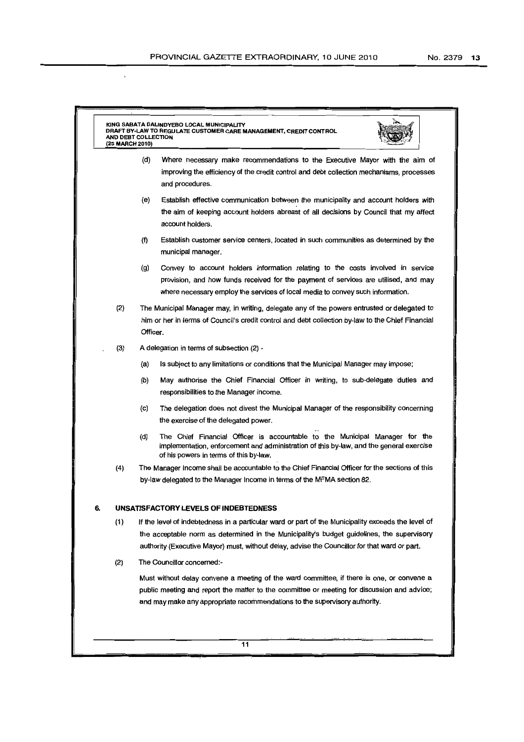(d) Where necessary make recommendations to the Executive Mayor with the aim of improving the efficiency of the credit control and debt collection mechanisms, processes and procedures.

(e) Establish effective communication between the municipality and account holders with the aim of keeping account holders abreast of all decisions by Council that my affect account holders.

(f) Establish customer service centers, located in such communities as determined by the municipal manager.

(g) Convey to account holders information relating to the costs involved in service provision, and how funds received for the payment of services are utilised, and may where necessary employ the services of local media to convey such information.

(2) The Municipal Manager may, in writing, delegate any of the powers entrusted or delegated to him or her in terms of Council's credit control and debt collection by-law to the Chief Financial Officer.

(3) A delegation in terms of subsection (2) -

(a) Is subject to any limitations or conditions that the Municipal Manager may impose;

(b) May authorise the Chief Financial Officer in writing, to sub-delegate duties and responsibilities to the Manager Income.

(c) The delegation does not divest the Municipal Manager of the responsibility concerning the exercise of the delegated power.

(d) The Chief Financial Officer is accountable to the Municipal Manager for the implementation, enforcement and administration of this by-law, and the general exercise of his powers in terms of this by-law.

(4) The Manager Income shall be accountable to the Chief Financial Officer for the sections of this by-law delegated to the Manager Income in terms of the MFMA section 82.

## 6. UNSATISFACTORY LEVELS OF INDEBTEDNESS

(1) If the level of indebtedness in a particular ward or part of the Municipality exceeds the level of the acceptable norm as determined in the Municipality's budget guidelines, the supervisory authority (Executive Mayor) must, without delay, advise the Councillor for that ward or part.

(2) The Councillor concerned:-

Must without delay convene a meeting of the ward committee, if there is one, or convene a public meeting and report the matter to the committee or meeting for discussion and advice; and may make any appropriate recommendations to the supervisory authority.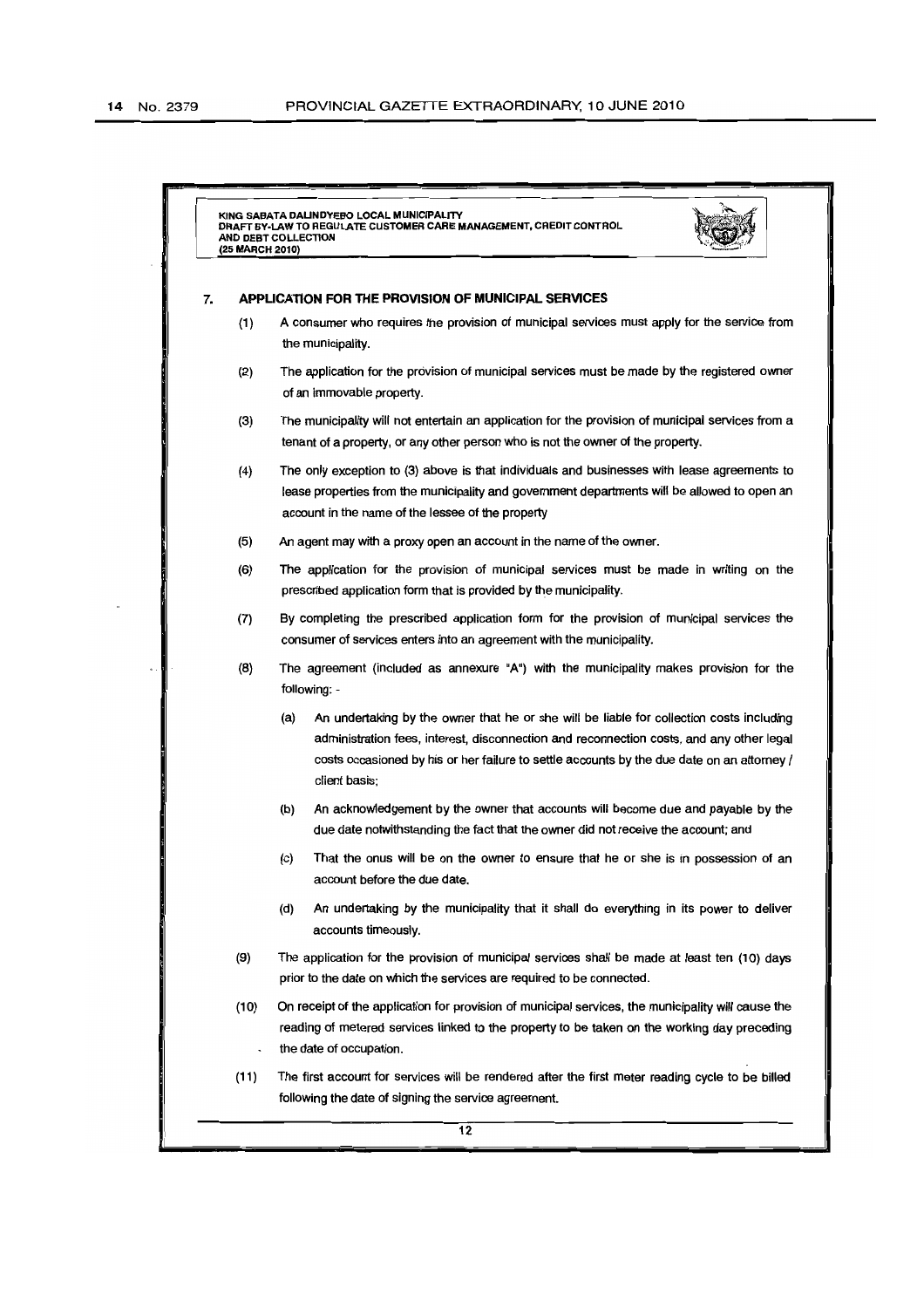## 7. APPLICATION FOR THE PROVISION OF MUNICIPAL SERVICES

(1) A consumer who requires the provision of municipal services must apply for the service from the municipality.

(2) The application for the provision of municipal services must be made by the registered owner of an immovable property.

(3) The municipality will not entertain an application for the provision of municipal services from a tenant of a property, or any other person who is not the owner of the property.

(4) The only exception to (3) above is that individuals and businesses with lease agreements to lease properties from the municipality and government departments will be allowed to open an account in the name of the lessee of the property

(5) An agent may with a proxy open an account in the name of the owner.

(6) The application for the provision of municipal services must be made in writing on the prescribed application form that is provided by the municipality.

(7) By completing the prescribed application form for the provision of municipal services the consumer of services enters into an agreement with the municipality.

(8) The agreement (included as annexure "A") with the municipality makes provision for the following: -

(a) An undertaking by the owner that he or she will be liable for collection costs including administration fees, interest, disconnection and reconnection costs, and any other legal costs occasioned by his or her failure to settle accounts by the due date on an attorney / client basis;

(b) An acknowledgement by the owner that accounts will become due and payable by the due date notwithstanding the fact that the owner did not receive the account; and

(c) That the onus will be on the owner to ensure that he or she is in possession of an account before the due date.

(d) An undertaking by the municipality that it shall do everything in its power to deliver accounts timeously.

(9) The application for the provision of municipal services shall be made at least ten (10) days prior to the date on which the services are required to be connected.

(10) On receipt of the application for provision of municipal services, the municipality will cause the reading of metered services linked to the property to be taken on the working day preceding the date of occupation.

(11) The first account for services will be rendered after the first meter reading cycle to be billed following the date of signing the service agreement.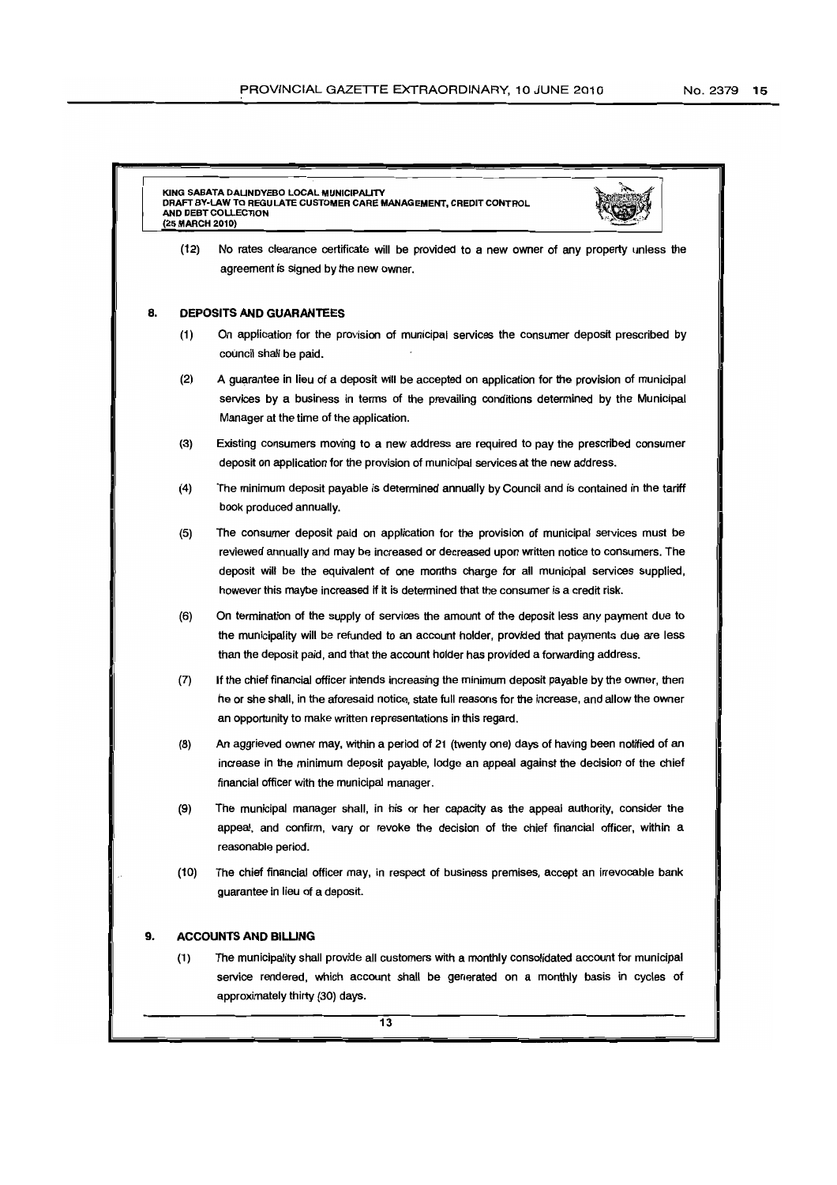(12) No rates clearance certificate will be provided to a new owner of any property unless the agreement is signed by the new owner.

## 8. DEPOSITS AND GUARANTEES

(1) On application for the provision of municipal services the consumer deposit prescribed by council shall be paid.

(2) A guarantee in lieu of a deposit will be accepted on application for the provision of municipal services by a business in terms of the prevailing conditions determined by the Municipal Manager at the time of the application.

(3) Existing consumers moving to a new address are required to pay the prescribed consumer deposit on application for the provision of municipal services at the new address.

(4) The minimum deposit payable is determined annually by Council and is contained in the tariff book produced annually.

(5) The consumer deposit paid on application for the provision of municipal services must be reviewed annually and may be increased or decreased upon written notice to consumers. The deposit will be the equivalent of one months charge for all municipal services supplied, however this maybe increased if it is determined that the consumer is a credit risk.

(6) On termination of the supply of services the amount of the deposit less any payment due to the municipality will be refunded to an account holder, provided that payments due are less than the deposit paid, and that the account holder has provided a forwarding address.

(7) If the chief financial officer intends increasing the minimum deposit payable by the owner, then he or she shall, in the aforesaid notice, state full reasons for the increase, and allow the owner an opportunity to make written representations in this regard.

(8) An aggrieved owner may, within a period of 21 (twenty one) days of having been notified of an increase in the minimum deposit payable, lodge an appeal against the decision of the chief financial officer with the municipal manager.

(9) The municipal manager shall, in his or her capacity as the appeal authority, consider the appeal, and confirm, vary or revoke the decision of the chief financial officer, within a reasonable period.

(10) The chief financial officer may, in respect of business premises, accept an irrevocable bank guarantee in lieu of a deposit.

## 9. ACCOUNTS AND BILLING

(1) The municipality shall provide all customers with a monthly consolidated account for municipal service rendered, which account shall be generated on a monthly basis in cycles of approximately thirty (30) days.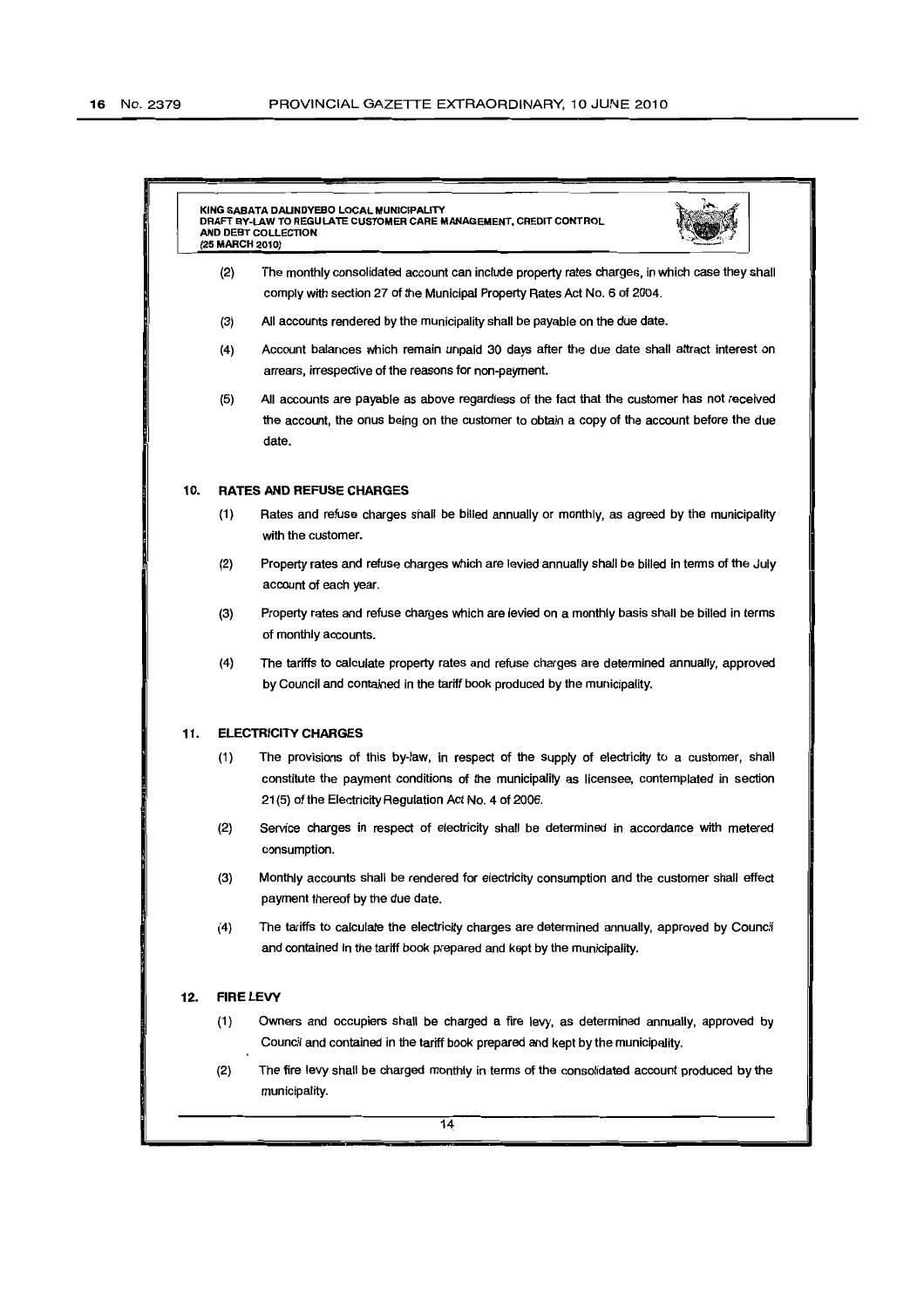(2) The monthly consolidated account can include property rates charges, in which case they shall comply with section 27 of the Municipal Property Rates Act No. 6 of 2004.

(3) All accounts rendered by the municipality shall be payable on the due date.

(4) Account balances which remain unpaid 30 days after the due date shall attract interest on arrears, irrespective of the reasons for non-payment.

(5) All accounts are payable as above regardless of the fact that the customer has not received the account, the onus being on the customer to obtain a copy of the account before the due date.

## 10. RATES AND REFUSE CHARGES

(1) Rates and refuse charges shall be billed annually or monthly, as agreed by the municipality with the customer.

(2) Property rates and refuse charges which are levied annually shall be billed in terms of the July account of each year.

(3) Property rates and refuse charges which are levied on a monthly basis shall be billed in terms of monthly accounts.

(4) The tariffs to calculate property rates and refuse charges are determined annually, approved by Council and contained in the tariff book produced by the municipality.

## 11. ELECTRICITY CHARGES

(1) The provisions of this by-law, in respect of the supply of electricity to a customer, shall constitute the payment conditions of the municipality as licensee, contemplated in section 21(5) of the Electricity Regulation Act No. 4 of 2006.

(2) Service charges in respect of electricity shall be determined in accordance with metered consumption.

(3) Monthly accounts shall be rendered for electricity consumption and the customer shall effect payment thereof by the due date.

(4) The tariffs to calculate the electricity charges are determined annually, approved by Council and contained in the tariff book prepared and kept by the municipality.

## 12. FIRE LEVY

(1) Owners and occupiers shall be charged a fire levy, as determined annually, approved by Council and contained in the tariff book prepared and kept by the municipality.

(2) The fire levy shall be charged monthly in terms of the consolidated account produced by the municipality.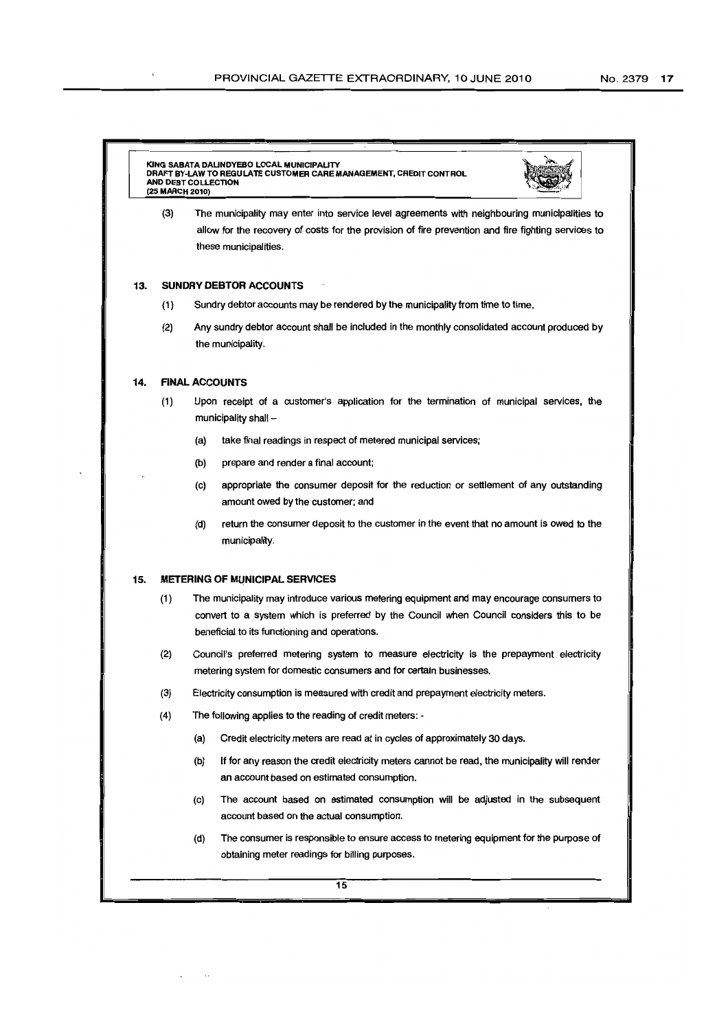(3) The municipality may enter into service level agreements with neighbouring municipalities to allow for the recovery of costs for the provision of fire prevention and fire fighting services to these municipalities.

## 13. SUNDRY DEBTOR ACCOUNTS

(1) Sundry debtor accounts may be rendered by the municipality from time to time.

(2) Any sundry debtor account shall be included in the monthly consolidated account produced by the municipality.

## 14. FINAL ACCOUNTS

(1) Upon receipt of a customer's application for the termination of municipal services, the municipality shall –

(a) take final readings in respect of metered municipal services;

(b) prepare and render a final account;

(c) appropriate the consumer deposit for the reduction or settlement of any outstanding amount owed by the customer; and

(d) return the consumer deposit to the customer in the event that no amount is owed to the municipality.

## 15. METERING OF MUNICIPAL SERVICES

(1) The municipality may introduce various metering equipment and may encourage consumers to convert to a system which is preferred by the Council when Council considers this to be beneficial to its functioning and operations.

(2) Council's preferred metering system to measure electricity is the prepayment electricity metering system for domestic consumers and for certain businesses.

(3) Electricity consumption is measured with credit and prepayment electricity meters.

(4) The following applies to the reading of credit meters: -

(a) Credit electricity meters are read at in cycles of approximately 30 days.

(b) If for any reason the credit electricity meters cannot be read, the municipality will render an account based on estimated consumption.

(c) The account based on estimated consumption will be adjusted in the subsequent account based on the actual consumption.

(d) The consumer is responsible to ensure access to metering equipment for the purpose of obtaining meter readings for billing purposes.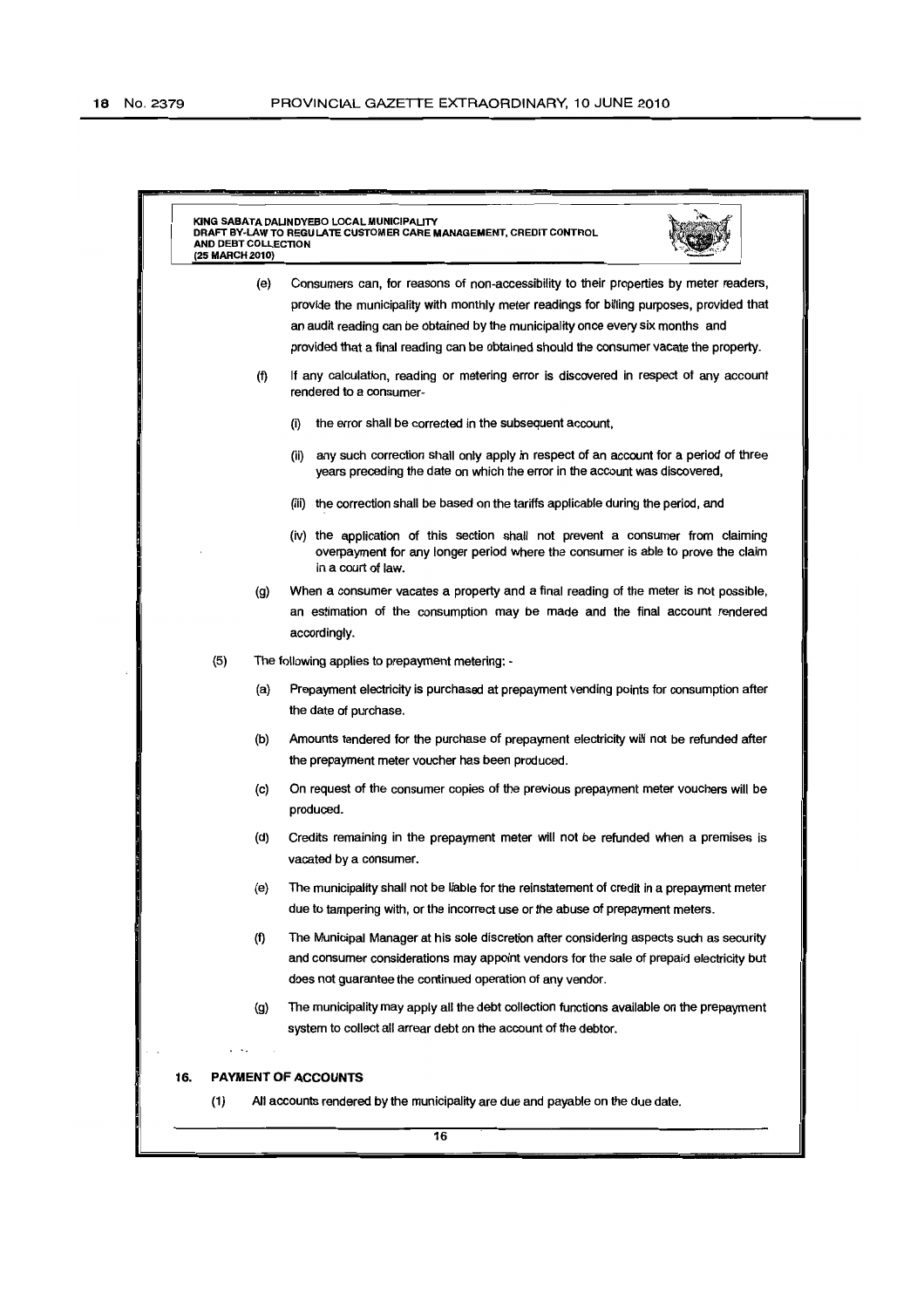(e) Consumers can, for reasons of non-accessibility to their properties by meter readers, provide the municipality with monthly meter readings for billing purposes, provided that an audit reading can be obtained by the municipality once every six months and provided that a final reading can be obtained should the consumer vacate the property.

(f) If any calculation, reading or metering error is discovered in respect of any account rendered to a consumer-

(i) the error shall be corrected in the subsequent account,

(ii) any such correction shall only apply in respect of an account for a period of three years preceding the date on which the error in the account was discovered,

(iii) the correction shall be based on the tariffs applicable during the period, and

(iv) the application of this section shall not prevent a consumer from claiming overpayment for any longer period where the consumer is able to prove the claim in a court of law.

(g) When a consumer vacates a property and a final reading of the meter is not possible, an estimation of the consumption may be made and the final account rendered accordingly.

(5) The following applies to prepayment metering: -

(a) Prepayment electricity is purchased at prepayment vending points for consumption after the date of purchase.

(b) Amounts tendered for the purchase of prepayment electricity will not be refunded after the prepayment meter voucher has been produced.

(c) On request of the consumer copies of the previous prepayment meter vouchers will be produced.

(d) Credits remaining in the prepayment meter will not be refunded when a premises is vacated by a consumer.

(e) The municipality shall not be liable for the reinstatement of credit in a prepayment meter due to tampering with, or the incorrect use or the abuse of prepayment meters.

(f) The Municipal Manager at his sole discretion after considering aspects such as security and consumer considerations may appoint vendors for the sale of prepaid electricity but does not guarantee the continued operation of any vendor.

(g) The municipality may apply all the debt collection functions available on the prepayment system to collect all arrear debt on the account of the debtor.

## 16. PAYMENT OF ACCOUNTS

(1) All accounts rendered by the municipality are due and payable on the due date.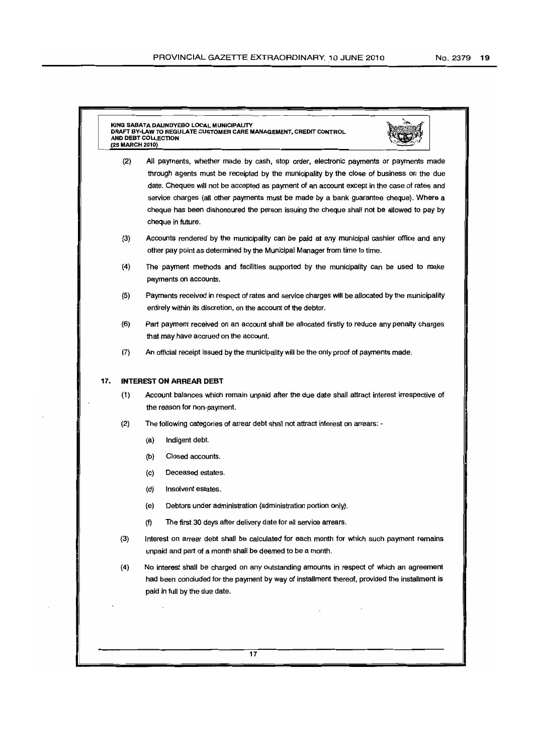(2) All payments, whether made by cash, stop order, electronic payments or payments made through agents must be receipted by the municipality by the close of business on the due date. Cheques will not be accepted as payment of an account except in the case of rates and service charges (all other payments must be made by a bank guarantee cheque). Where a cheque has been dishonoured the person issuing the cheque shall not be allowed to pay by cheque in future.

(3) Accounts rendered by the municipality can be paid at any municipal cashier office and any other pay point as determined by the Municipal Manager from time to time.

(4) The payment methods and facilities supported by the municipality can be used to make payments on accounts.

(5) Payments received in respect of rates and service charges will be allocated by the municipality entirely within its discretion, on the account of the debtor.

(6) Part payment received on an account shall be allocated firstly to reduce any penalty charges that may have accrued on the account.

(7) An official receipt issued by the municipality will be the only proof of payments made.

## 17. INTEREST ON ARREAR DEBT

(1) Account balances which remain unpaid after the due date shall attract interest irrespective of the reason for non-payment.

(2) The following categories of arrear debt shall not attract interest on arrears: -

(a) Indigent debt.

(b) Closed accounts.

(c) Deceased estates.

(d) Insolvent estates.

(e) Debtors under administration (administration portion only).

(f) The first 30 days after delivery date for all service arrears.

(3) Interest on arrear debt shall be calculated for each month for which such payment remains unpaid and part of a month shall be deemed to be a month.

(4) No interest shall be charged on any outstanding amounts in respect of which an agreement had been concluded for the payment by way of installment thereof, provided the installment is paid in full by the due date.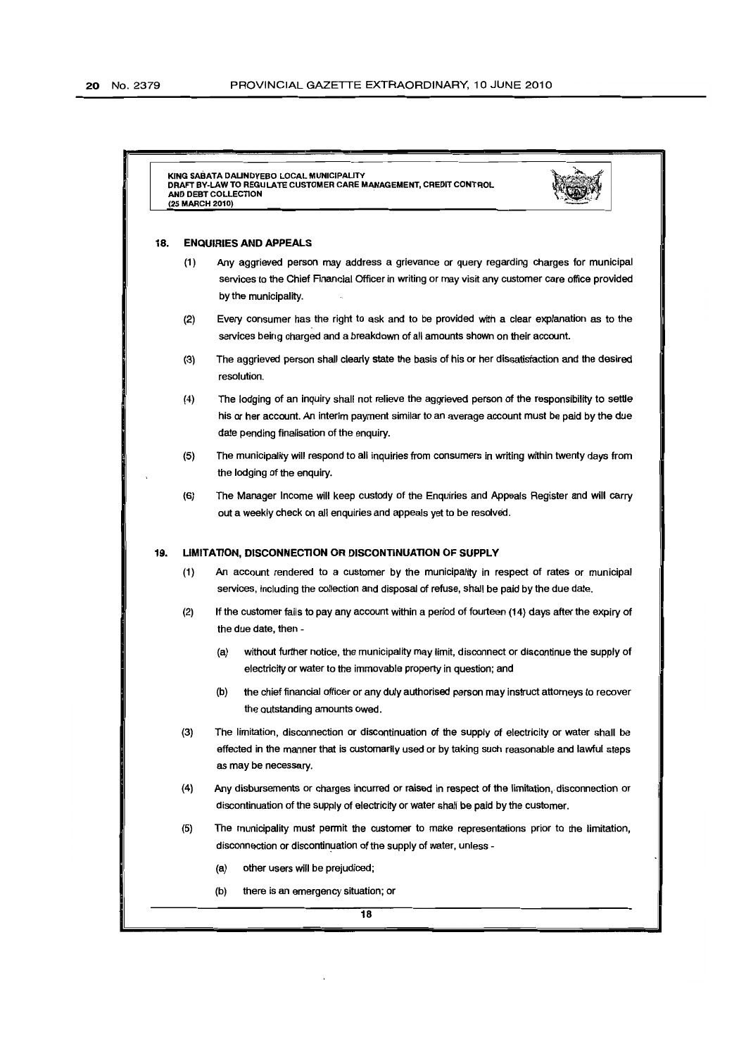## 18. ENQUIRIES AND APPEALS

(1) Any aggrieved person may address a grievance or query regarding charges for municipal services to the Chief Financial Officer in writing or may visit any customer care office provided by the municipality.

(2) Every consumer has the right to ask and to be provided with a clear explanation as to the services being charged and a breakdown of all amounts shown on their account.

(3) The aggrieved person shall clearly state the basis of his or her dissatisfaction and the desired resolution.

(4) The lodging of an inquiry shall not relieve the aggrieved person of the responsibility to settle his or her account. An interim payment similar to an average account must be paid by the due date pending finalisation of the enquiry.

(5) The municipality will respond to all inquiries from consumers in writing within twenty days from the lodging of the enquiry.

(6) The Manager Income will keep custody of the Enquiries and Appeals Register and will carry out a weekly check on all enquiries and appeals yet to be resolved.

## 19. LIMITATION, DISCONNECTION OR DISCONTINUATION OF SUPPLY

(1) An account rendered to a customer by the municipality in respect of rates or municipal services, including the collection and disposal of refuse, shall be paid by the due date.

(2) If the customer fails to pay any account within a period of fourteen (14) days after the expiry of the due date, then -

   (a) without further notice, the municipality may limit, disconnect or discontinue the supply of electricity or water to the immovable property in question; and

   (b) the chief financial officer or any duly authorised person may instruct attorneys to recover the outstanding amounts owed.

(3) The limitation, disconnection or discontinuation of the supply of electricity or water shall be effected in the manner that is customarily used or by taking such reasonable and lawful steps as may be necessary.

(4) Any disbursements or charges incurred or raised in respect of the limitation, disconnection or discontinuation of the supply of electricity or water shall be paid by the customer.

(5) The municipality must permit the customer to make representations prior to the limitation, disconnection or discontinuation of the supply of water, unless -

   (a) other users will be prejudiced;

   (b) there is an emergency situation; or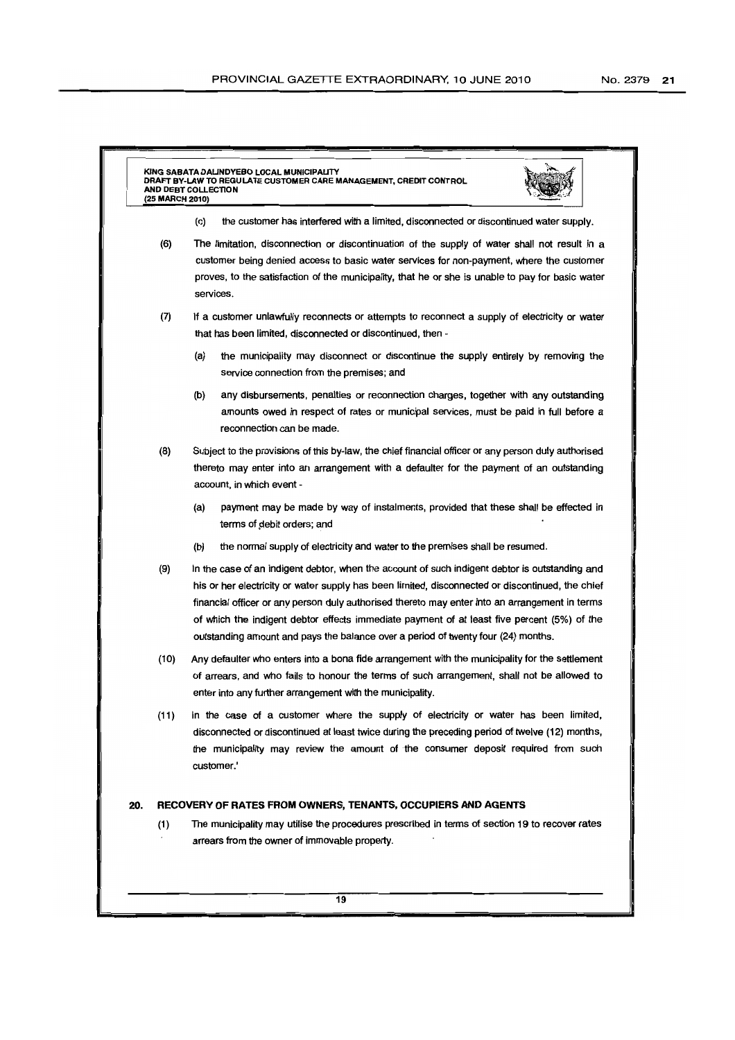(c) the customer has interfered with a limited, disconnected or discontinued water supply.

(6) The limitation, disconnection or discontinuation of the supply of water shall not result in a customer being denied access to basic water services for non-payment, where the customer proves, to the satisfaction of the municipality, that he or she is unable to pay for basic water services.

(7) If a customer unlawfully reconnects or attempts to reconnect a supply of electricity or water that has been limited, disconnected or discontinued, then -

(a) the municipality may disconnect or discontinue the supply entirely by removing the service connection from the premises; and

(b) any disbursements, penalties or reconnection charges, together with any outstanding amounts owed in respect of rates or municipal services, must be paid in full before a reconnection can be made.

(8) Subject to the provisions of this by-law, the chief financial officer or any person duly authorised thereto may enter into an arrangement with a defaulter for the payment of an outstanding account, in which event -

(a) payment may be made by way of instalments, provided that these shall be effected in terms of debit orders; and

(b) the normal supply of electricity and water to the premises shall be resumed.

(9) In the case of an indigent debtor, when the account of such indigent debtor is outstanding and his or her electricity or water supply has been limited, disconnected or discontinued, the chief financial officer or any person duly authorised thereto may enter into an arrangement in terms of which the indigent debtor effects immediate payment of at least five percent (5%) of the outstanding amount and pays the balance over a period of twenty four (24) months.

(10) Any defaulter who enters into a bona fide arrangement with the municipality for the settlement of arrears, and who fails to honour the terms of such arrangement, shall not be allowed to enter into any further arrangement with the municipality.

(11) In the case of a customer where the supply of electricity or water has been limited, disconnected or discontinued at least twice during the preceding period of twelve (12) months, the municipality may review the amount of the consumer deposit required from such customer.'

## 20. RECOVERY OF RATES FROM OWNERS, TENANTS, OCCUPIERS AND AGENTS

(1) The municipality may utilise the procedures prescribed in terms of section 19 to recover rates arrears from the owner of immovable property.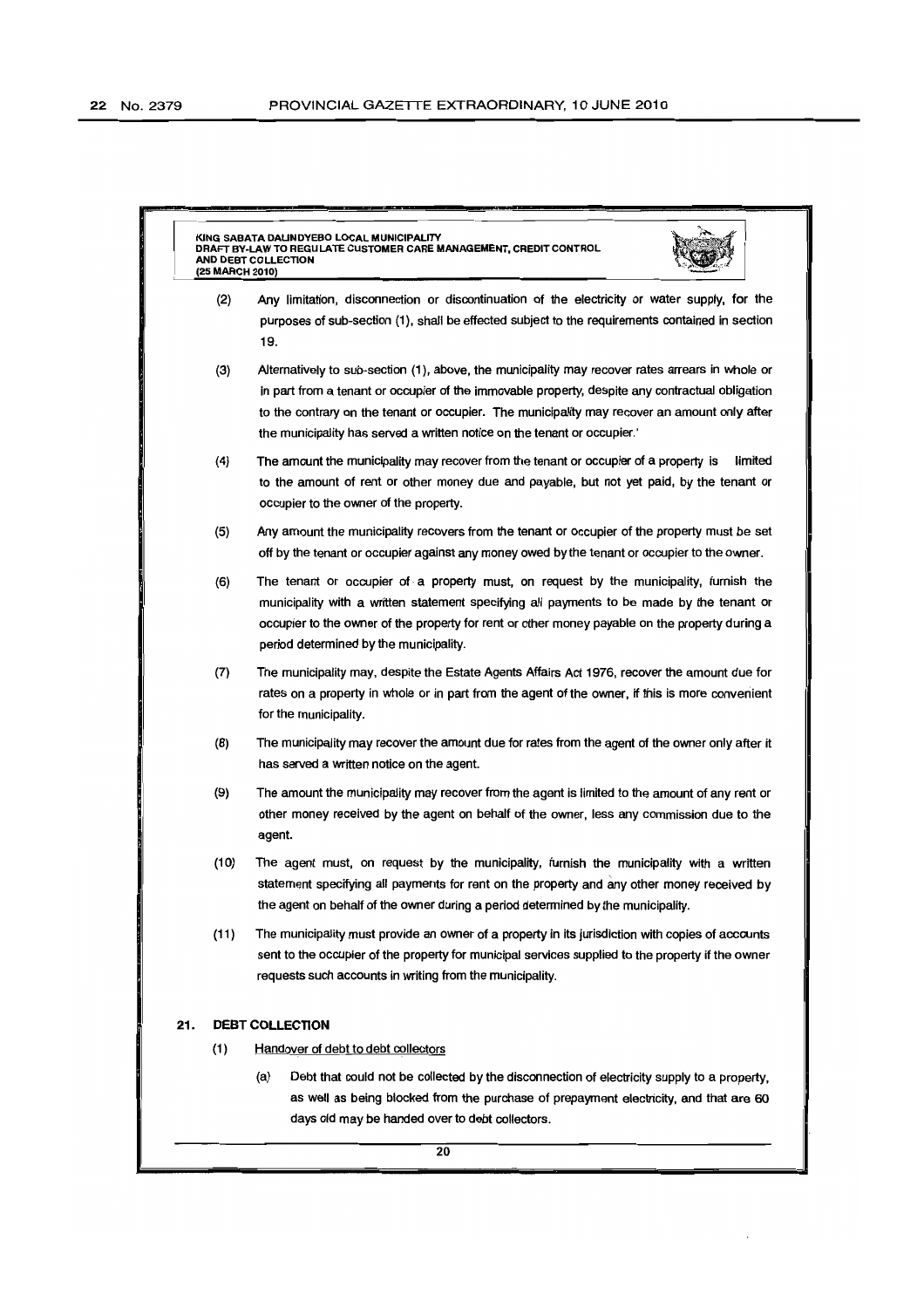(2) Any limitation, disconnection or discontinuation of the electricity or water supply, for the purposes of sub-section (1), shall be effected subject to the requirements contained in section 19.

(3) Alternatively to sub-section (1), above, the municipality may recover rates arrears in whole or in part from a tenant or occupier of the immovable property, despite any contractual obligation to the contrary on the tenant or occupier. The municipality may recover an amount only after the municipality has served a written notice on the tenant or occupier.'

(4) The amount the municipality may recover from the tenant or occupier of a property is limited to the amount of rent or other money due and payable, but not yet paid, by the tenant or occupier to the owner of the property.

(5) Any amount the municipality recovers from the tenant or occupier of the property must be set off by the tenant or occupier against any money owed by the tenant or occupier to the owner.

(6) The tenant or occupier of a property must, on request by the municipality, furnish the municipality with a written statement specifying all payments to be made by the tenant or occupier to the owner of the property for rent or other money payable on the property during a period determined by the municipality.

(7) The municipality may, despite the Estate Agents Affairs Act 1976, recover the amount due for rates on a property in whole or in part from the agent of the owner, if this is more convenient for the municipality.

(8) The municipality may recover the amount due for rates from the agent of the owner only after it has served a written notice on the agent.

(9) The amount the municipality may recover from the agent is limited to the amount of any rent or other money received by the agent on behalf of the owner, less any commission due to the agent.

(10) The agent must, on request by the municipality, furnish the municipality with a written statement specifying all payments for rent on the property and any other money received by the agent on behalf of the owner during a period determined by the municipality.

(11) The municipality must provide an owner of a property in its jurisdiction with copies of accounts sent to the occupier of the property for municipal services supplied to the property if the owner requests such accounts in writing from the municipality.

## 21. DEBT COLLECTION

(1) Handover of debt to debt collectors

(a) Debt that could not be collected by the disconnection of electricity supply to a property, as well as being blocked from the purchase of prepayment electricity, and that are 60 days old may be handed over to debt collectors.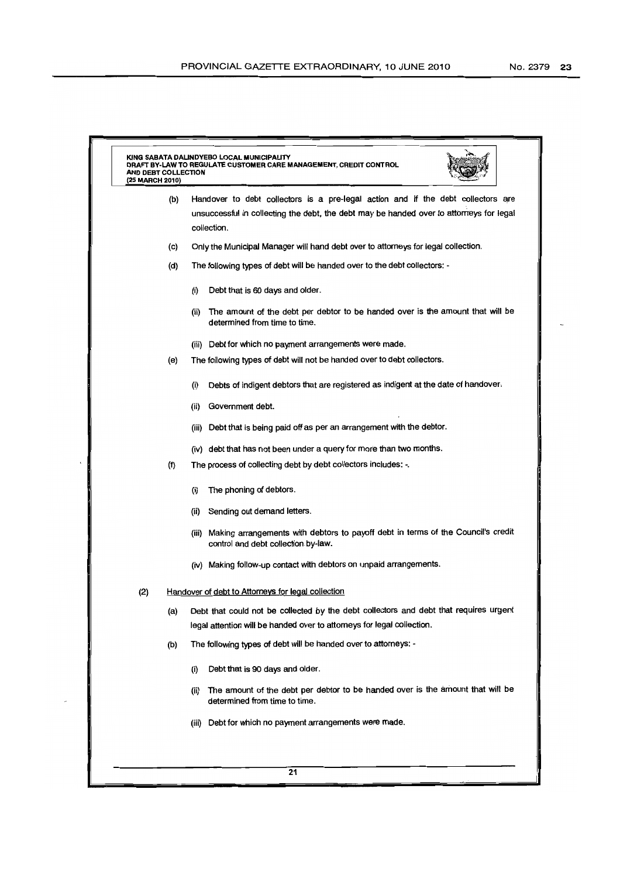(b) Handover to debt collectors is a pre-legal action and if the debt collectors are unsuccessful in collecting the debt, the debt may be handed over to attorneys for legal collection.

(c) Only the Municipal Manager will hand debt over to attorneys for legal collection.

(d) The following types of debt will be handed over to the debt collectors: -

(i) Debt that is 60 days and older.

(ii) The amount of the debt per debtor to be handed over is the amount that will be determined from time to time.

(iii) Debt for which no payment arrangements were made.

(e) The following types of debt will not be handed over to debt collectors.

(i) Debts of indigent debtors that are registered as indigent at the date of handover.

(ii) Government debt.

(iii) Debt that is being paid off as per an arrangement with the debtor.

(iv) debt that has not been under a query for more than two months.

(f) The process of collecting debt by debt collectors includes: -.

(i) The phoning of debtors.

(ii) Sending out demand letters.

(iii) Making arrangements with debtors to payoff debt in terms of the Council's credit control and debt collection by-law.

(iv) Making follow-up contact with debtors on unpaid arrangements.

(2) Handover of debt to Attorneys for legal collection

(a) Debt that could not be collected by the debt collectors and debt that requires urgent legal attention will be handed over to attorneys for legal collection.

(b) The following types of debt will be handed over to attorneys: -

(i) Debt that is 90 days and older.

(ii) The amount of the debt per debtor to be handed over is the amount that will be determined from time to time.

(iii) Debt for which no payment arrangements were made.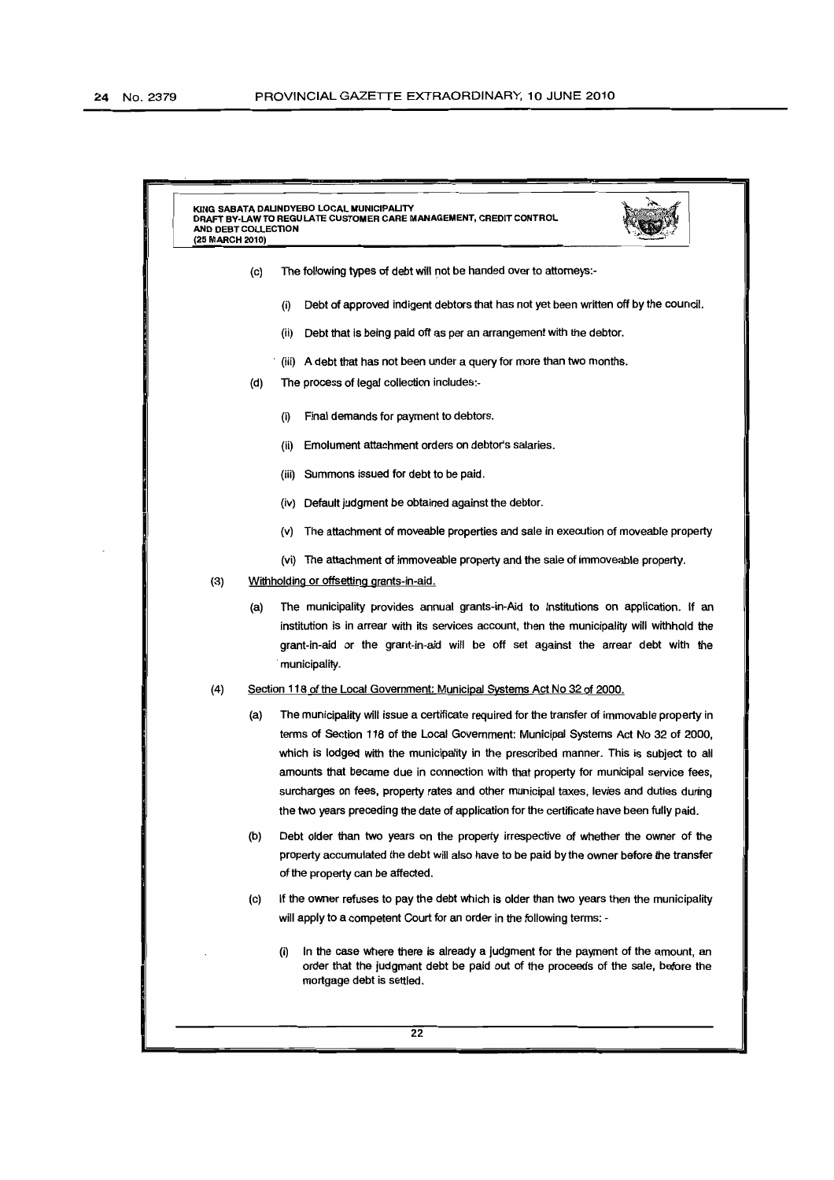(c) The following types of debt will not be handed over to attorneys:-

(i) Debt of approved indigent debtors that has not yet been written off by the council.

(ii) Debt that is being paid off as per an arrangement with the debtor.

(iii) A debt that has not been under a query for more than two months.

(d) The process of legal collection includes:-

(i) Final demands for payment to debtors.

(ii) Emolument attachment orders on debtor's salaries.

(iii) Summons issued for debt to be paid.

(iv) Default judgment be obtained against the debtor.

(v) The attachment of moveable properties and sale in execution of moveable property

(vi) The attachment of immoveable property and the sale of immoveable property.

(3) Withholding or offsetting grants-in-aid.

(a) The municipality provides annual grants-in-Aid to Institutions on application. If an institution is in arrear with its services account, then the municipality will withhold the grant-in-aid or the grant-in-aid will be off set against the arrear debt with the municipality.

(4) Section 118 of the Local Government: Municipal Systems Act No 32 of 2000.

(a) The municipality will issue a certificate required for the transfer of immovable property in terms of Section 118 of the Local Government: Municipal Systems Act No 32 of 2000, which is lodged with the municipality in the prescribed manner. This is subject to all amounts that became due in connection with that property for municipal service fees, surcharges on fees, property rates and other municipal taxes, levies and duties during the two years preceding the date of application for the certificate have been fully paid.

(b) Debt older than two years on the property irrespective of whether the owner of the property accumulated the debt will also have to be paid by the owner before the transfer of the property can be affected.

(c) If the owner refuses to pay the debt which is older than two years then the municipality will apply to a competent Court for an order in the following terms: -

(i) In the case where there is already a judgment for the payment of the amount, an order that the judgment debt be paid out of the proceeds of the sale, before the mortgage debt is settled.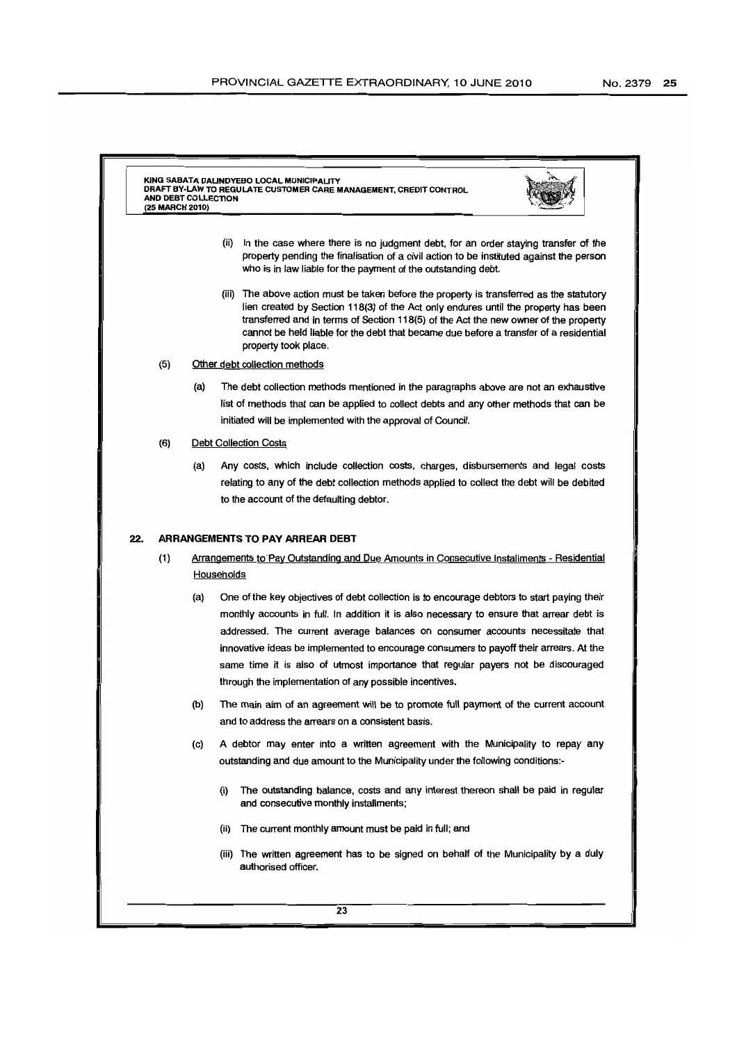(ii) In the case where there is no judgment debt, for an order staying transfer of the property pending the finalisation of a civil action to be instituted against the person who is in law liable for the payment of the outstanding debt.

(iii) The above action must be taken before the property is transferred as the statutory lien created by Section 118(3) of the Act only endures until the property has been transferred and in terms of Section 118(5) of the Act the new owner of the property cannot be held liable for the debt that became due before a transfer of a residential property took place.

(5) Other debt collection methods

(a) The debt collection methods mentioned in the paragraphs above are not an exhaustive list of methods that can be applied to collect debts and any other methods that can be initiated will be implemented with the approval of Council.

(6) Debt Collection Costs

(a) Any costs, which include collection costs, charges, disbursements and legal costs relating to any of the debt collection methods applied to collect the debt will be debited to the account of the defaulting debtor.

## 22. ARRANGEMENTS TO PAY ARREAR DEBT

(1) Arrangements to Pay Outstanding and Due Amounts in Consecutive Installments - Residential Households

(a) One of the key objectives of debt collection is to encourage debtors to start paying their monthly accounts in full. In addition it is also necessary to ensure that arrear debt is addressed. The current average balances on consumer accounts necessitate that innovative ideas be implemented to encourage consumers to payoff their arrears. At the same time it is also of utmost importance that regular payers not be discouraged through the implementation of any possible incentives.

(b) The main aim of an agreement will be to promote full payment of the current account and to address the arrears on a consistent basis.

(c) A debtor may enter into a written agreement with the Municipality to repay any outstanding and due amount to the Municipality under the following conditions:-

(i) The outstanding balance, costs and any interest thereon shall be paid in regular and consecutive monthly installments;

(ii) The current monthly amount must be paid in full; and

(iii) The written agreement has to be signed on behalf of the Municipality by a duly authorised officer.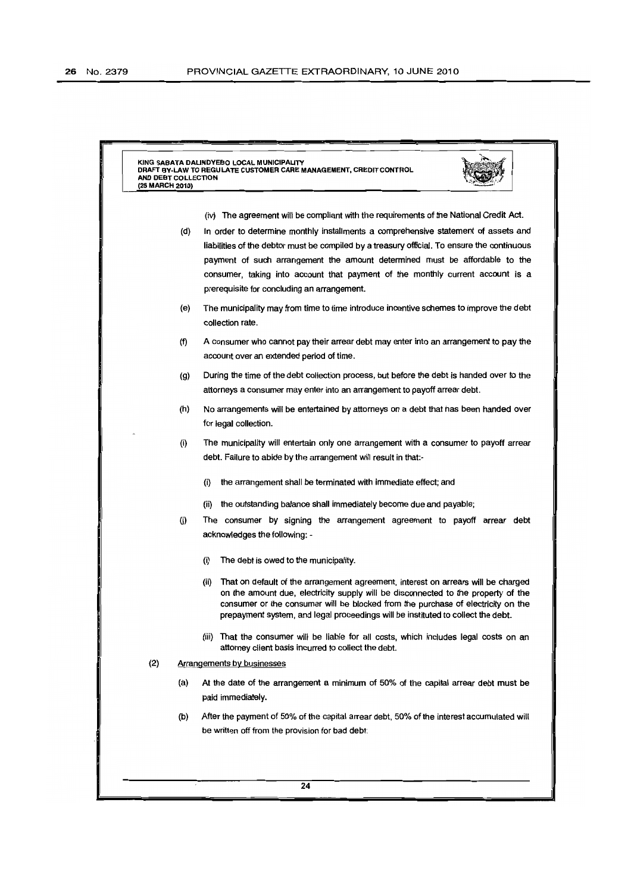(iv) The agreement will be compliant with the requirements of the National Credit Act.

(d) In order to determine monthly installments a comprehensive statement of assets and liabilities of the debtor must be compiled by a treasury official. To ensure the continuous payment of such arrangement the amount determined must be affordable to the consumer, taking into account that payment of the monthly current account is a prerequisite for concluding an arrangement.

(e) The municipality may from time to time introduce incentive schemes to improve the debt collection rate.

(f) A consumer who cannot pay their arrear debt may enter into an arrangement to pay the account over an extended period of time.

(g) During the time of the debt collection process, but before the debt is handed over to the attorneys a consumer may enter into an arrangement to payoff arrear debt.

(h) No arrangements will be entertained by attorneys on a debt that has been handed over for legal collection.

(i) The municipality will entertain only one arrangement with a consumer to payoff arrear debt. Failure to abide by the arrangement will result in that:-

(i) the arrangement shall be terminated with immediate effect; and

(ii) the outstanding balance shall immediately become due and payable;

(j) The consumer by signing the arrangement agreement to payoff arrear debt acknowledges the following: -

(i) The debt is owed to the municipality.

(ii) That on default of the arrangement agreement, interest on arrears will be charged on the amount due, electricity supply will be disconnected to the property of the consumer or the consumer will be blocked from the purchase of electricity on the prepayment system, and legal proceedings will be instituted to collect the debt.

(iii) That the consumer will be liable for all costs, which includes legal costs on an attorney client basis incurred to collect the debt.

(2) Arrangements by businesses

(a) At the date of the arrangement a minimum of 50% of the capital arrear debt must be paid immediately.

(b) After the payment of 50% of the capital arrear debt, 50% of the interest accumulated will be written off from the provision for bad debt.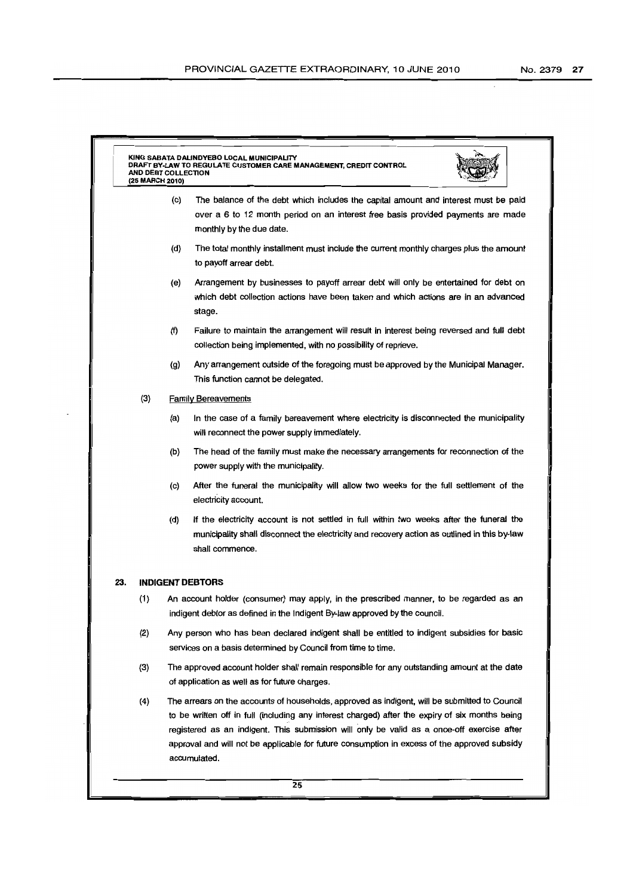(c) The balance of the debt which includes the capital amount and interest must be paid over a 6 to 12 month period on an interest free basis provided payments are made monthly by the due date.

(d) The total monthly installment must include the current monthly charges plus the amount to payoff arrear debt.

(e) Arrangement by businesses to payoff arrear debt will only be entertained for debt on which debt collection actions have been taken and which actions are in an advanced stage.

(f) Failure to maintain the arrangement will result in interest being reversed and full debt collection being implemented, with no possibility of reprieve.

(g) Any arrangement outside of the foregoing must be approved by the Municipal Manager. This function cannot be delegated.

(3) Family Bereavements

(a) In the case of a family bereavement where electricity is disconnected the municipality will reconnect the power supply immediately.

(b) The head of the family must make the necessary arrangements for reconnection of the power supply with the municipality.

(c) After the funeral the municipality will allow two weeks for the full settlement of the electricity account.

(d) If the electricity account is not settled in full within two weeks after the funeral the municipality shall disconnect the electricity and recovery action as outlined in this by-law shall commence.

## 23. INDIGENT DEBTORS

(1) An account holder (consumer) may apply, in the prescribed manner, to be regarded as an indigent debtor as defined in the Indigent By-law approved by the council.

(2) Any person who has been declared indigent shall be entitled to indigent subsidies for basic services on a basis determined by Council from time to time.

(3) The approved account holder shall remain responsible for any outstanding amount at the date of application as well as for future charges.

(4) The arrears on the accounts of households, approved as indigent, will be submitted to Council to be written off in full (including any interest charged) after the expiry of six months being registered as an indigent. This submission will only be valid as a once-off exercise after approval and will not be applicable for future consumption in excess of the approved subsidy accumulated.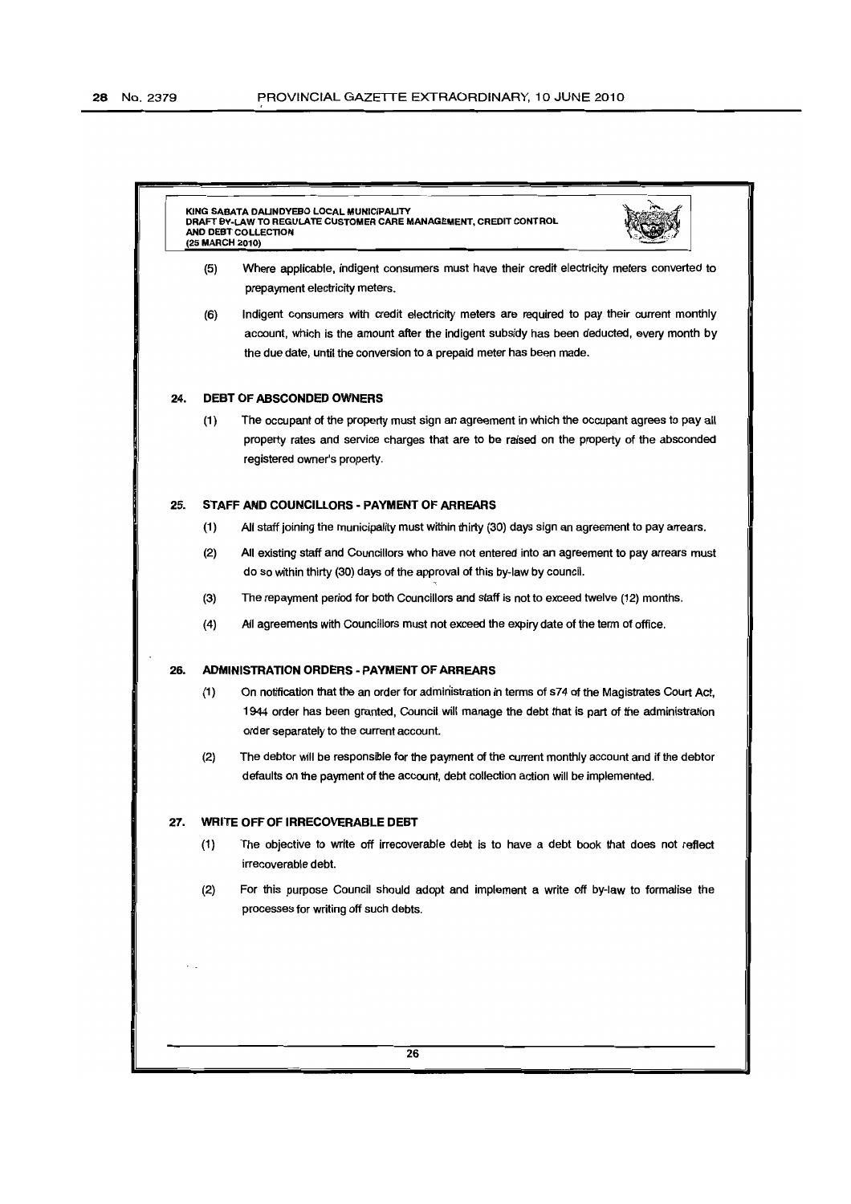(5) Where applicable, indigent consumers must have their credit electricity meters converted to prepayment electricity meters.

(6) Indigent consumers with credit electricity meters are required to pay their current monthly account, which is the amount after the indigent subsidy has been deducted, every month by the due date, until the conversion to a prepaid meter has been made.

## 24. DEBT OF ABSCONDED OWNERS

(1) The occupant of the property must sign an agreement in which the occupant agrees to pay all property rates and service charges that are to be raised on the property of the absconded registered owner's property.

## 25. STAFF AND COUNCILLORS - PAYMENT OF ARREARS

(1) All staff joining the municipality must within thirty (30) days sign an agreement to pay arrears.

(2) All existing staff and Councillors who have not entered into an agreement to pay arrears must do so within thirty (30) days of the approval of this by-law by council.

(3) The repayment period for both Councillors and staff is not to exceed twelve (12) months.

(4) All agreements with Councillors must not exceed the expiry date of the term of office.

## 26. ADMINISTRATION ORDERS - PAYMENT OF ARREARS

(1) On notification that the an order for administration in terms of s74 of the Magistrates Court Act, 1944 order has been granted, Council will manage the debt that is part of the administration order separately to the current account.

(2) The debtor will be responsible for the payment of the current monthly account and if the debtor defaults on the payment of the account, debt collection action will be implemented.

## 27. WRITE OFF OF IRRECOVERABLE DEBT

(1) The objective to write off irrecoverable debt is to have a debt book that does not reflect irrecoverable debt.

(2) For this purpose Council should adopt and implement a write off by-law to formalise the processes for writing off such debts.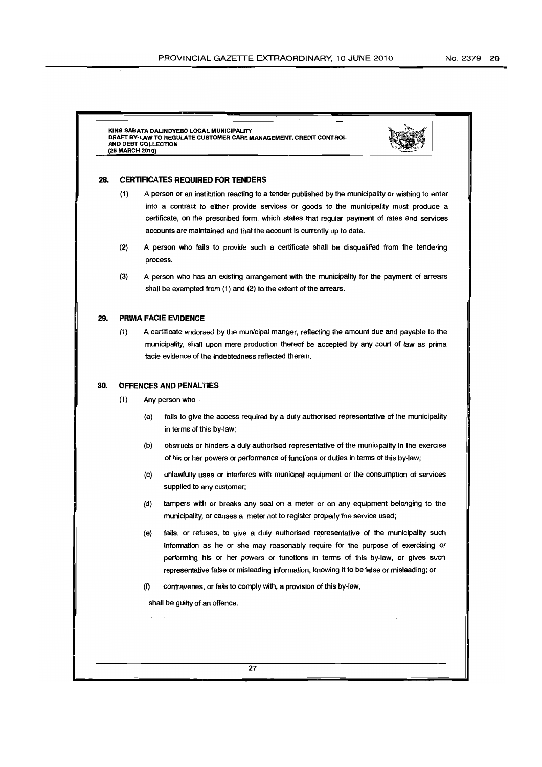## 28. CERTIFICATES REQUIRED FOR TENDERS

(1) A person or an institution reacting to a tender published by the municipality or wishing to enter into a contract to either provide services or goods to the municipality must produce a certificate, on the prescribed form, which states that regular payment of rates and services accounts are maintained and that the account is currently up to date.

(2) A person who fails to provide such a certificate shall be disqualified from the tendering process.

(3) A person who has an existing arrangement with the municipality for the payment of arrears shall be exempted from (1) and (2) to the extent of the arrears.

## 29. PRIMA FACIE EVIDENCE

(1) A certificate endorsed by the municipal manger, reflecting the amount due and payable to the municipality, shall upon mere production thereof be accepted by any court of law as prima facie evidence of the indebtedness reflected therein.

## 30. OFFENCES AND PENALTIES

(1) Any person who -

(a) fails to give the access required by a duly authorised representative of the municipality in terms of this by-law;

(b) obstructs or hinders a duly authorised representative of the municipality in the exercise of his or her powers or performance of functions or duties in terms of this by-law;

(c) unlawfully uses or interferes with municipal equipment or the consumption of services supplied to any customer;

(d) tampers with or breaks any seal on a meter or on any equipment belonging to the municipality, or causes a meter not to register properly the service used;

(e) fails, or refuses, to give a duly authorised representative of the municipality such information as he or she may reasonably require for the purpose of exercising or performing his or her powers or functions in terms of this by-law, or gives such representative false or misleading information, knowing it to be false or misleading; or

(f) contravenes, or fails to comply with, a provision of this by-law,

shall be guilty of an offence.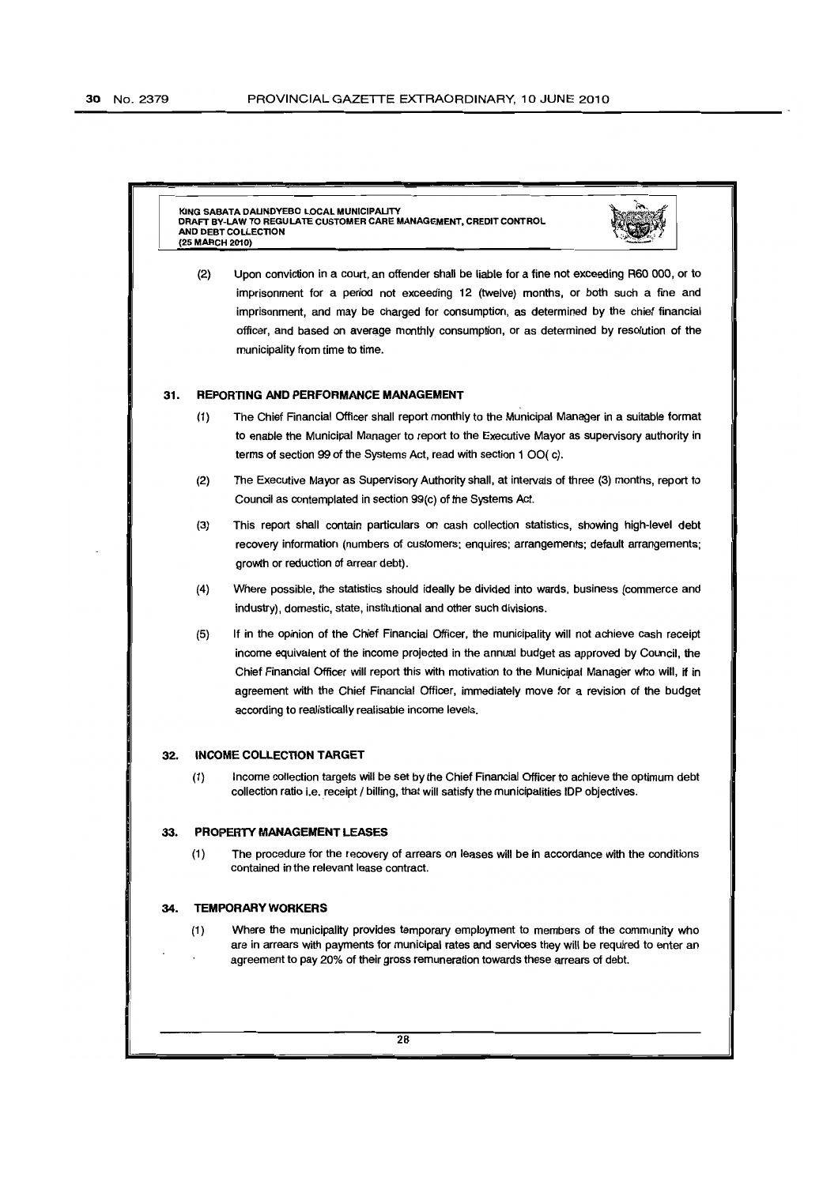KING SABATA DALINDYEBO LOCAL MUNICIPALITY
DRAFT BY-LAW TO REGULATE CUSTOMER CARE MANAGEMENT, CREDIT CONTROL AND DEBT COLLECTION
(25 MARCH 2010)

(2) Upon conviction in a court, an offender shall be liable for a fine not exceeding R60 000, or to imprisonment for a period not exceeding 12 (twelve) months, or both such a fine and imprisonment, and may be charged for consumption, as determined by the chief financial officer, and based on average monthly consumption, or as determined by resolution of the municipality from time to time.

## 31. REPORTING AND PERFORMANCE MANAGEMENT

(1) The Chief Financial Officer shall report monthly to the Municipal Manager in a suitable format to enable the Municipal Manager to report to the Executive Mayor as supervisory authority in terms of section 99 of the Systems Act, read with section 1 OO( c).

(2) The Executive Mayor as Supervisory Authority shall, at intervals of three (3) months, report to Council as contemplated in section 99(c) of the Systems Act.

(3) This report shall contain particulars on cash collection statistics, showing high-level debt recovery information (numbers of customers; enquires; arrangements; default arrangements; growth or reduction of arrear debt).

(4) Where possible, the statistics should ideally be divided into wards, business (commerce and industry), domestic, state, institutional and other such divisions.

(5) If in the opinion of the Chief Financial Officer, the municipality will not achieve cash receipt income equivalent of the income projected in the annual budget as approved by Council, the Chief Financial Officer will report this with motivation to the Municipal Manager who will, if in agreement with the Chief Financial Officer, immediately move for a revision of the budget according to realistically realisable income levels.

## 32. INCOME COLLECTION TARGET

(1) Income collection targets will be set by the Chief Financial Officer to achieve the optimum debt collection ratio i.e. receipt / billing, that will satisfy the municipalities IDP objectives.

## 33. PROPERTY MANAGEMENT LEASES

(1) The procedure for the recovery of arrears on leases will be in accordance with the conditions contained in the relevant lease contract.

## 34. TEMPORARY WORKERS

(1) Where the municipality provides temporary employment to members of the community who are in arrears with payments for municipal rates and services they will be required to enter an agreement to pay 20% of their gross remuneration towards these arrears of debt.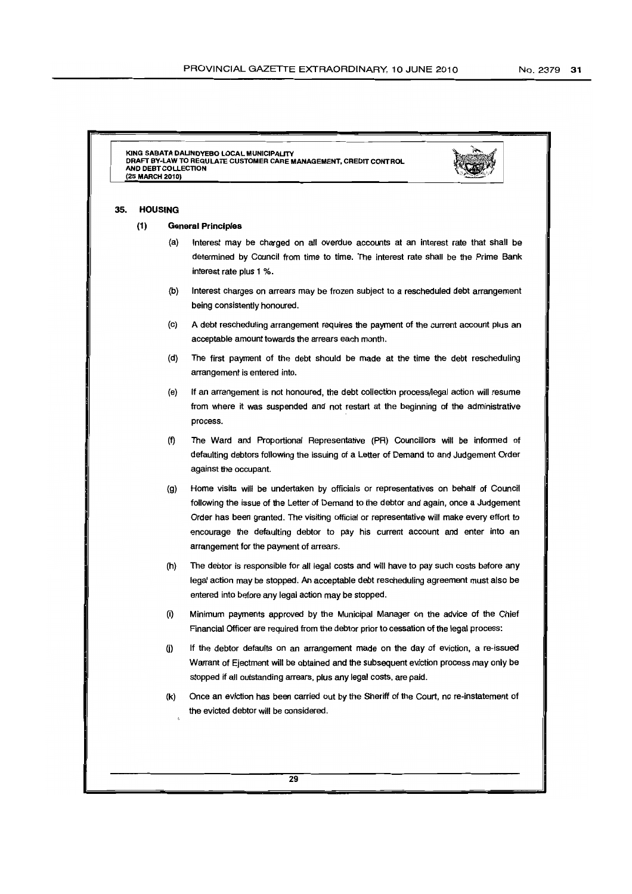## 35. HOUSING

### (1) General Principles

(a) Interest may be charged on all overdue accounts at an interest rate that shall be determined by Council from time to time. The interest rate shall be the Prime Bank interest rate plus 1 %.

(b) Interest charges on arrears may be frozen subject to a rescheduled debt arrangement being consistently honoured.

(c) A debt rescheduling arrangement requires the payment of the current account plus an acceptable amount towards the arrears each month.

(d) The first payment of the debt should be made at the time the debt rescheduling arrangement is entered into.

(e) If an arrangement is not honoured, the debt collection process/legal action will resume from where it was suspended and not restart at the beginning of the administrative process.

(f) The Ward and Proportional Representative (PR) Councillors will be informed of defaulting debtors following the issuing of a Letter of Demand to and Judgement Order against the occupant.

(g) Home visits will be undertaken by officials or representatives on behalf of Council following the issue of the Letter of Demand to the debtor and again, once a Judgement Order has been granted. The visiting official or representative will make every effort to encourage the defaulting debtor to pay his current account and enter into an arrangement for the payment of arrears.

(h) The debtor is responsible for all legal costs and will have to pay such costs before any legal action may be stopped. An acceptable debt rescheduling agreement must also be entered into before any legal action may be stopped.

(i) Minimum payments approved by the Municipal Manager on the advice of the Chief Financial Officer are required from the debtor prior to cessation of the legal process:

(j) If the debtor defaults on an arrangement made on the day of eviction, a re-issued Warrant of Ejectment will be obtained and the subsequent eviction process may only be stopped if all outstanding arrears, plus any legal costs, are paid.

(k) Once an eviction has been carried out by the Sheriff of the Court, no re-instatement of the evicted debtor will be considered.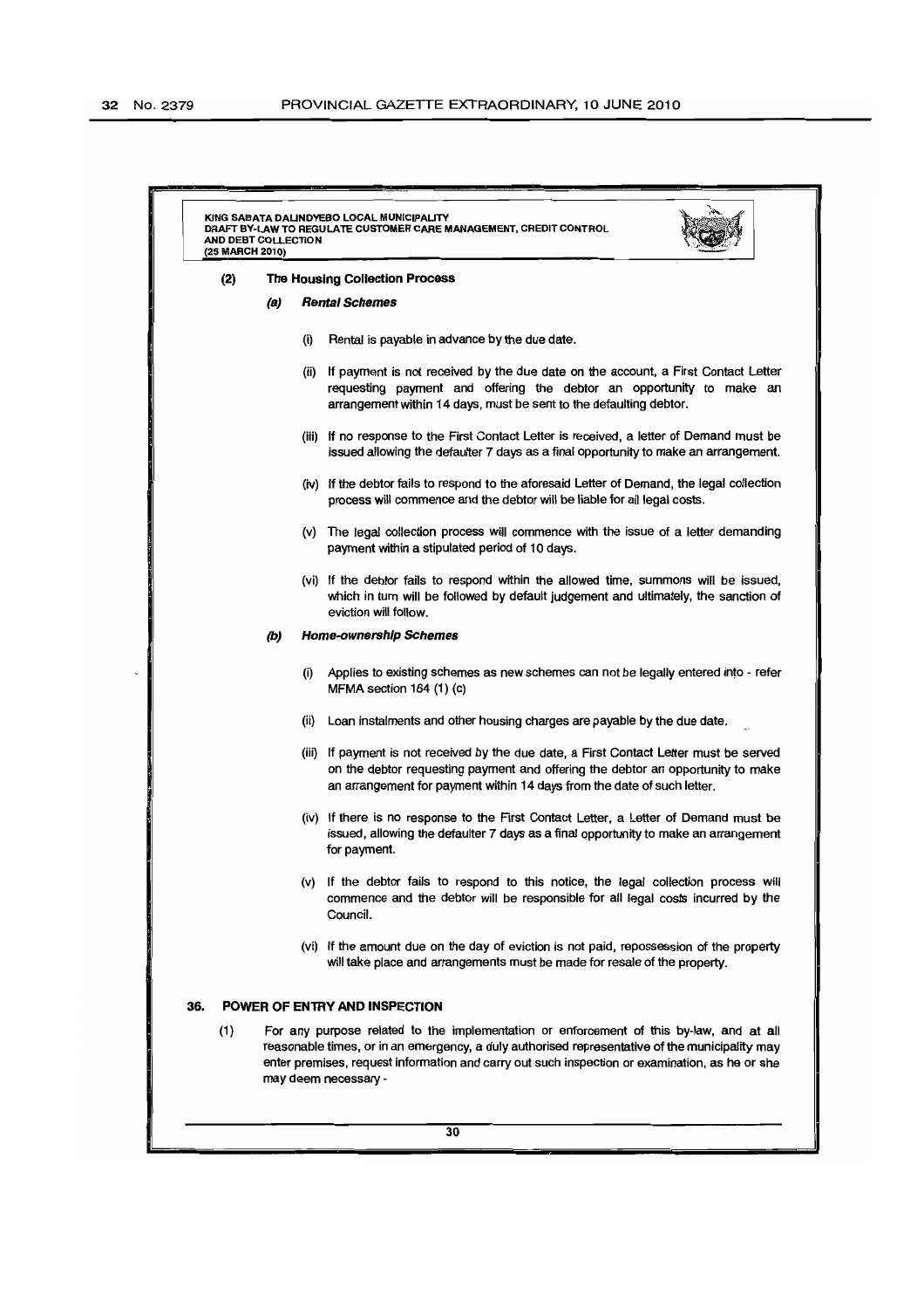**(2) The Housing Collection Process**

***(a) Rental Schemes***

(i) Rental is payable in advance by the due date.

(ii) If payment is not received by the due date on the account, a First Contact Letter requesting payment and offering the debtor an opportunity to make an arrangement within 14 days, must be sent to the defaulting debtor.

(iii) If no response to the First Contact Letter is received, a letter of Demand must be issued allowing the defaulter 7 days as a final opportunity to make an arrangement.

(iv) If the debtor fails to respond to the aforesaid Letter of Demand, the legal collection process will commence and the debtor will be liable for all legal costs.

(v) The legal collection process will commence with the issue of a letter demanding payment within a stipulated period of 10 days.

(vi) If the debtor fails to respond within the allowed time, summons will be issued, which in turn will be followed by default judgement and ultimately, the sanction of eviction will follow.

***(b) Home-ownership Schemes***

(i) Applies to existing schemes as new schemes can not be legally entered into - refer MFMA section 164 (1) (c)

(ii) Loan instalments and other housing charges are payable by the due date.

(iii) If payment is not received by the due date, a First Contact Letter must be served on the debtor requesting payment and offering the debtor an opportunity to make an arrangement for payment within 14 days from the date of such letter.

(iv) If there is no response to the First Contact Letter, a Letter of Demand must be issued, allowing the defaulter 7 days as a final opportunity to make an arrangement for payment.

(v) If the debtor fails to respond to this notice, the legal collection process will commence and the debtor will be responsible for all legal costs incurred by the Council.

(vi) If the amount due on the day of eviction is not paid, repossession of the property will take place and arrangements must be made for resale of the property.

## 36. POWER OF ENTRY AND INSPECTION

(1) For any purpose related to the implementation or enforcement of this by-law, and at all reasonable times, or in an emergency, a duly authorised representative of the municipality may enter premises, request information and carry out such inspection or examination, as he or she may deem necessary -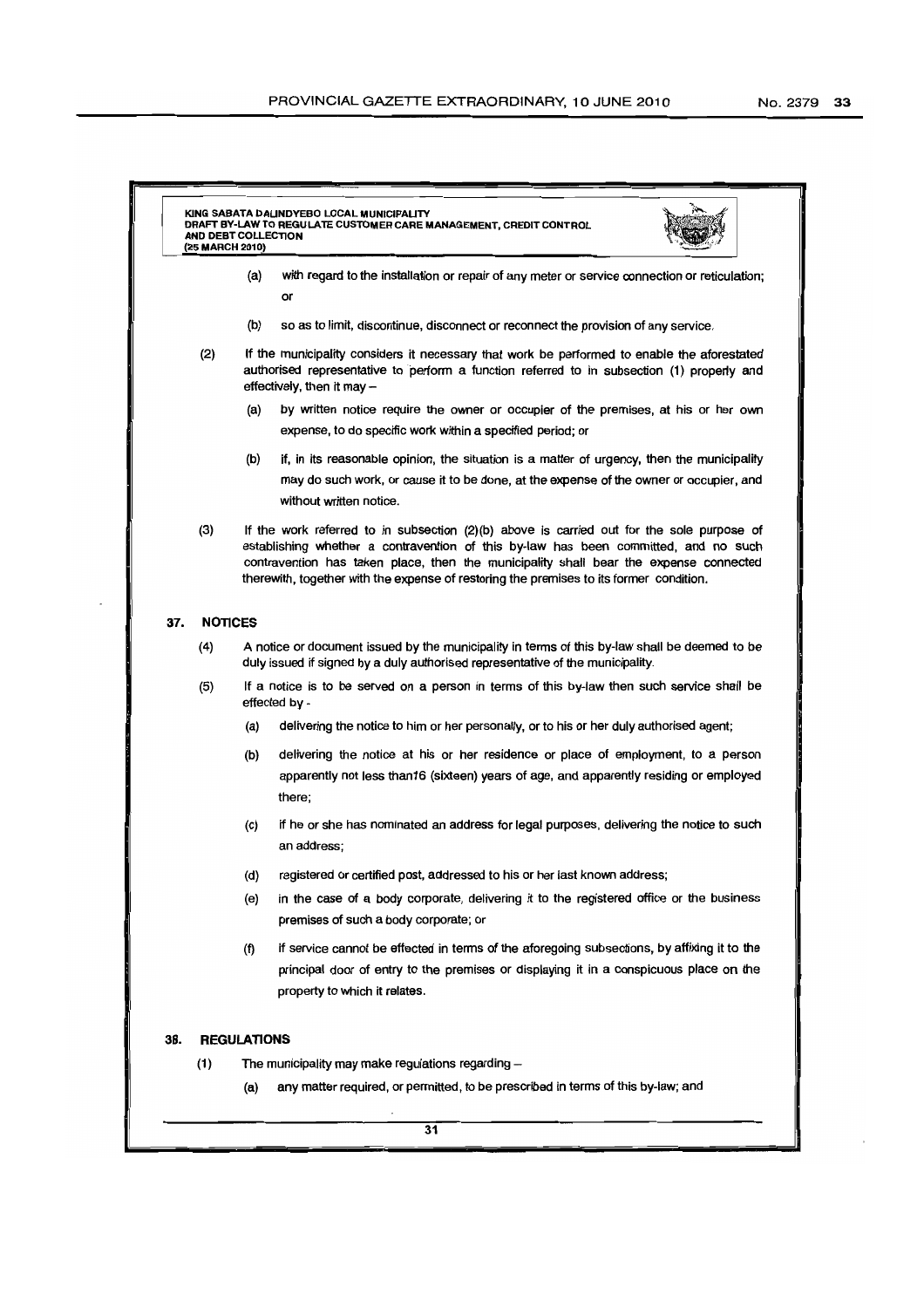(a) with regard to the installation or repair of any meter or service connection or reticulation; or

(b) so as to limit, discontinue, disconnect or reconnect the provision of any service.

(2) If the municipality considers it necessary that work be performed to enable the aforestated authorised representative to perform a function referred to in subsection (1) properly and effectively, then it may –

(a) by written notice require the owner or occupier of the premises, at his or her own expense, to do specific work within a specified period; or

(b) if, in its reasonable opinion, the situation is a matter of urgency, then the municipality may do such work, or cause it to be done, at the expense of the owner or occupier, and without written notice.

(3) If the work referred to in subsection (2)(b) above is carried out for the sole purpose of establishing whether a contravention of this by-law has been committed, and no such contravention has taken place, then the municipality shall bear the expense connected therewith, together with the expense of restoring the premises to its former condition.

## 37. NOTICES

(4) A notice or document issued by the municipality in terms of this by-law shall be deemed to be duly issued if signed by a duly authorised representative of the municipality.

(5) If a notice is to be served on a person in terms of this by-law then such service shall be effected by -

(a) delivering the notice to him or her personally, or to his or her duly authorised agent;

(b) delivering the notice at his or her residence or place of employment, to a person apparently not less than16 (sixteen) years of age, and apparently residing or employed there;

(c) if he or she has nominated an address for legal purposes, delivering the notice to such an address;

(d) registered or certified post, addressed to his or her last known address;

(e) in the case of a body corporate, delivering it to the registered office or the business premises of such a body corporate; or

(f) if service cannot be effected in terms of the aforegoing subsections, by affixing it to the principal door of entry to the premises or displaying it in a conspicuous place on the property to which it relates.

## 38. REGULATIONS

(1) The municipality may make regulations regarding –

(a) any matter required, or permitted, to be prescribed in terms of this by-law; and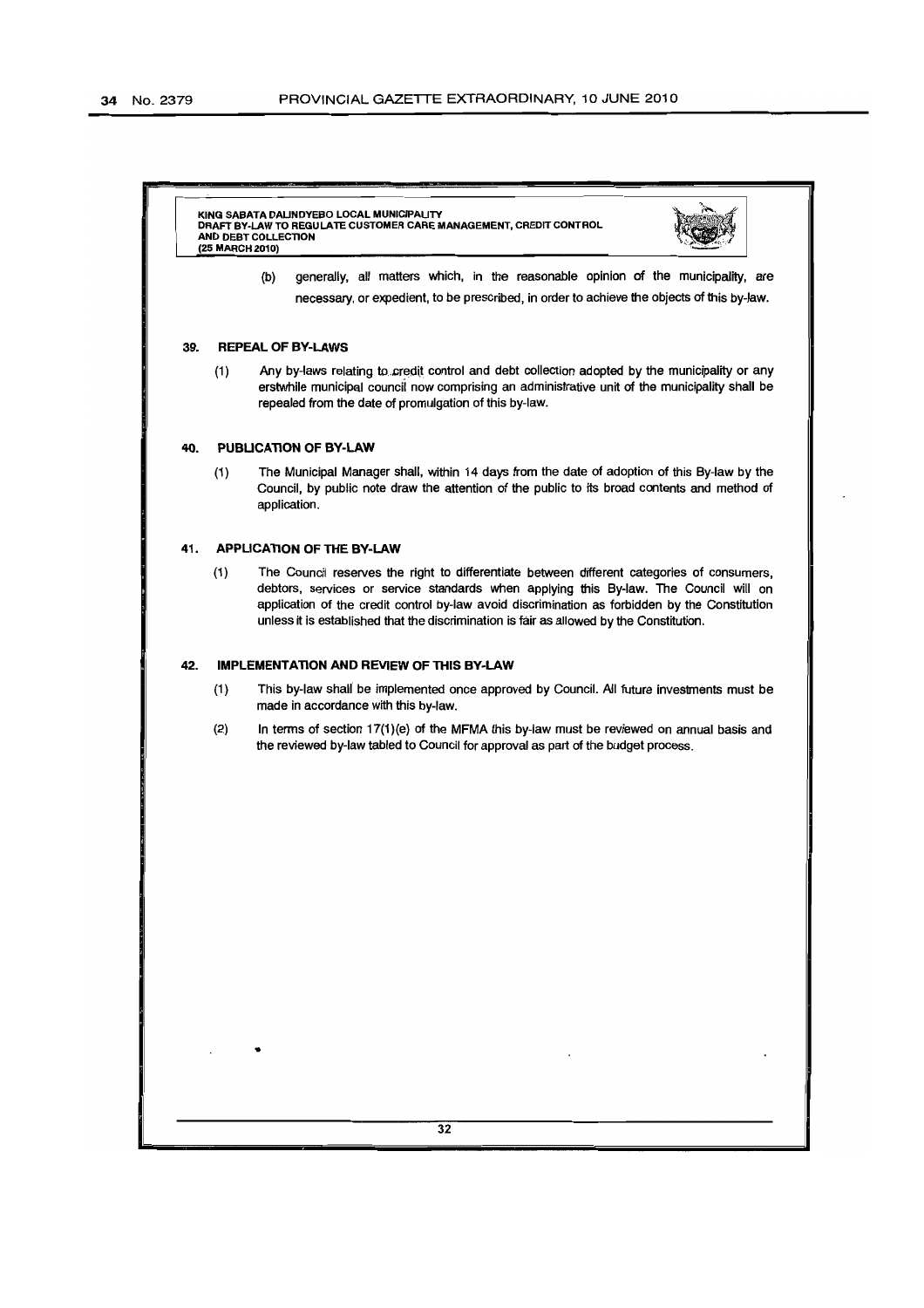(b) generally, all matters which, in the reasonable opinion of the municipality, are necessary, or expedient, to be prescribed, in order to achieve the objects of this by-law.

## 39. REPEAL OF BY-LAWS

(1) Any by-laws relating to credit control and debt collection adopted by the municipality or any erstwhile municipal council now comprising an administrative unit of the municipality shall be repealed from the date of promulgation of this by-law.

## 40. PUBLICATION OF BY-LAW

(1) The Municipal Manager shall, within 14 days from the date of adoption of this By-law by the Council, by public note draw the attention of the public to its broad contents and method of application.

## 41. APPLICATION OF THE BY-LAW

(1) The Council reserves the right to differentiate between different categories of consumers, debtors, services or service standards when applying this By-law. The Council will on application of the credit control by-law avoid discrimination as forbidden by the Constitution unless it is established that the discrimination is fair as allowed by the Constitution.

## 42. IMPLEMENTATION AND REVIEW OF THIS BY-LAW

(1) This by-law shall be implemented once approved by Council. All future investments must be made in accordance with this by-law.

(2) In terms of section 17(1)(e) of the MFMA this by-law must be reviewed on annual basis and the reviewed by-law tabled to Council for approval as part of the budget process.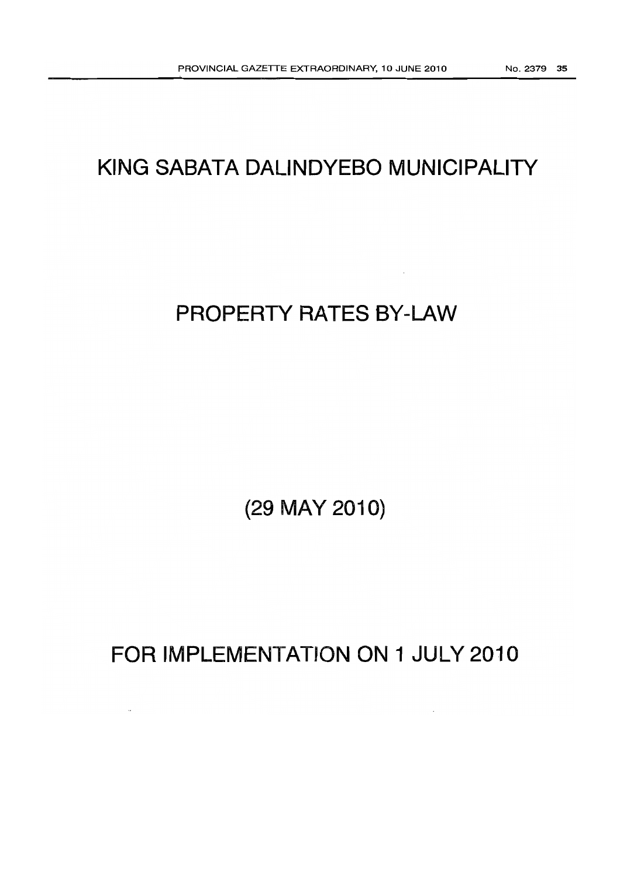# KING SABATA DALINDYEBO MUNICIPALITY

# PROPERTY RATES BY-LAW

(29 MAY 2010)

# FOR IMPLEMENTATION ON 1 JULY 2010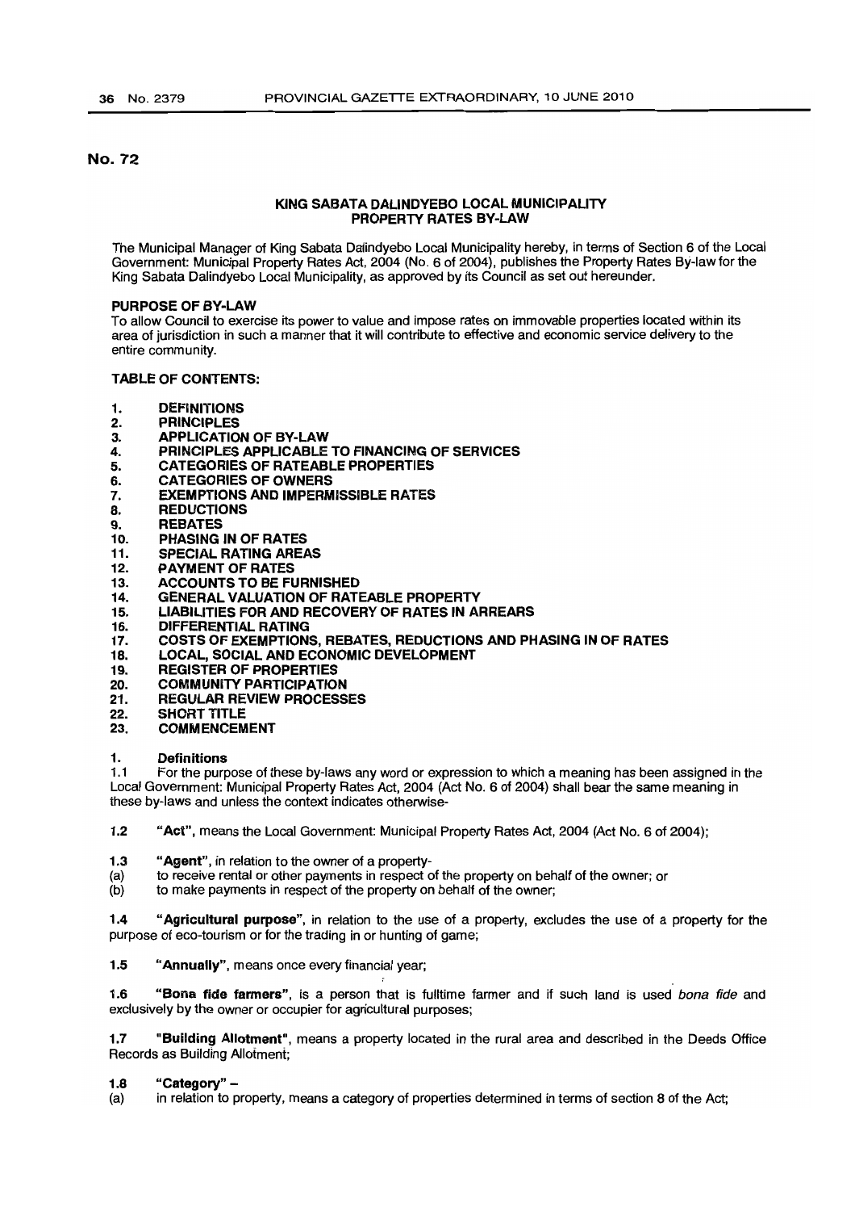## No. 72

### KING SABATA DALINDYEBO LOCAL MUNICIPALITY PROPERTY RATES BY-LAW

The Municipal Manager of King Sabata Dalindyebo Local Municipality hereby, in terms of Section 6 of the Local Government: Municipal Property Rates Act, 2004 (No. 6 of 2004), publishes the Property Rates By-law for the King Sabata Dalindyebo Local Municipality, as approved by its Council as set out hereunder.

**PURPOSE OF BY-LAW**

To allow Council to exercise its power to value and impose rates on immovable properties located within its area of jurisdiction in such a manner that it will contribute to effective and economic service delivery to the entire community.

**TABLE OF CONTENTS:**

1. DEFINITIONS
2. PRINCIPLES
3. APPLICATION OF BY-LAW
4. PRINCIPLES APPLICABLE TO FINANCING OF SERVICES
5. CATEGORIES OF RATEABLE PROPERTIES
6. CATEGORIES OF OWNERS
7. EXEMPTIONS AND IMPERMISSIBLE RATES
8. REDUCTIONS
9. REBATES
10. PHASING IN OF RATES
11. SPECIAL RATING AREAS
12. PAYMENT OF RATES
13. ACCOUNTS TO BE FURNISHED
14. GENERAL VALUATION OF RATEABLE PROPERTY
15. LIABILITIES FOR AND RECOVERY OF RATES IN ARREARS
16. DIFFERENTIAL RATING
17. COSTS OF EXEMPTIONS, REBATES, REDUCTIONS AND PHASING IN OF RATES
18. LOCAL, SOCIAL AND ECONOMIC DEVELOPMENT
19. REGISTER OF PROPERTIES
20. COMMUNITY PARTICIPATION
21. REGULAR REVIEW PROCESSES
22. SHORT TITLE
23. COMMENCEMENT

**1. Definitions**

1.1 For the purpose of these by-laws any word or expression to which a meaning has been assigned in the Local Government: Municipal Property Rates Act, 2004 (Act No. 6 of 2004) shall bear the same meaning in these by-laws and unless the context indicates otherwise-

1.2 **"Act"**, means the Local Government: Municipal Property Rates Act, 2004 (Act No. 6 of 2004);

1.3 **"Agent"**, in relation to the owner of a property-

(a) to receive rental or other payments in respect of the property on behalf of the owner; or

(b) to make payments in respect of the property on behalf of the owner;

1.4 **"Agricultural purpose"**, in relation to the use of a property, excludes the use of a property for the purpose of eco-tourism or for the trading in or hunting of game;

1.5 **"Annually"**, means once every financial year;

1.6 **"Bona fide farmers"**, is a person that is fulltime farmer and if such land is used *bona fide* and exclusively by the owner or occupier for agricultural purposes;

1.7 **"Building Allotment"**, means a property located in the rural area and described in the Deeds Office Records as Building Allotment;

1.8 **"Category"** –

(a) in relation to property, means a category of properties determined in terms of section 8 of the Act;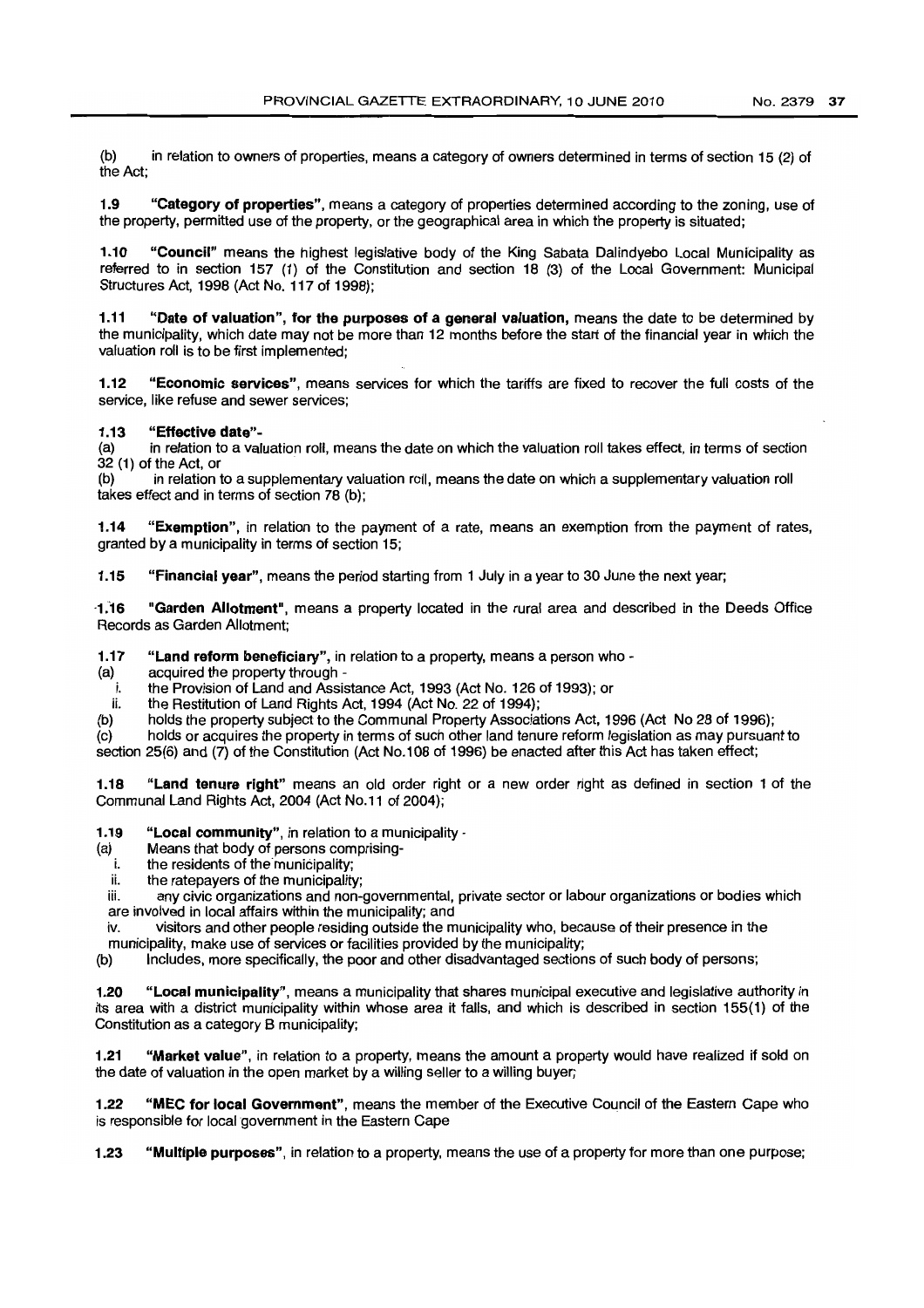(b) in relation to owners of properties, means a category of owners determined in terms of section 15 (2) of the Act;

**1.9 "Category of properties"**, means a category of properties determined according to the zoning, use of the property, permitted use of the property, or the geographical area in which the property is situated;

**1.10 "Council"** means the highest legislative body of the King Sabata Dalindyebo Local Municipality as referred to in section 157 (1) of the Constitution and section 18 (3) of the Local Government: Municipal Structures Act, 1998 (Act No. 117 of 1998);

**1.11 "Date of valuation", for the purposes of a general valuation,** means the date to be determined by the municipality, which date may not be more than 12 months before the start of the financial year in which the valuation roll is to be first implemented;

**1.12 "Economic services"**, means services for which the tariffs are fixed to recover the full costs of the service, like refuse and sewer services;

**1.13 "Effective date"-**

(a) in relation to a valuation roll, means the date on which the valuation roll takes effect, in terms of section 32 (1) of the Act, or

(b) in relation to a supplementary valuation roll, means the date on which a supplementary valuation roll takes effect and in terms of section 78 (b);

**1.14 "Exemption"**, in relation to the payment of a rate, means an exemption from the payment of rates, granted by a municipality in terms of section 15;

**1.15 "Financial year"**, means the period starting from 1 July in a year to 30 June the next year;

**1.16 "Garden Allotment"**, means a property located in the rural area and described in the Deeds Office Records as Garden Allotment;

**1.17 "Land reform beneficiary"**, in relation to a property, means a person who -

(a) acquired the property through -

  i. the Provision of Land and Assistance Act, 1993 (Act No. 126 of 1993); or
  ii. the Restitution of Land Rights Act, 1994 (Act No. 22 of 1994);

(b) holds the property subject to the Communal Property Associations Act, 1996 (Act No 28 of 1996);

(c) holds or acquires the property in terms of such other land tenure reform legislation as may pursuant to section 25(6) and (7) of the Constitution (Act No.108 of 1996) be enacted after this Act has taken effect;

**1.18 "Land tenure right"** means an old order right or a new order right as defined in section 1 of the Communal Land Rights Act, 2004 (Act No.11 of 2004);

**1.19 "Local community"**, in relation to a municipality -

(a) Means that body of persons comprising-

  i. the residents of the municipality;
  ii. the ratepayers of the municipality;
  iii. any civic organizations and non-governmental, private sector or labour organizations or bodies which are involved in local affairs within the municipality; and
  iv. visitors and other people residing outside the municipality who, because of their presence in the municipality, make use of services or facilities provided by the municipality;

(b) Includes, more specifically, the poor and other disadvantaged sections of such body of persons;

**1.20 "Local municipality"**, means a municipality that shares municipal executive and legislative authority in its area with a district municipality within whose area it falls, and which is described in section 155(1) of the Constitution as a category B municipality;

**1.21 "Market value"**, in relation to a property, means the amount a property would have realized if sold on the date of valuation in the open market by a willing seller to a willing buyer;

**1.22 "MEC for local Government"**, means the member of the Executive Council of the Eastern Cape who is responsible for local government in the Eastern Cape

**1.23 "Multiple purposes"**, in relation to a property, means the use of a property for more than one purpose;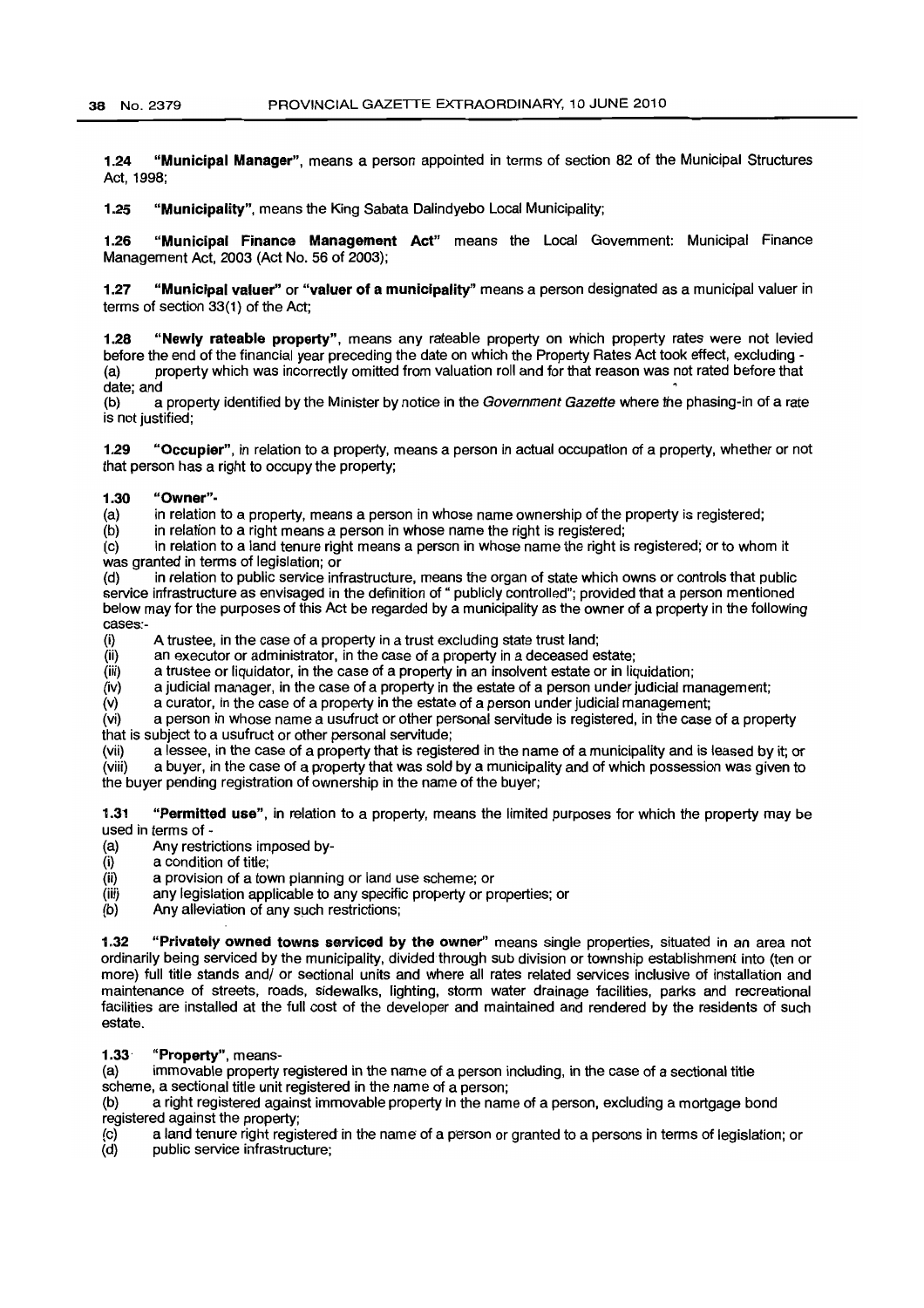**1.24 "Municipal Manager"**, means a person appointed in terms of section 82 of the Municipal Structures Act, 1998;

**1.25 "Municipality"**, means the King Sabata Dalindyebo Local Municipality;

**1.26 "Municipal Finance Management Act"** means the Local Government: Municipal Finance Management Act, 2003 (Act No. 56 of 2003);

**1.27 "Municipal valuer"** or **"valuer of a municipality"** means a person designated as a municipal valuer in terms of section 33(1) of the Act;

**1.28 "Newly rateable property"**, means any rateable property on which property rates were not levied before the end of the financial year preceding the date on which the Property Rates Act took effect, excluding -

(a) property which was incorrectly omitted from valuation roll and for that reason was not rated before that date; and

(b) a property identified by the Minister by notice in the *Government Gazette* where the phasing-in of a rate is not justified;

**1.29 "Occupier"**, in relation to a property, means a person in actual occupation of a property, whether or not that person has a right to occupy the property;

**1.30 "Owner"-**

(a) in relation to a property, means a person in whose name ownership of the property is registered;

(b) in relation to a right means a person in whose name the right is registered;

(c) in relation to a land tenure right means a person in whose name the right is registered; or to whom it was granted in terms of legislation; or

(d) in relation to public service infrastructure, means the organ of state which owns or controls that public service infrastructure as envisaged in the definition of " publicly controlled"; provided that a person mentioned below may for the purposes of this Act be regarded by a municipality as the owner of a property in the following cases:-

(i) A trustee, in the case of a property in a trust excluding state trust land;

(ii) an executor or administrator, in the case of a property in a deceased estate;

(iii) a trustee or liquidator, in the case of a property in an insolvent estate or in liquidation;

(iv) a judicial manager, in the case of a property in the estate of a person under judicial management;

(v) a curator, in the case of a property in the estate of a person under judicial management;

(vi) a person in whose name a usufruct or other personal servitude is registered, in the case of a property that is subject to a usufruct or other personal servitude;

(vii) a lessee, in the case of a property that is registered in the name of a municipality and is leased by it; or

(viii) a buyer, in the case of a property that was sold by a municipality and of which possession was given to the buyer pending registration of ownership in the name of the buyer;

**1.31 "Permitted use"**, in relation to a property, means the limited purposes for which the property may be used in terms of -

(a) Any restrictions imposed by-

(i) a condition of title;

(ii) a provision of a town planning or land use scheme; or

(iii) any legislation applicable to any specific property or properties; or

(b) Any alleviation of any such restrictions;

**1.32 "Privately owned towns serviced by the owner"** means single properties, situated in an area not ordinarily being serviced by the municipality, divided through sub division or township establishment into (ten or more) full title stands and/ or sectional units and where all rates related services inclusive of installation and maintenance of streets, roads, sidewalks, lighting, storm water drainage facilities, parks and recreational facilities are installed at the full cost of the developer and maintained and rendered by the residents of such estate.

**1.33 "Property"**, means-

(a) immovable property registered in the name of a person including, in the case of a sectional title scheme, a sectional title unit registered in the name of a person;

(b) a right registered against immovable property in the name of a person, excluding a mortgage bond registered against the property;

(c) a land tenure right registered in the name of a person or granted to a persons in terms of legislation; or

(d) public service infrastructure;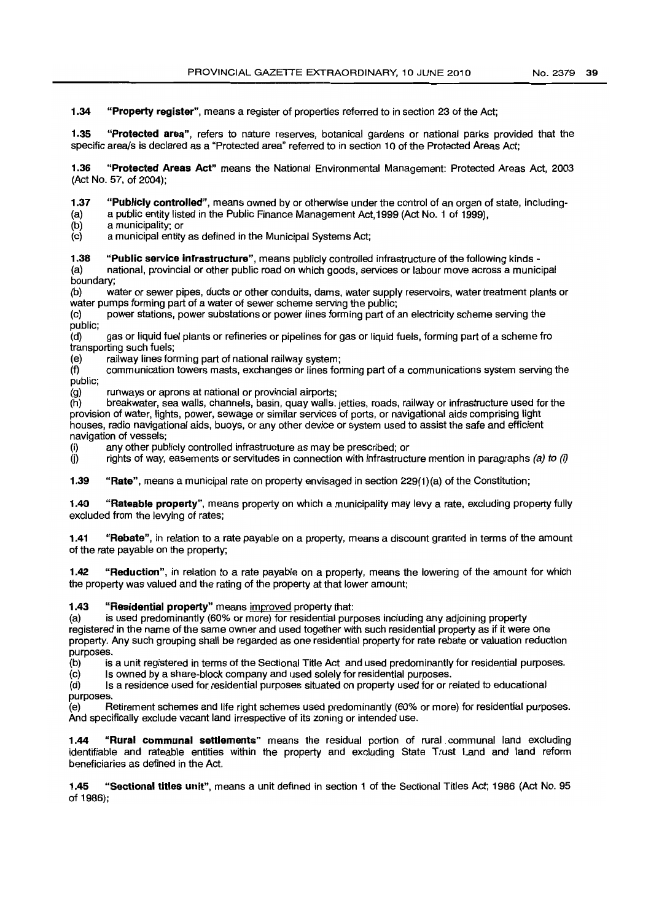**1.34 "Property register"**, means a register of properties referred to in section 23 of the Act;

**1.35 "Protected area"**, refers to nature reserves, botanical gardens or national parks provided that the specific area/s is declared as a "Protected area" referred to in section 10 of the Protected Areas Act;

**1.36 "Protected Areas Act"** means the National Environmental Management: Protected Areas Act, 2003 (Act No. 57, of 2004);

**1.37 "Publicly controlled"**, means owned by or otherwise under the control of an organ of state, including-

(a) a public entity listed in the Public Finance Management Act,1999 (Act No. 1 of 1999),
(b) a municipality; or
(c) a municipal entity as defined in the Municipal Systems Act;

**1.38 "Public service infrastructure"**, means publicly controlled infrastructure of the following kinds -

(a) national, provincial or other public road on which goods, services or labour move across a municipal boundary;
(b) water or sewer pipes, ducts or other conduits, dams, water supply reservoirs, water treatment plants or water pumps forming part of a water of sewer scheme serving the public;
(c) power stations, power substations or power lines forming part of an electricity scheme serving the public;
(d) gas or liquid fuel plants or refineries or pipelines for gas or liquid fuels, forming part of a scheme fro transporting such fuels;
(e) railway lines forming part of national railway system;
(f) communication towers masts, exchanges or lines forming part of a communications system serving the public;
(g) runways or aprons at national or provincial airports;
(h) breakwater, sea walls, channels, basin, quay walls, jetties, roads, railway or infrastructure used for the provision of water, lights, power, sewage or similar services of ports, or navigational aids comprising light houses, radio navigational aids, buoys, or any other device or system used to assist the safe and efficient navigation of vessels;
(i) any other publicly controlled infrastructure as may be prescribed; or
(j) rights of way, easements or servitudes in connection with infrastructure mention in paragraphs *(a) to (i)*

**1.39 "Rate"**, means a municipal rate on property envisaged in section 229(1)(a) of the Constitution;

**1.40 "Rateable property"**, means property on which a municipality may levy a rate, excluding property fully excluded from the levying of rates;

**1.41 "Rebate"**, in relation to a rate payable on a property, means a discount granted in terms of the amount of the rate payable on the property;

**1.42 "Reduction"**, in relation to a rate payable on a property, means the lowering of the amount for which the property was valued and the rating of the property at that lower amount;

**1.43 "Residential property"** means <u>improved</u> property that:

(a) is used predominantly (60% or more) for residential purposes including any adjoining property registered in the name of the same owner and used together with such residential property as if it were one property. Any such grouping shall be regarded as one residential property for rate rebate or valuation reduction purposes.
(b) is a unit registered in terms of the Sectional Title Act and used predominantly for residential purposes.
(c) Is owned by a share-block company and used solely for residential purposes.
(d) Is a residence used for residential purposes situated on property used for or related to educational purposes.
(e) Retirement schemes and life right schemes used predominantly (60% or more) for residential purposes.

And specifically exclude vacant land irrespective of its zoning or intended use.

**1.44 "Rural communal settlements"** means the residual portion of rural communal land excluding identifiable and rateable entities within the property and excluding State Trust Land and land reform beneficiaries as defined in the Act.

**1.45 "Sectional titles unit"**, means a unit defined in section 1 of the Sectional Titles Act; 1986 (Act No. 95 of 1986);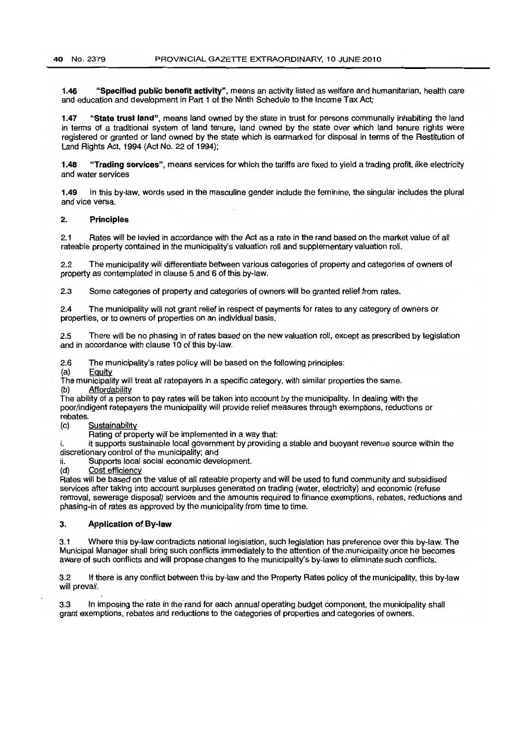**1.46 "Specified public benefit activity"**, means an activity listed as welfare and humanitarian, health care and education and development in Part 1 of the Ninth Schedule to the Income Tax Act;

**1.47 "State trust land"**, means land owned by the state in trust for persons communally inhabiting the land in terms of a traditional system of land tenure, land owned by the state over which land tenure rights were registered or granted or land owned by the state which is earmarked for disposal in terms of the Restitution of Land Rights Act, 1994 (Act No. 22 of 1994);

**1.48 "Trading services"**, means services for which the tariffs are fixed to yield a trading profit, like electricity and water services

1.49 In this by-law, words used in the masculine gender include the feminine, the singular includes the plural and vice versa.

## 2. Principles

2.1 Rates will be levied in accordance with the Act as a rate in the rand based on the market value of all rateable property contained in the municipality's valuation roll and supplementary valuation roll.

2.2 The municipality will differentiate between various categories of property and categories of owners of property as contemplated in clause 5 and 6 of this by-law.

2.3 Some categories of property and categories of owners will be granted relief from rates.

2.4 The municipality will not grant relief in respect of payments for rates to any category of owners or properties, or to owners of properties on an individual basis.

2.5 There will be no phasing in of rates based on the new valuation roll, except as prescribed by legislation and in accordance with clause 10 of this by-law.

2.6 The municipality's rates policy will be based on the following principles:

(a) Equity

The municipality will treat all ratepayers in a specific category, with similar properties the same.

(b) Affordability

The ability of a person to pay rates will be taken into account by the municipality. In dealing with the poor/indigent ratepayers the municipality will provide relief measures through exemptions, reductions or rebates.

(c) Sustainability

Rating of property will be implemented in a way that:

i. it supports sustainable local government by providing a stable and buoyant revenue source within the discretionary control of the municipality; and

ii. Supports local social economic development.

(d) Cost efficiency

Rates will be based on the value of all rateable property and will be used to fund community and subsidised services after taking into account surpluses generated on trading (water, electricity) and economic (refuse removal, sewerage disposal) services and the amounts required to finance exemptions, rebates, reductions and phasing-in of rates as approved by the municipality from time to time.

## 3. Application of By-law

3.1 Where this by-law contradicts national legislation, such legislation has preference over this by-law. The Municipal Manager shall bring such conflicts immediately to the attention of the municipality once he becomes aware of such conflicts and will propose changes to the municipality's by-laws to eliminate such conflicts.

3.2 If there is any conflict between this by-law and the Property Rates policy of the municipality, this by-law will prevail.

3.3 In imposing the rate in the rand for each annual operating budget component, the municipality shall grant exemptions, rebates and reductions to the categories of properties and categories of owners.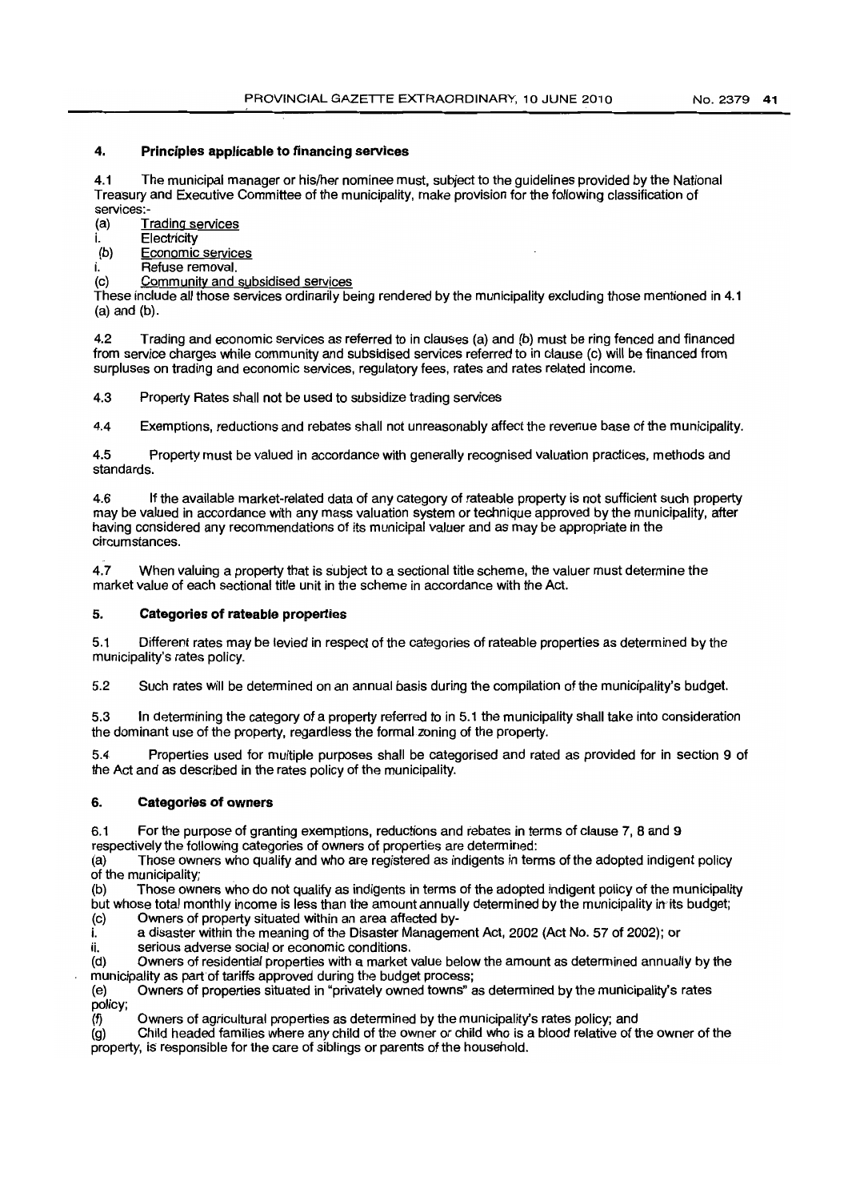## 4. Principles applicable to financing services

4.1 The municipal manager or his/her nominee must, subject to the guidelines provided by the National Treasury and Executive Committee of the municipality, make provision for the following classification of services:-

(a) Trading services

i. Electricity

(b) Economic services

i. Refuse removal.

(c) Community and subsidised services

These include all those services ordinarily being rendered by the municipality excluding those mentioned in 4.1 (a) and (b).

4.2 Trading and economic services as referred to in clauses (a) and (b) must be ring fenced and financed from service charges while community and subsidised services referred to in clause (c) will be financed from surpluses on trading and economic services, regulatory fees, rates and rates related income.

4.3 Property Rates shall not be used to subsidize trading services

4.4 Exemptions, reductions and rebates shall not unreasonably affect the revenue base of the municipality.

4.5 Property must be valued in accordance with generally recognised valuation practices, methods and standards.

4.6 If the available market-related data of any category of rateable property is not sufficient such property may be valued in accordance with any mass valuation system or technique approved by the municipality, after having considered any recommendations of its municipal valuer and as may be appropriate in the circumstances.

4.7 When valuing a property that is subject to a sectional title scheme, the valuer must determine the market value of each sectional title unit in the scheme in accordance with the Act.

## 5. Categories of rateable properties

5.1 Different rates may be levied in respect of the categories of rateable properties as determined by the municipality's rates policy.

5.2 Such rates will be determined on an annual basis during the compilation of the municipality's budget.

5.3 In determining the category of a property referred to in 5.1 the municipality shall take into consideration the dominant use of the property, regardless the formal zoning of the property.

5.4 Properties used for multiple purposes shall be categorised and rated as provided for in section 9 of the Act and as described in the rates policy of the municipality.

## 6. Categories of owners

6.1 For the purpose of granting exemptions, reductions and rebates in terms of clause 7, 8 and 9 respectively the following categories of owners of properties are determined:

(a) Those owners who qualify and who are registered as indigents in terms of the adopted indigent policy of the municipality;

(b) Those owners who do not qualify as indigents in terms of the adopted indigent policy of the municipality but whose total monthly income is less than the amount annually determined by the municipality in its budget;

(c) Owners of property situated within an area affected by-

i. a disaster within the meaning of the Disaster Management Act, 2002 (Act No. 57 of 2002); or

ii. serious adverse social or economic conditions.

(d) Owners of residential properties with a market value below the amount as determined annually by the municipality as part of tariffs approved during the budget process;

(e) Owners of properties situated in "privately owned towns" as determined by the municipality's rates policy;

(f) Owners of agricultural properties as determined by the municipality's rates policy; and

(g) Child headed families where any child of the owner or child who is a blood relative of the owner of the property, is responsible for the care of siblings or parents of the household.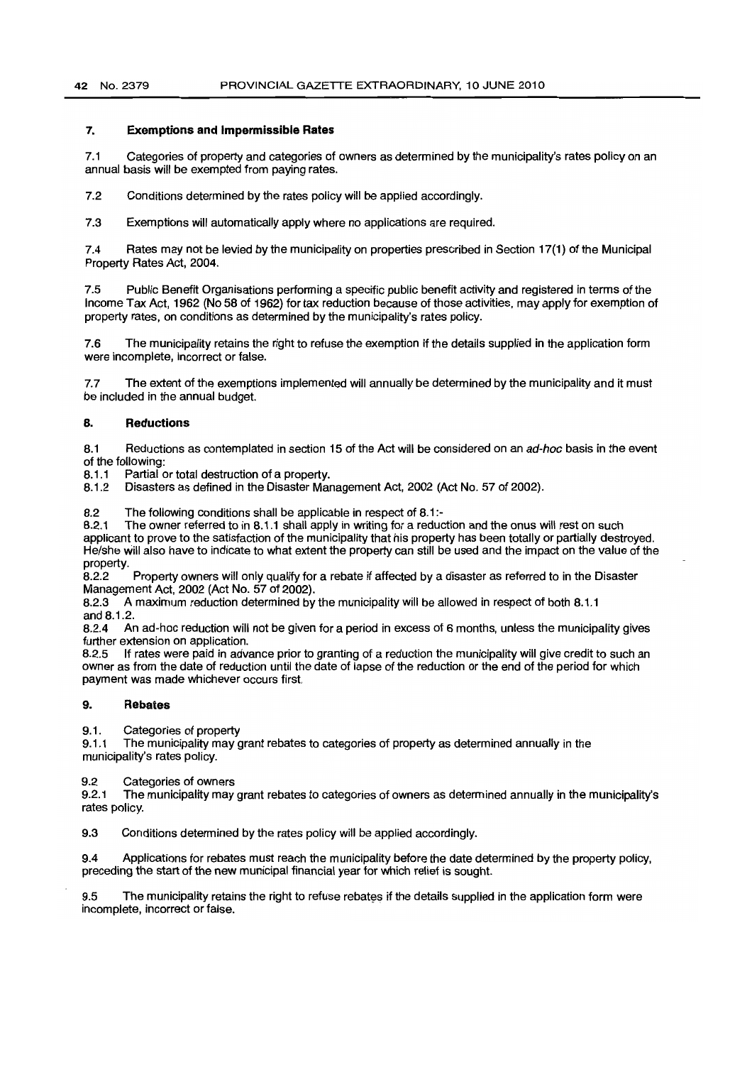## 7. Exemptions and Impermissible Rates

7.1 Categories of property and categories of owners as determined by the municipality's rates policy on an annual basis will be exempted from paying rates.

7.2 Conditions determined by the rates policy will be applied accordingly.

7.3 Exemptions will automatically apply where no applications are required.

7.4 Rates may not be levied by the municipality on properties prescribed in Section 17(1) of the Municipal Property Rates Act, 2004.

7.5 Public Benefit Organisations performing a specific public benefit activity and registered in terms of the Income Tax Act, 1962 (No 58 of 1962) for tax reduction because of those activities, may apply for exemption of property rates, on conditions as determined by the municipality's rates policy.

7.6 The municipality retains the right to refuse the exemption if the details supplied in the application form were incomplete, incorrect or false.

7.7 The extent of the exemptions implemented will annually be determined by the municipality and it must be included in the annual budget.

## 8. Reductions

8.1 Reductions as contemplated in section 15 of the Act will be considered on an *ad-hoc* basis in the event of the following:

8.1.1 Partial or total destruction of a property.

8.1.2 Disasters as defined in the Disaster Management Act, 2002 (Act No. 57 of 2002).

8.2 The following conditions shall be applicable in respect of 8.1:-

8.2.1 The owner referred to in 8.1.1 shall apply in writing for a reduction and the onus will rest on such applicant to prove to the satisfaction of the municipality that his property has been totally or partially destroyed. He/she will also have to indicate to what extent the property can still be used and the impact on the value of the property.

8.2.2 Property owners will only qualify for a rebate if affected by a disaster as referred to in the Disaster Management Act, 2002 (Act No. 57 of 2002).

8.2.3 A maximum reduction determined by the municipality will be allowed in respect of both 8.1.1 and 8.1.2.

8.2.4 An ad-hoc reduction will not be given for a period in excess of 6 months, unless the municipality gives further extension on application.

8.2.5 If rates were paid in advance prior to granting of a reduction the municipality will give credit to such an owner as from the date of reduction until the date of lapse of the reduction or the end of the period for which payment was made whichever occurs first.

## 9. Rebates

9.1. Categories of property

9.1.1 The municipality may grant rebates to categories of property as determined annually in the municipality's rates policy.

9.2 Categories of owners

9.2.1 The municipality may grant rebates to categories of owners as determined annually in the municipality's rates policy.

9.3 Conditions determined by the rates policy will be applied accordingly.

9.4 Applications for rebates must reach the municipality before the date determined by the property policy, preceding the start of the new municipal financial year for which relief is sought.

9.5 The municipality retains the right to refuse rebates if the details supplied in the application form were incomplete, incorrect or false.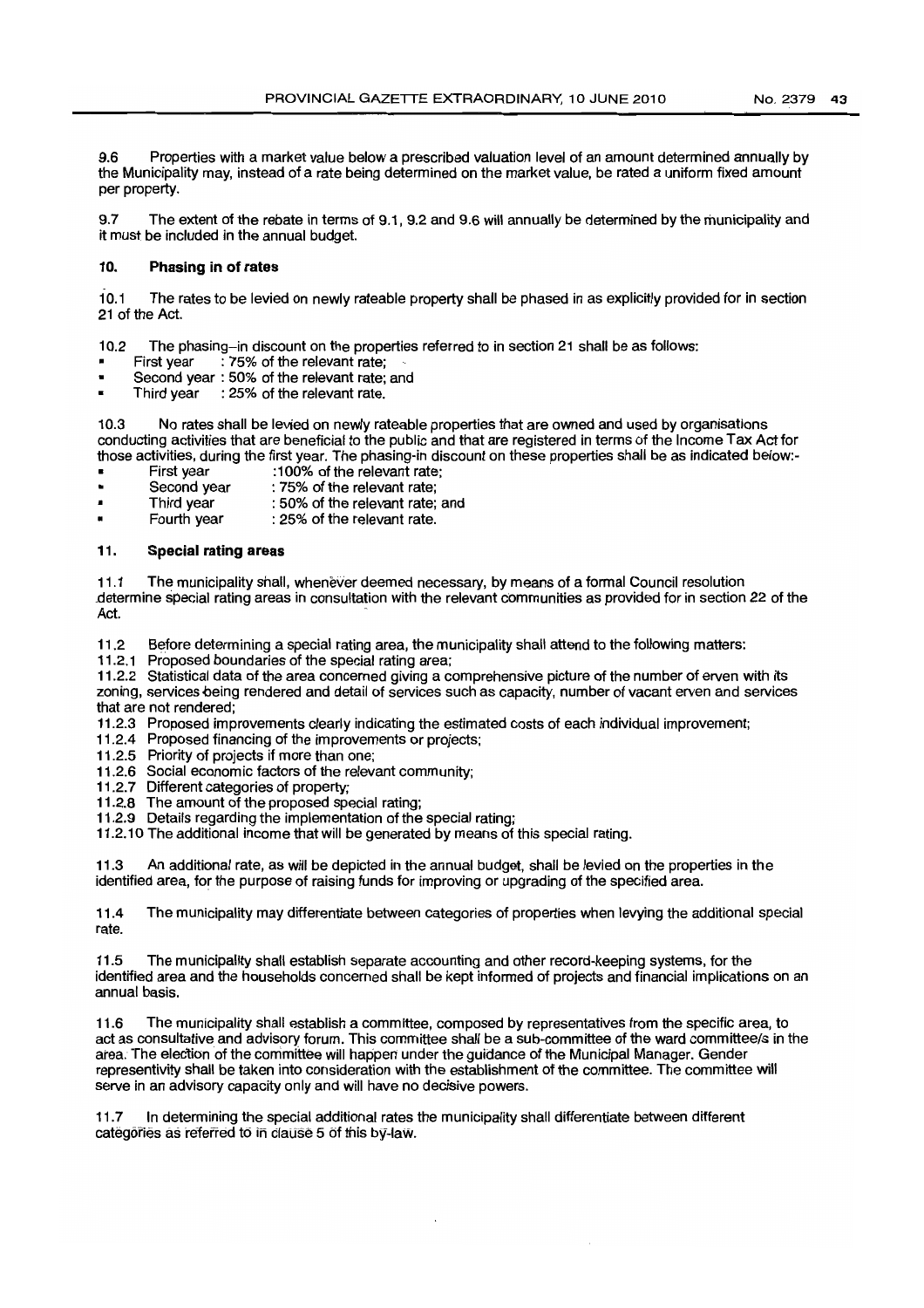9.6 Properties with a market value below a prescribed valuation level of an amount determined annually by the Municipality may, instead of a rate being determined on the market value, be rated a uniform fixed amount per property.

9.7 The extent of the rebate in terms of 9.1, 9.2 and 9.6 will annually be determined by the municipality and it must be included in the annual budget.

## 10. Phasing in of rates

10.1 The rates to be levied on newly rateable property shall be phased in as explicitly provided for in section 21 of the Act.

10.2 The phasing–in discount on the properties referred to in section 21 shall be as follows:

- First year : 75% of the relevant rate;
- Second year : 50% of the relevant rate; and
- Third year : 25% of the relevant rate.

10.3 No rates shall be levied on newly rateable properties that are owned and used by organisations conducting activities that are beneficial to the public and that are registered in terms of the Income Tax Act for those activities, during the first year. The phasing-in discount on these properties shall be as indicated below:-

- First year :100% of the relevant rate;
- Second year : 75% of the relevant rate;
- Third year : 50% of the relevant rate; and
- Fourth year : 25% of the relevant rate.

## 11. Special rating areas

11.1 The municipality shall, whenever deemed necessary, by means of a formal Council resolution determine special rating areas in consultation with the relevant communities as provided for in section 22 of the Act.

11.2 Before determining a special rating area, the municipality shall attend to the following matters:
11.2.1 Proposed boundaries of the special rating area;
11.2.2 Statistical data of the area concerned giving a comprehensive picture of the number of erven with its zoning, services being rendered and detail of services such as capacity, number of vacant erven and services that are not rendered;
11.2.3 Proposed improvements clearly indicating the estimated costs of each individual improvement;
11.2.4 Proposed financing of the improvements or projects;
11.2.5 Priority of projects if more than one;
11.2.6 Social economic factors of the relevant community;
11.2.7 Different categories of property;
11.2.8 The amount of the proposed special rating;
11.2.9 Details regarding the implementation of the special rating;
11.2.10 The additional income that will be generated by means of this special rating.

11.3 An additional rate, as will be depicted in the annual budget, shall be levied on the properties in the identified area, for the purpose of raising funds for improving or upgrading of the specified area.

11.4 The municipality may differentiate between categories of properties when levying the additional special rate.

11.5 The municipality shall establish separate accounting and other record-keeping systems, for the identified area and the households concerned shall be kept informed of projects and financial implications on an annual basis.

11.6 The municipality shall establish a committee, composed by representatives from the specific area, to act as consultative and advisory forum. This committee shall be a sub-committee of the ward committee/s in the area. The election of the committee will happen under the guidance of the Municipal Manager. Gender representivity shall be taken into consideration with the establishment of the committee. The committee will serve in an advisory capacity only and will have no decisive powers.

11.7 In determining the special additional rates the municipality shall differentiate between different categories as referred to in clause 5 of this by-law.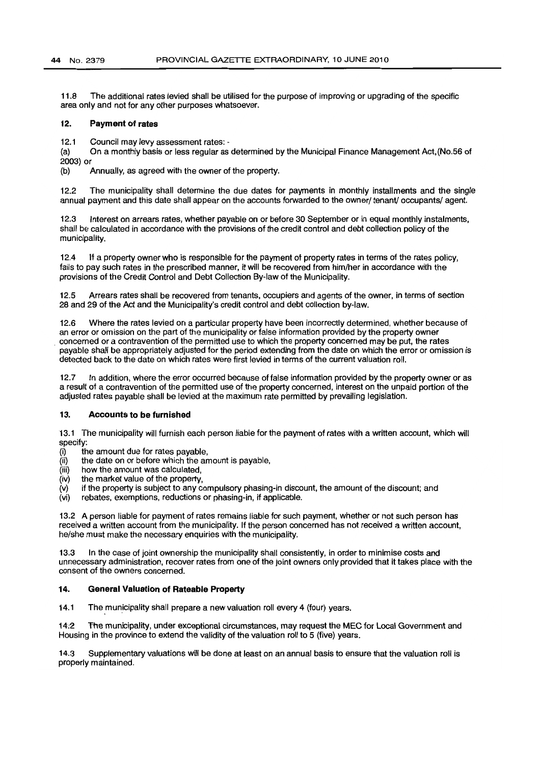11.8 The additional rates levied shall be utilised for the purpose of improving or upgrading of the specific area only and not for any other purposes whatsoever.

## 12. Payment of rates

12.1 Council may levy assessment rates: -

(a) On a monthly basis or less regular as determined by the Municipal Finance Management Act, (No.56 of 2003) or

(b) Annually, as agreed with the owner of the property.

12.2 The municipality shall determine the due dates for payments in monthly installments and the single annual payment and this date shall appear on the accounts forwarded to the owner/ tenant/ occupants/ agent.

12.3 Interest on arrears rates, whether payable on or before 30 September or in equal monthly instalments, shall be calculated in accordance with the provisions of the credit control and debt collection policy of the municipality.

12.4 If a property owner who is responsible for the payment of property rates in terms of the rates policy, fails to pay such rates in the prescribed manner, it will be recovered from him/her in accordance with the provisions of the Credit Control and Debt Collection By-law of the Municipality.

12.5 Arrears rates shall be recovered from tenants, occupiers and agents of the owner, in terms of section 28 and 29 of the Act and the Municipality's credit control and debt collection by-law.

12.6 Where the rates levied on a particular property have been incorrectly determined, whether because of an error or omission on the part of the municipality or false information provided by the property owner concerned or a contravention of the permitted use to which the property concerned may be put, the rates payable shall be appropriately adjusted for the period extending from the date on which the error or omission is detected back to the date on which rates were first levied in terms of the current valuation roll.

12.7 In addition, where the error occurred because of false information provided by the property owner or as a result of a contravention of the permitted use of the property concerned, interest on the unpaid portion of the adjusted rates payable shall be levied at the maximum rate permitted by prevailing legislation.

## 13. Accounts to be furnished

13.1 The municipality will furnish each person liable for the payment of rates with a written account, which will specify:

(i) the amount due for rates payable,
(ii) the date on or before which the amount is payable,
(iii) how the amount was calculated,
(iv) the market value of the property,
(v) if the property is subject to any compulsory phasing-in discount, the amount of the discount; and
(vi) rebates, exemptions, reductions or phasing-in, if applicable.

13.2 A person liable for payment of rates remains liable for such payment, whether or not such person has received a written account from the municipality. If the person concerned has not received a written account, he/she must make the necessary enquiries with the municipality.

13.3 In the case of joint ownership the municipality shall consistently, in order to minimise costs and unnecessary administration, recover rates from one of the joint owners only provided that it takes place with the consent of the owners concerned.

## 14. General Valuation of Rateable Property

14.1 The municipality shall prepare a new valuation roll every 4 (four) years.

14.2 The municipality, under exceptional circumstances, may request the MEC for Local Government and Housing in the province to extend the validity of the valuation roll to 5 (five) years.

14.3 Supplementary valuations will be done at least on an annual basis to ensure that the valuation roll is properly maintained.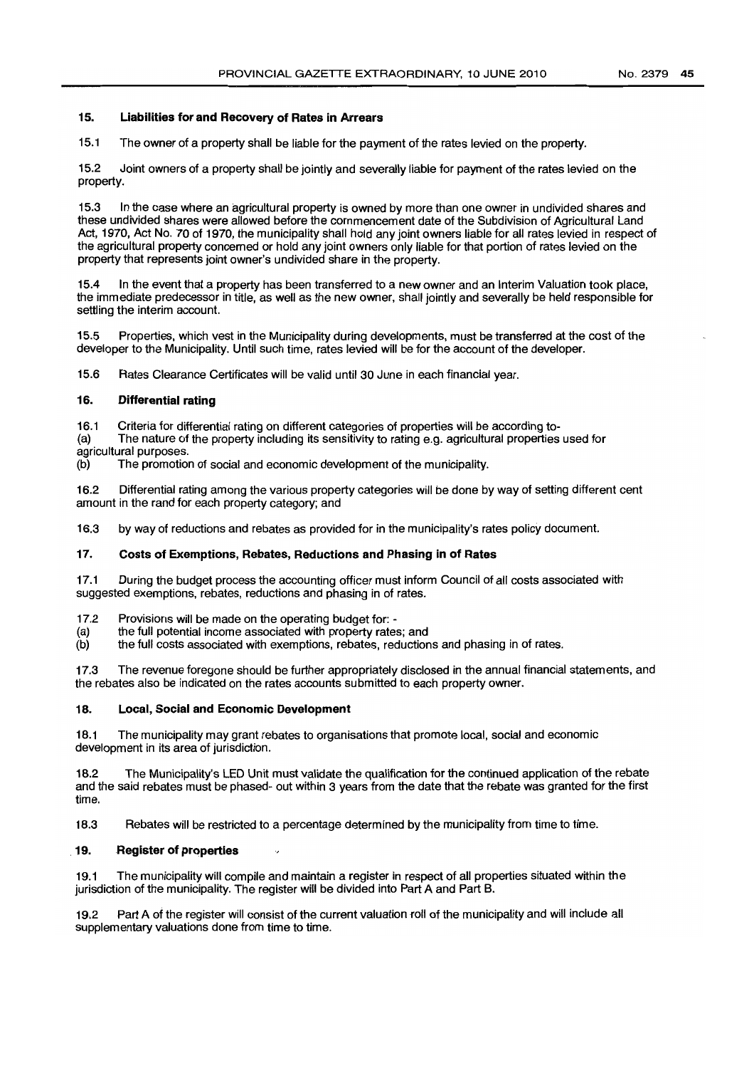## 15. Liabilities for and Recovery of Rates in Arrears

15.1 The owner of a property shall be liable for the payment of the rates levied on the property.

15.2 Joint owners of a property shall be jointly and severally liable for payment of the rates levied on the property.

15.3 In the case where an agricultural property is owned by more than one owner in undivided shares and these undivided shares were allowed before the commencement date of the Subdivision of Agricultural Land Act, 1970, Act No. 70 of 1970, the municipality shall hold any joint owners liable for all rates levied in respect of the agricultural property concerned or hold any joint owners only liable for that portion of rates levied on the property that represents joint owner's undivided share in the property.

15.4 In the event that a property has been transferred to a new owner and an Interim Valuation took place, the immediate predecessor in title, as well as the new owner, shall jointly and severally be held responsible for settling the interim account.

15.5 Properties, which vest in the Municipality during developments, must be transferred at the cost of the developer to the Municipality. Until such time, rates levied will be for the account of the developer.

15.6 Rates Clearance Certificates will be valid until 30 June in each financial year.

## 16. Differential rating

16.1 Criteria for differential rating on different categories of properties will be according to-

(a) The nature of the property including its sensitivity to rating e.g. agricultural properties used for agricultural purposes.

(b) The promotion of social and economic development of the municipality.

16.2 Differential rating among the various property categories will be done by way of setting different cent amount in the rand for each property category; and

16.3 by way of reductions and rebates as provided for in the municipality's rates policy document.

## 17. Costs of Exemptions, Rebates, Reductions and Phasing in of Rates

17.1 During the budget process the accounting officer must inform Council of all costs associated with suggested exemptions, rebates, reductions and phasing in of rates.

17.2 Provisions will be made on the operating budget for: -

(a) the full potential income associated with property rates; and

(b) the full costs associated with exemptions, rebates, reductions and phasing in of rates.

17.3 The revenue foregone should be further appropriately disclosed in the annual financial statements, and the rebates also be indicated on the rates accounts submitted to each property owner.

## 18. Local, Social and Economic Development

18.1 The municipality may grant rebates to organisations that promote local, social and economic development in its area of jurisdiction.

18.2 The Municipality's LED Unit must validate the qualification for the continued application of the rebate and the said rebates must be phased- out within 3 years from the date that the rebate was granted for the first time.

18.3 Rebates will be restricted to a percentage determined by the municipality from time to time.

## 19. Register of properties

19.1 The municipality will compile and maintain a register in respect of all properties situated within the jurisdiction of the municipality. The register will be divided into Part A and Part B.

19.2 Part A of the register will consist of the current valuation roll of the municipality and will include all supplementary valuations done from time to time.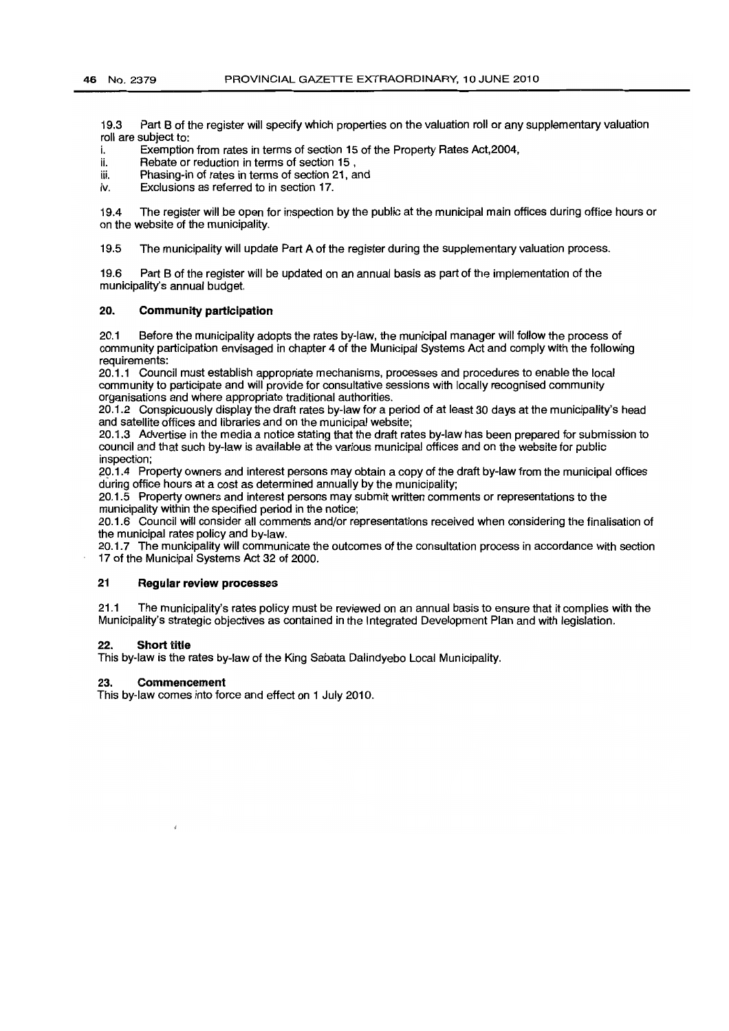19.3 Part B of the register will specify which properties on the valuation roll or any supplementary valuation roll are subject to:

i. Exemption from rates in terms of section 15 of the Property Rates Act,2004,
ii. Rebate or reduction in terms of section 15 ,
iii. Phasing-in of rates in terms of section 21, and
iv. Exclusions as referred to in section 17.

19.4 The register will be open for inspection by the public at the municipal main offices during office hours or on the website of the municipality.

19.5 The municipality will update Part A of the register during the supplementary valuation process.

19.6 Part B of the register will be updated on an annual basis as part of the implementation of the municipality's annual budget.

### 20. Community participation

20.1 Before the municipality adopts the rates by-law, the municipal manager will follow the process of community participation envisaged in chapter 4 of the Municipal Systems Act and comply with the following requirements:

20.1.1 Council must establish appropriate mechanisms, processes and procedures to enable the local community to participate and will provide for consultative sessions with locally recognised community organisations and where appropriate traditional authorities.

20.1.2 Conspicuously display the draft rates by-law for a period of at least 30 days at the municipality's head and satellite offices and libraries and on the municipal website;

20.1.3 Advertise in the media a notice stating that the draft rates by-law has been prepared for submission to council and that such by-law is available at the various municipal offices and on the website for public inspection;

20.1.4 Property owners and interest persons may obtain a copy of the draft by-law from the municipal offices during office hours at a cost as determined annually by the municipality;

20.1.5 Property owners and interest persons may submit written comments or representations to the municipality within the specified period in the notice;

20.1.6 Council will consider all comments and/or representations received when considering the finalisation of the municipal rates policy and by-law.

20.1.7 The municipality will communicate the outcomes of the consultation process in accordance with section 17 of the Municipal Systems Act 32 of 2000.

### 21 Regular review processes

21.1 The municipality's rates policy must be reviewed on an annual basis to ensure that it complies with the Municipality's strategic objectives as contained in the Integrated Development Plan and with legislation.

### 22. Short title

This by-law is the rates by-law of the King Sabata Dalindyebo Local Municipality.

### 23. Commencement

This by-law comes into force and effect on 1 July 2010.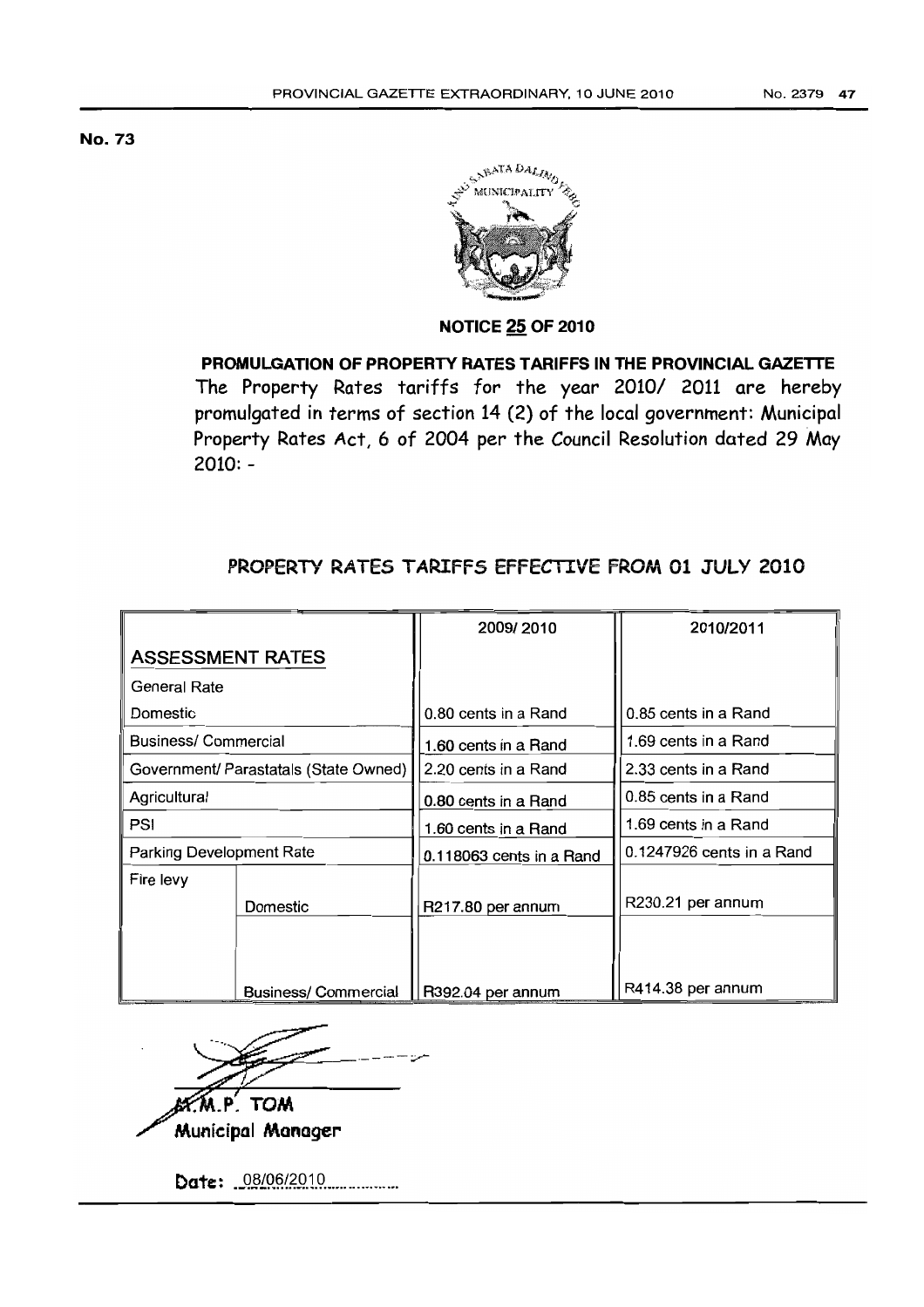**No. 73**

**NOTICE 25 OF 2010**

**PROMULGATION OF PROPERTY RATES TARIFFS IN THE PROVINCIAL GAZETTE**

The Property Rates tariffs for the year 2010/ 2011 are hereby promulgated in terms of section 14 (2) of the local government: Municipal Property Rates Act, 6 of 2004 per the Council Resolution dated 29 May 2010: -

## PROPERTY RATES TARIFFS EFFECTIVE FROM 01 JULY 2010

| | | 2009/ 2010 | 2010/2011 |
|---|---|---|---|
| **ASSESSMENT RATES** | | | |
| General Rate | | | |
| Domestic | | 0.80 cents in a Rand | 0.85 cents in a Rand |
| Business/ Commercial | | 1.60 cents in a Rand | 1.69 cents in a Rand |
| Government/ Parastatals (State Owned) | | 2.20 cents in a Rand | 2.33 cents in a Rand |
| Agricultural | | 0.80 cents in a Rand | 0.85 cents in a Rand |
| PSI | | 1.60 cents in a Rand | 1.69 cents in a Rand |
| Parking Development Rate | | 0.118063 cents in a Rand | 0.1247926 cents in a Rand |
| Fire levy | Domestic | R217.80 per annum | R230.21 per annum |
| | Business/ Commercial | R392.04 per annum | R414.38 per annum |

M.M.P. TOM
Municipal Manager

Date: 08/06/2010